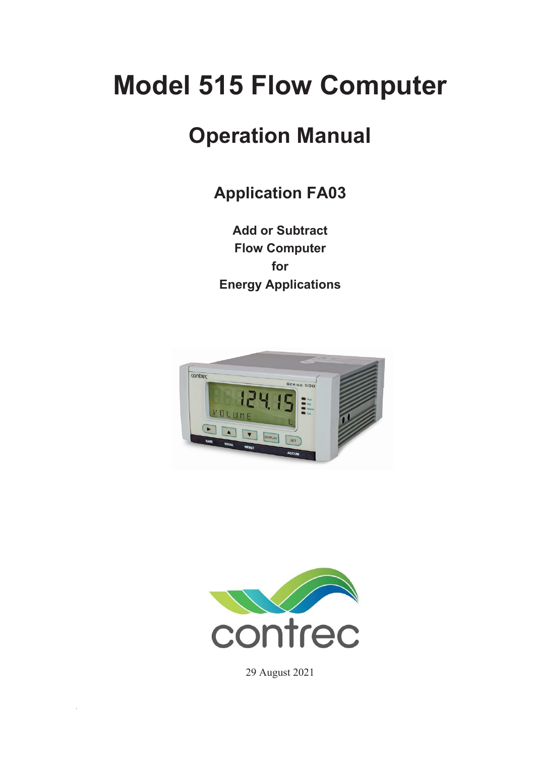# Model 515 Flow Computer

## Operation Manual

### Application FA03

**Add or Subtract**
**Flow Computer**
**for**
**Energy Applications**

29 August 2021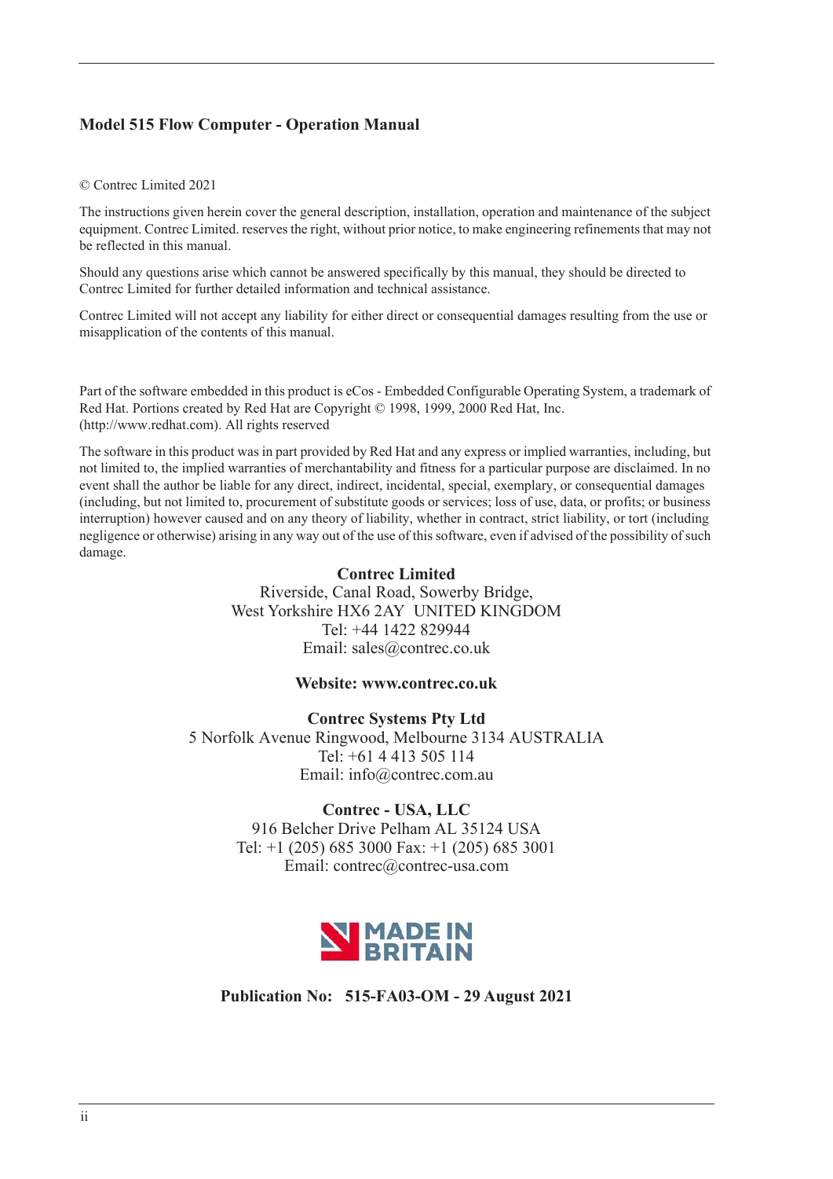**Model 515 Flow Computer - Operation Manual**

© Contrec Limited 2021

The instructions given herein cover the general description, installation, operation and maintenance of the subject equipment. Contrec Limited. reserves the right, without prior notice, to make engineering refinements that may not be reflected in this manual.

Should any questions arise which cannot be answered specifically by this manual, they should be directed to Contrec Limited for further detailed information and technical assistance.

Contrec Limited will not accept any liability for either direct or consequential damages resulting from the use or misapplication of the contents of this manual.

Part of the software embedded in this product is eCos - Embedded Configurable Operating System, a trademark of Red Hat. Portions created by Red Hat are Copyright © 1998, 1999, 2000 Red Hat, Inc. (http://www.redhat.com). All rights reserved

The software in this product was in part provided by Red Hat and any express or implied warranties, including, but not limited to, the implied warranties of merchantability and fitness for a particular purpose are disclaimed. In no event shall the author be liable for any direct, indirect, incidental, special, exemplary, or consequential damages (including, but not limited to, procurement of substitute goods or services; loss of use, data, or profits; or business interruption) however caused and on any theory of liability, whether in contract, strict liability, or tort (including negligence or otherwise) arising in any way out of the use of this software, even if advised of the possibility of such damage.

**Contrec Limited**
Riverside, Canal Road, Sowerby Bridge,
West Yorkshire HX6 2AY UNITED KINGDOM
Tel: +44 1422 829944
Email: sales@contrec.co.uk

**Website: www.contrec.co.uk**

**Contrec Systems Pty Ltd**
5 Norfolk Avenue Ringwood, Melbourne 3134 AUSTRALIA
Tel: +61 4 413 505 114
Email: info@contrec.com.au

**Contrec - USA, LLC**
916 Belcher Drive Pelham AL 35124 USA
Tel: +1 (205) 685 3000 Fax: +1 (205) 685 3001
Email: contrec@contrec-usa.com

MADE IN BRITAIN

**Publication No: 515-FA03-OM - 29 August 2021**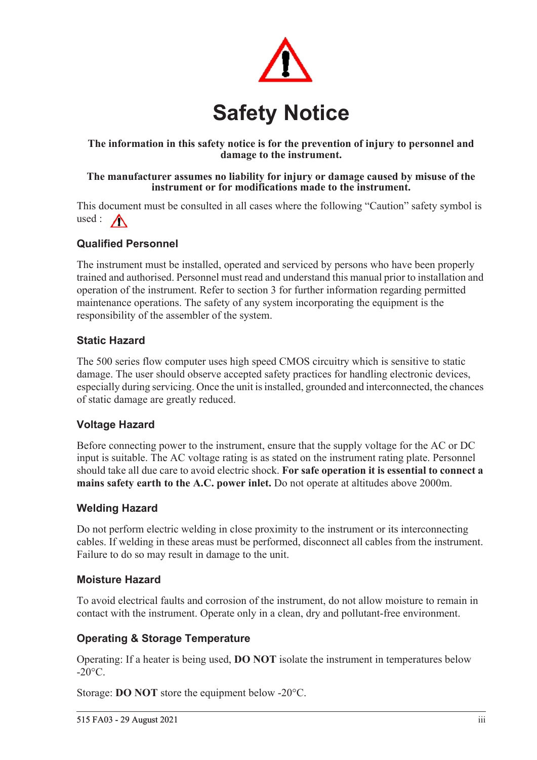# Safety Notice

**The information in this safety notice is for the prevention of injury to personnel and damage to the instrument.**

**The manufacturer assumes no liability for injury or damage caused by misuse of the instrument or for modifications made to the instrument.**

This document must be consulted in all cases where the following "Caution" safety symbol is used :

## Qualified Personnel

The instrument must be installed, operated and serviced by persons who have been properly trained and authorised. Personnel must read and understand this manual prior to installation and operation of the instrument. Refer to section 3 for further information regarding permitted maintenance operations. The safety of any system incorporating the equipment is the responsibility of the assembler of the system.

## Static Hazard

The 500 series flow computer uses high speed CMOS circuitry which is sensitive to static damage. The user should observe accepted safety practices for handling electronic devices, especially during servicing. Once the unit is installed, grounded and interconnected, the chances of static damage are greatly reduced.

## Voltage Hazard

Before connecting power to the instrument, ensure that the supply voltage for the AC or DC input is suitable. The AC voltage rating is as stated on the instrument rating plate. Personnel should take all due care to avoid electric shock. **For safe operation it is essential to connect a mains safety earth to the A.C. power inlet.** Do not operate at altitudes above 2000m.

## Welding Hazard

Do not perform electric welding in close proximity to the instrument or its interconnecting cables. If welding in these areas must be performed, disconnect all cables from the instrument. Failure to do so may result in damage to the unit.

## Moisture Hazard

To avoid electrical faults and corrosion of the instrument, do not allow moisture to remain in contact with the instrument. Operate only in a clean, dry and pollutant-free environment.

## Operating & Storage Temperature

Operating: If a heater is being used, **DO NOT** isolate the instrument in temperatures below -20°C.

Storage: **DO NOT** store the equipment below -20°C.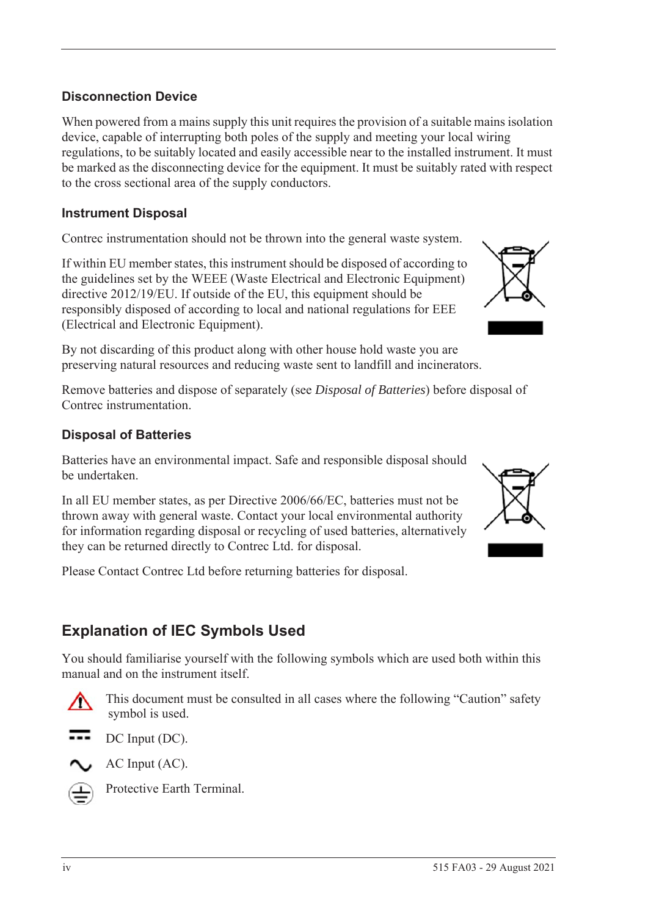### Disconnection Device

When powered from a mains supply this unit requires the provision of a suitable mains isolation device, capable of interrupting both poles of the supply and meeting your local wiring regulations, to be suitably located and easily accessible near to the installed instrument. It must be marked as the disconnecting device for the equipment. It must be suitably rated with respect to the cross sectional area of the supply conductors.

### Instrument Disposal

Contrec instrumentation should not be thrown into the general waste system.

If within EU member states, this instrument should be disposed of according to the guidelines set by the WEEE (Waste Electrical and Electronic Equipment) directive 2012/19/EU. If outside of the EU, this equipment should be responsibly disposed of according to local and national regulations for EEE (Electrical and Electronic Equipment).

By not discarding of this product along with other house hold waste you are preserving natural resources and reducing waste sent to landfill and incinerators.

Remove batteries and dispose of separately (see *Disposal of Batteries*) before disposal of Contrec instrumentation.

### Disposal of Batteries

Batteries have an environmental impact. Safe and responsible disposal should be undertaken.

In all EU member states, as per Directive 2006/66/EC, batteries must not be thrown away with general waste. Contact your local environmental authority for information regarding disposal or recycling of used batteries, alternatively they can be returned directly to Contrec Ltd. for disposal.

Please Contact Contrec Ltd before returning batteries for disposal.

## Explanation of IEC Symbols Used

You should familiarise yourself with the following symbols which are used both within this manual and on the instrument itself.

This document must be consulted in all cases where the following "Caution" safety symbol is used.

DC Input (DC).

AC Input (AC).

Protective Earth Terminal.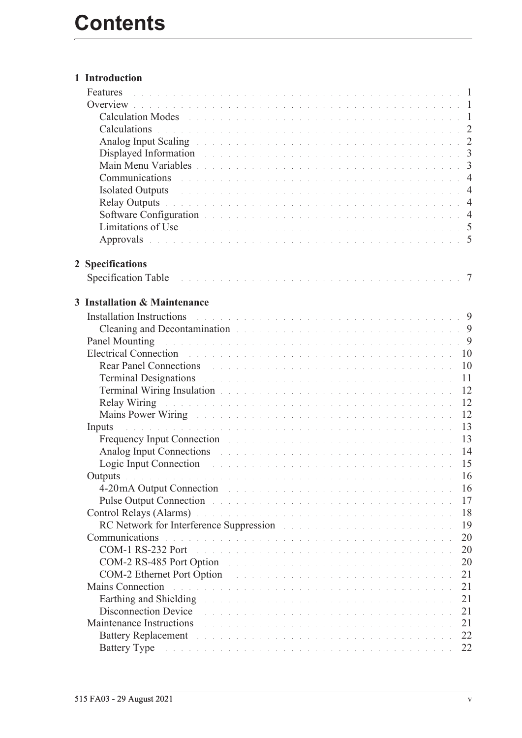# Contents

**1 Introduction**

- Features . . . 1
- Overview . . . 1
  - Calculation Modes . . . 1
  - Calculations . . . 2
  - Analog Input Scaling . . . 2
  - Displayed Information . . . 3
  - Main Menu Variables . . . 3
  - Communications . . . 4
  - Isolated Outputs . . . 4
  - Relay Outputs . . . 4
  - Software Configuration . . . 4
  - Limitations of Use . . . 5
  - Approvals . . . 5

**2 Specifications**

- Specification Table . . . 7

**3 Installation & Maintenance**

- Installation Instructions . . . 9
  - Cleaning and Decontamination . . . 9
- Panel Mounting . . . 9
- Electrical Connection . . . 10
  - Rear Panel Connections . . . 10
  - Terminal Designations . . . 11
  - Terminal Wiring Insulation . . . 12
  - Relay Wiring . . . 12
  - Mains Power Wiring . . . 12
- Inputs . . . 13
  - Frequency Input Connection . . . 13
  - Analog Input Connections . . . 14
  - Logic Input Connection . . . 15
- Outputs . . . 16
  - 4-20mA Output Connection . . . 16
  - Pulse Output Connection . . . 17
- Control Relays (Alarms) . . . 18
  - RC Network for Interference Suppression . . . 19
- Communications . . . 20
  - COM-1 RS-232 Port . . . 20
  - COM-2 RS-485 Port Option . . . 20
  - COM-2 Ethernet Port Option . . . 21
- Mains Connection . . . 21
  - Earthing and Shielding . . . 21
  - Disconnection Device . . . 21
- Maintenance Instructions . . . 21
  - Battery Replacement . . . 22
  - Battery Type . . . 22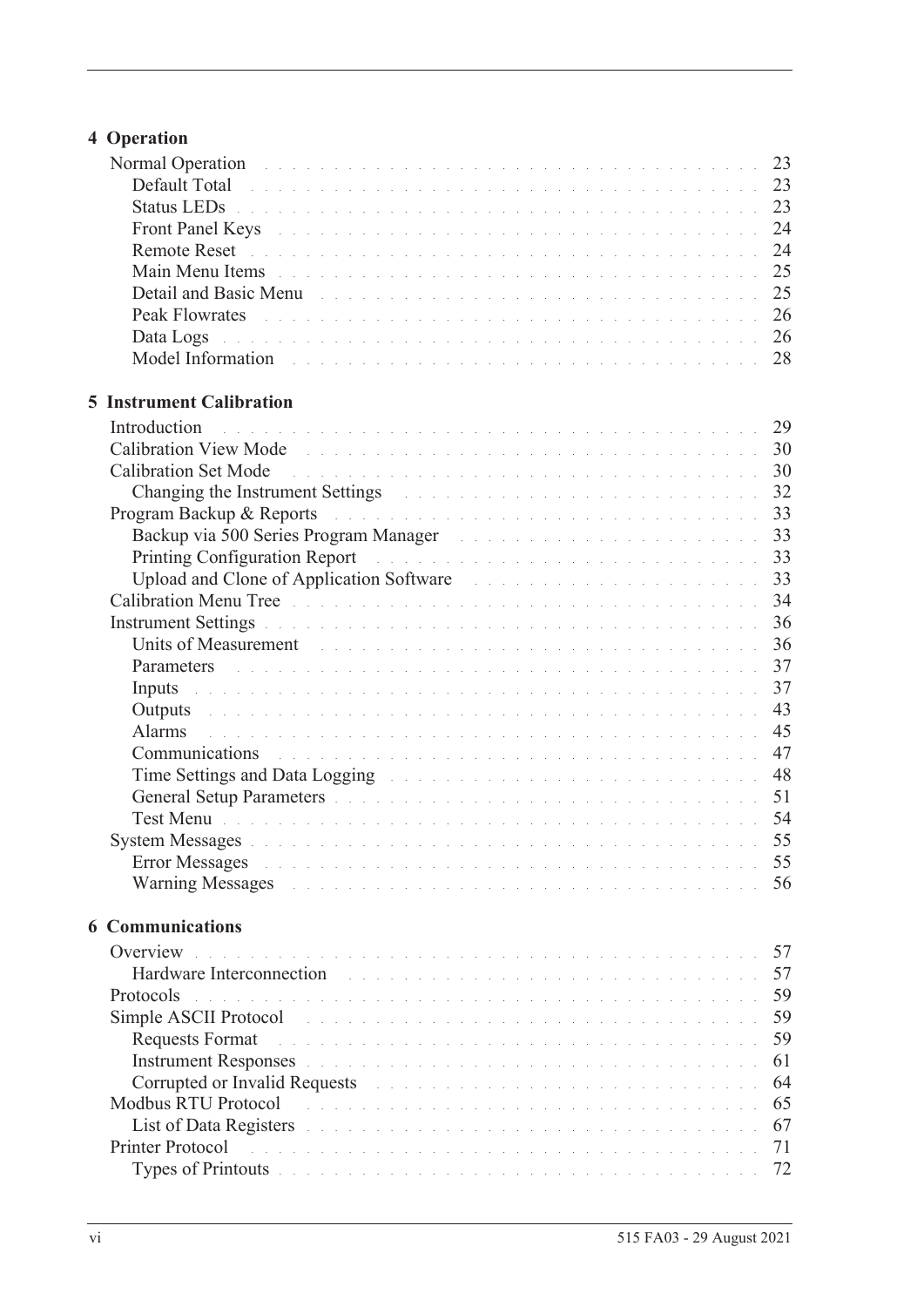## 4 Operation

- Normal Operation . . . . . 23
  - Default Total . . . . . 23
  - Status LEDs . . . . . 23
  - Front Panel Keys . . . . . 24
  - Remote Reset . . . . . 24
  - Main Menu Items . . . . . 25
  - Detail and Basic Menu . . . . . 25
  - Peak Flowrates . . . . . 26
  - Data Logs . . . . . 26
  - Model Information . . . . . 28

## 5 Instrument Calibration

- Introduction . . . . . 29
- Calibration View Mode . . . . . 30
- Calibration Set Mode . . . . . 30
  - Changing the Instrument Settings . . . . . 32
- Program Backup & Reports . . . . . 33
  - Backup via 500 Series Program Manager . . . . . 33
  - Printing Configuration Report . . . . . 33
  - Upload and Clone of Application Software . . . . . 33
- Calibration Menu Tree . . . . . 34
- Instrument Settings . . . . . 36
  - Units of Measurement . . . . . 36
  - Parameters . . . . . 37
  - Inputs . . . . . 37
  - Outputs . . . . . 43
  - Alarms . . . . . 45
  - Communications . . . . . 47
  - Time Settings and Data Logging . . . . . 48
  - General Setup Parameters . . . . . 51
  - Test Menu . . . . . 54
- System Messages . . . . . 55
  - Error Messages . . . . . 55
  - Warning Messages . . . . . 56

## 6 Communications

- Overview . . . . . 57
  - Hardware Interconnection . . . . . 57
- Protocols . . . . . 59
- Simple ASCII Protocol . . . . . 59
  - Requests Format . . . . . 59
  - Instrument Responses . . . . . 61
  - Corrupted or Invalid Requests . . . . . 64
- Modbus RTU Protocol . . . . . 65
  - List of Data Registers . . . . . 67
- Printer Protocol . . . . . 71
  - Types of Printouts . . . . . 72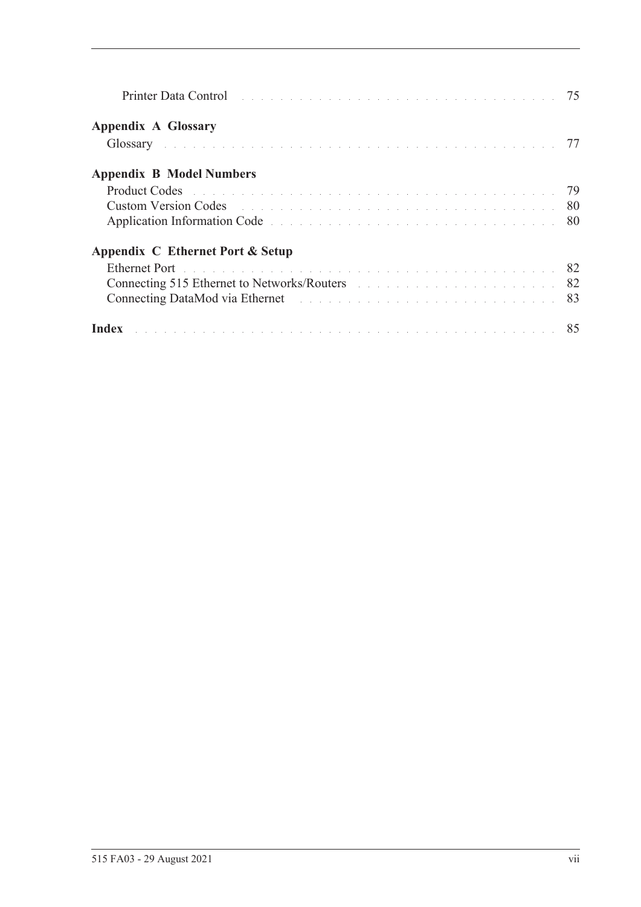Printer Data Control . . . . . . . . . . . . . . . . . . . . . . . . . . . . . . . . . . . 75

**Appendix A Glossary**

Glossary . . . . . . . . . . . . . . . . . . . . . . . . . . . . . . . . . . . . . . . . . . . 77

**Appendix B Model Numbers**

Product Codes . . . . . . . . . . . . . . . . . . . . . . . . . . . . . . . . . . . . . . . 79
Custom Version Codes . . . . . . . . . . . . . . . . . . . . . . . . . . . . . . . . . 80
Application Information Code . . . . . . . . . . . . . . . . . . . . . . . . . . . . 80

**Appendix C Ethernet Port & Setup**

Ethernet Port . . . . . . . . . . . . . . . . . . . . . . . . . . . . . . . . . . . . . . . 82
Connecting 515 Ethernet to Networks/Routers . . . . . . . . . . . . . . . . . 82
Connecting DataMod via Ethernet . . . . . . . . . . . . . . . . . . . . . . . . . 83

**Index** . . . . . . . . . . . . . . . . . . . . . . . . . . . . . . . . . . . . . . . . . . . . 85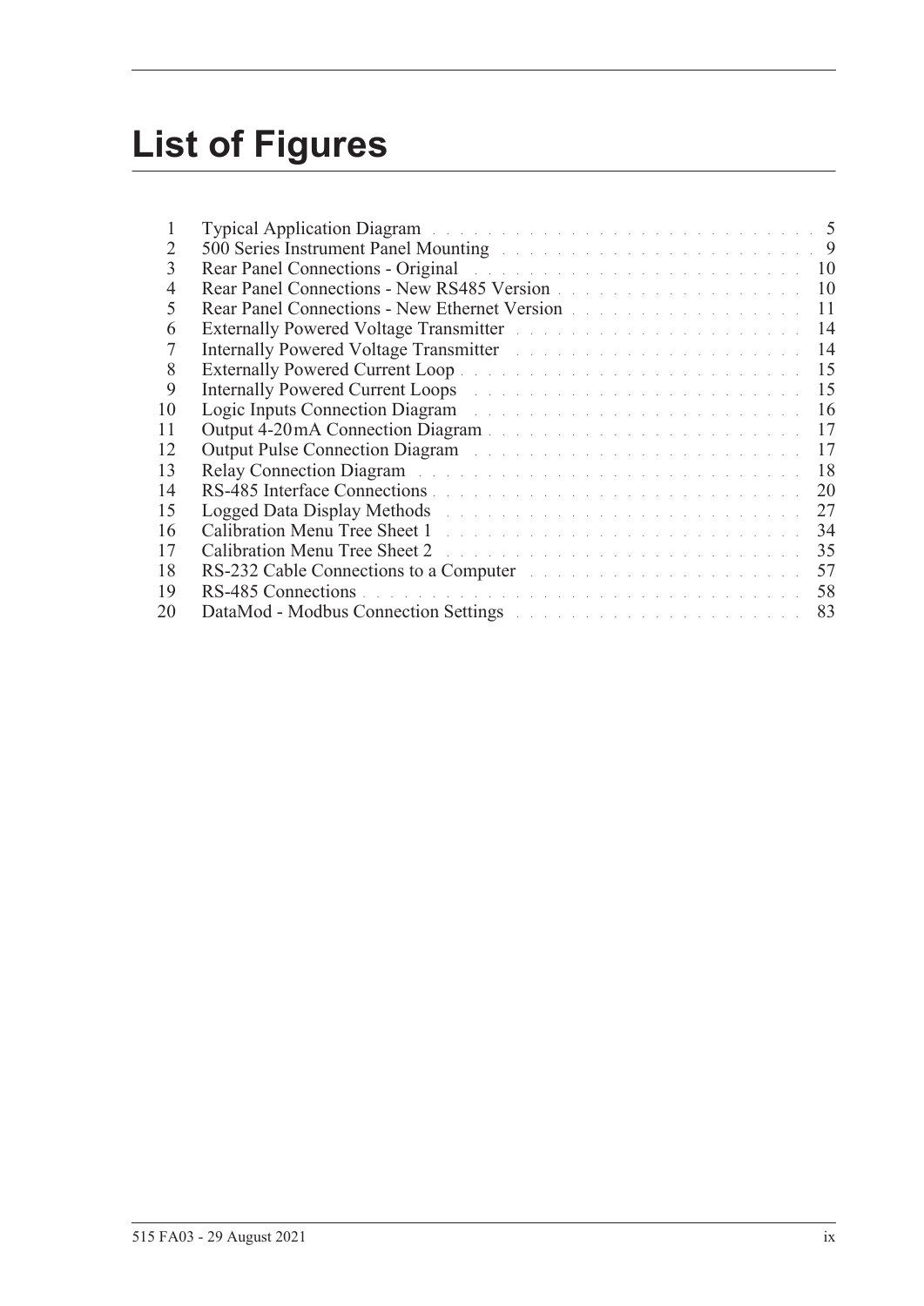# List of Figures

| | | |
|---|---|---|
| 1 | Typical Application Diagram | 5 |
| 2 | 500 Series Instrument Panel Mounting | 9 |
| 3 | Rear Panel Connections - Original | 10 |
| 4 | Rear Panel Connections - New RS485 Version | 10 |
| 5 | Rear Panel Connections - New Ethernet Version | 11 |
| 6 | Externally Powered Voltage Transmitter | 14 |
| 7 | Internally Powered Voltage Transmitter | 14 |
| 8 | Externally Powered Current Loop | 15 |
| 9 | Internally Powered Current Loops | 15 |
| 10 | Logic Inputs Connection Diagram | 16 |
| 11 | Output 4-20 mA Connection Diagram | 17 |
| 12 | Output Pulse Connection Diagram | 17 |
| 13 | Relay Connection Diagram | 18 |
| 14 | RS-485 Interface Connections | 20 |
| 15 | Logged Data Display Methods | 27 |
| 16 | Calibration Menu Tree Sheet 1 | 34 |
| 17 | Calibration Menu Tree Sheet 2 | 35 |
| 18 | RS-232 Cable Connections to a Computer | 57 |
| 19 | RS-485 Connections | 58 |
| 20 | DataMod - Modbus Connection Settings | 83 |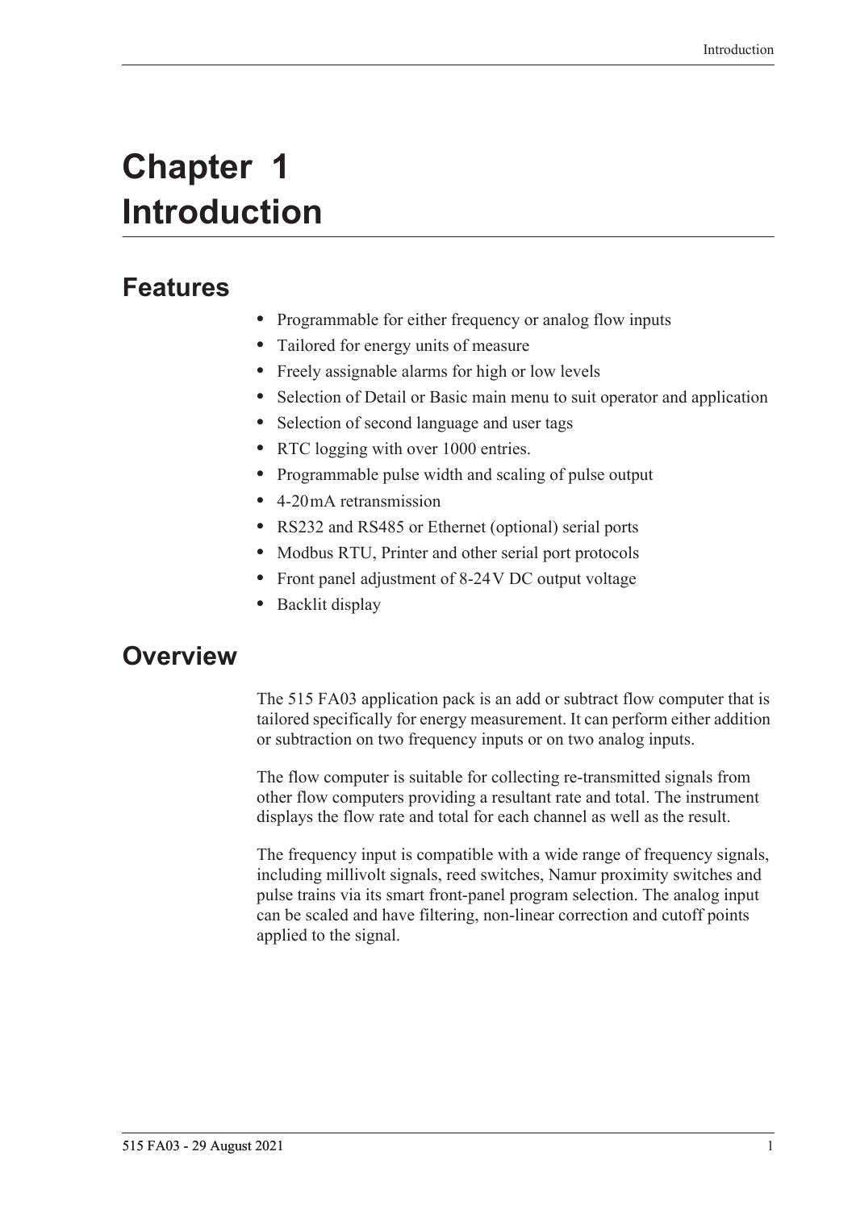# Chapter 1 Introduction

## Features

- Programmable for either frequency or analog flow inputs
- Tailored for energy units of measure
- Freely assignable alarms for high or low levels
- Selection of Detail or Basic main menu to suit operator and application
- Selection of second language and user tags
- RTC logging with over 1000 entries.
- Programmable pulse width and scaling of pulse output
- 4-20mA retransmission
- RS232 and RS485 or Ethernet (optional) serial ports
- Modbus RTU, Printer and other serial port protocols
- Front panel adjustment of 8-24V DC output voltage
- Backlit display

## Overview

The 515 FA03 application pack is an add or subtract flow computer that is tailored specifically for energy measurement. It can perform either addition or subtraction on two frequency inputs or on two analog inputs.

The flow computer is suitable for collecting re-transmitted signals from other flow computers providing a resultant rate and total. The instrument displays the flow rate and total for each channel as well as the result.

The frequency input is compatible with a wide range of frequency signals, including millivolt signals, reed switches, Namur proximity switches and pulse trains via its smart front-panel program selection. The analog input can be scaled and have filtering, non-linear correction and cutoff points applied to the signal.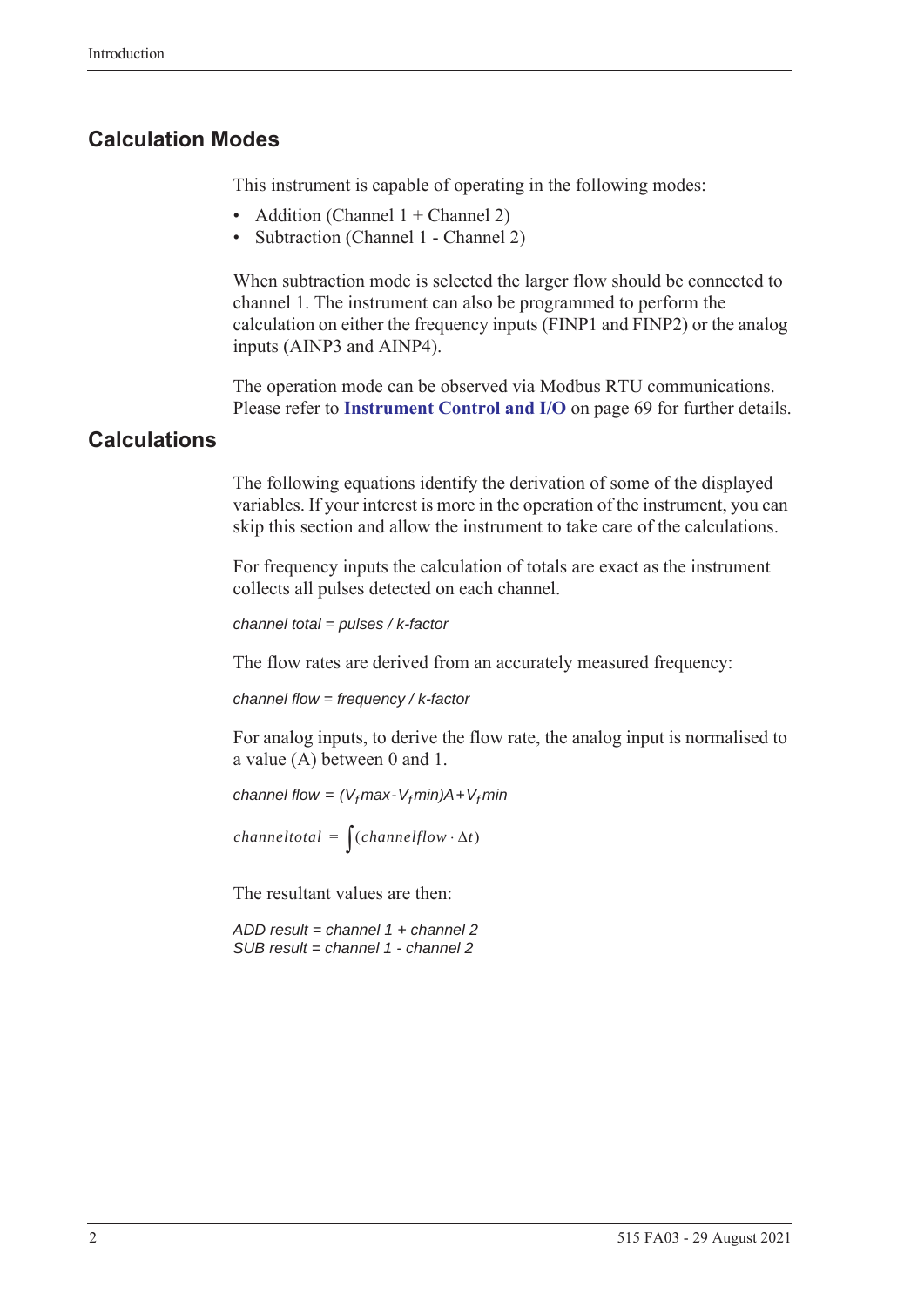## Calculation Modes

This instrument is capable of operating in the following modes:

- Addition (Channel 1 + Channel 2)
- Subtraction (Channel 1 - Channel 2)

When subtraction mode is selected the larger flow should be connected to channel 1. The instrument can also be programmed to perform the calculation on either the frequency inputs (FINP1 and FINP2) or the analog inputs (AINP3 and AINP4).

The operation mode can be observed via Modbus RTU communications. Please refer to **Instrument Control and I/O** on page 69 for further details.

## Calculations

The following equations identify the derivation of some of the displayed variables. If your interest is more in the operation of the instrument, you can skip this section and allow the instrument to take care of the calculations.

For frequency inputs the calculation of totals are exact as the instrument collects all pulses detected on each channel.

*channel total = pulses / k-factor*

The flow rates are derived from an accurately measured frequency:

*channel flow = frequency / k-factor*

For analog inputs, to derive the flow rate, the analog input is normalised to a value (A) between 0 and 1.

$$channel\ flow = (V_f max - V_f min)A + V_f min$$

$$channeltotal = \int(channelflow \cdot \Delta t)$$

The resultant values are then:

*ADD result = channel 1 + channel 2*
*SUB result = channel 1 - channel 2*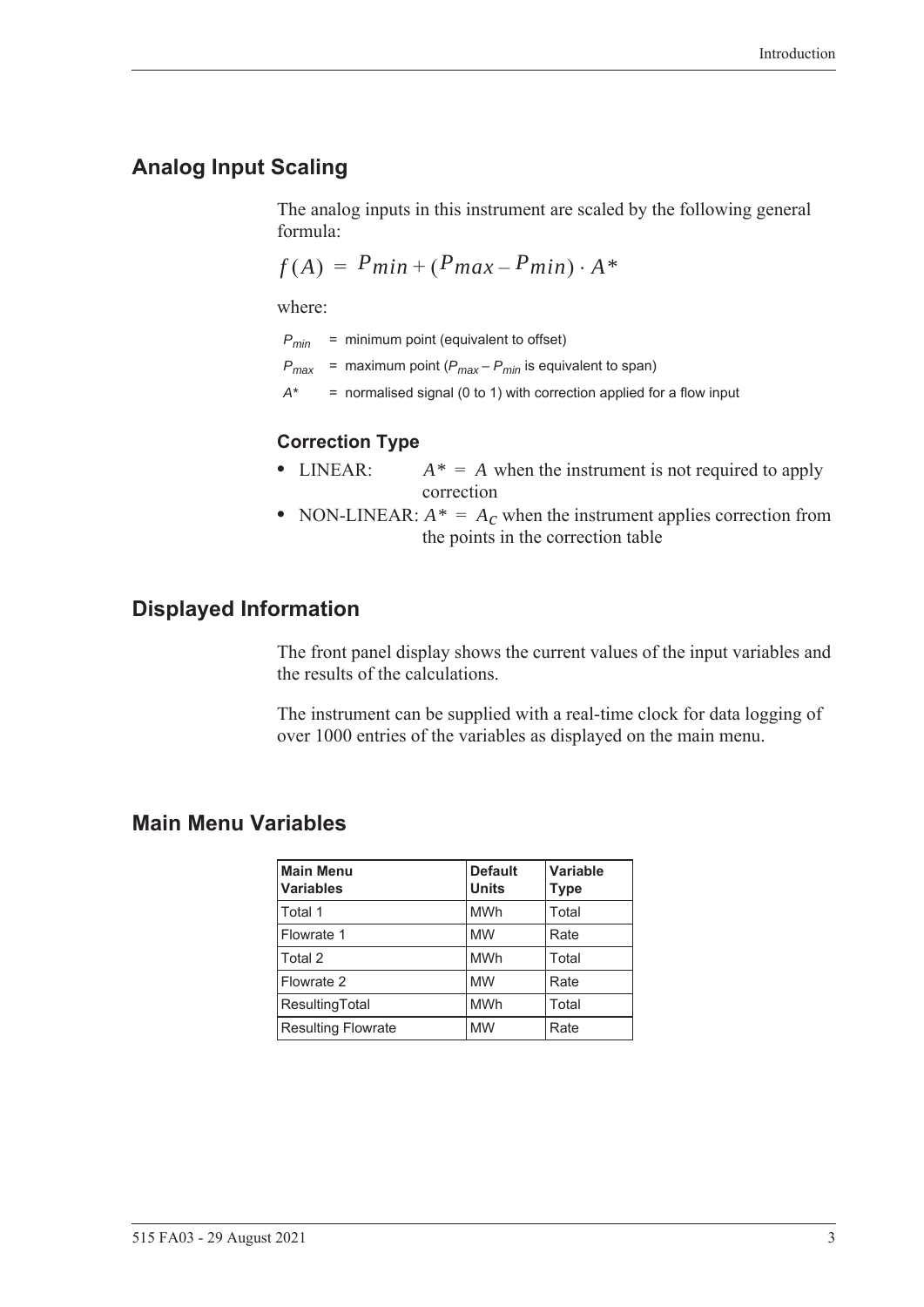## Analog Input Scaling

The analog inputs in this instrument are scaled by the following general formula:

$$f(A) = P_{min} + (P_{max} - P_{min}) \cdot A^*$$

where:

$P_{min}$ = minimum point (equivalent to offset)

$P_{max}$ = maximum point ($P_{max} - P_{min}$ is equivalent to span)

$A^*$ = normalised signal (0 to 1) with correction applied for a flow input

### Correction Type

- LINEAR: $A^* = A$ when the instrument is not required to apply correction
- NON-LINEAR: $A^* = A_C$ when the instrument applies correction from the points in the correction table

## Displayed Information

The front panel display shows the current values of the input variables and the results of the calculations.

The instrument can be supplied with a real-time clock for data logging of over 1000 entries of the variables as displayed on the main menu.

## Main Menu Variables

| Main Menu Variables | Default Units | Variable Type |
|---|---|---|
| Total 1 | MWh | Total |
| Flowrate 1 | MW | Rate |
| Total 2 | MWh | Total |
| Flowrate 2 | MW | Rate |
| ResultingTotal | MWh | Total |
| Resulting Flowrate | MW | Rate |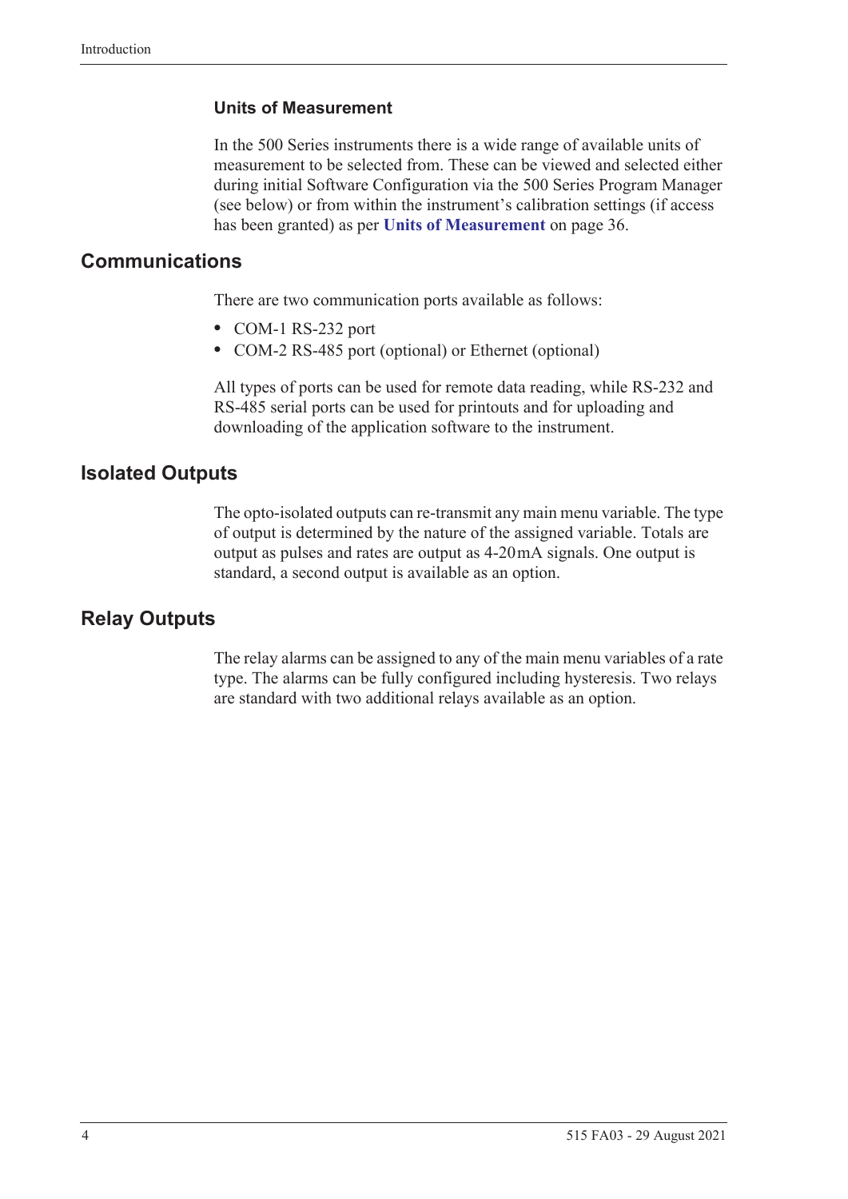### Units of Measurement

In the 500 Series instruments there is a wide range of available units of measurement to be selected from. These can be viewed and selected either during initial Software Configuration via the 500 Series Program Manager (see below) or from within the instrument's calibration settings (if access has been granted) as per **Units of Measurement** on page 36.

## Communications

There are two communication ports available as follows:

- COM-1 RS-232 port
- COM-2 RS-485 port (optional) or Ethernet (optional)

All types of ports can be used for remote data reading, while RS-232 and RS-485 serial ports can be used for printouts and for uploading and downloading of the application software to the instrument.

## Isolated Outputs

The opto-isolated outputs can re-transmit any main menu variable. The type of output is determined by the nature of the assigned variable. Totals are output as pulses and rates are output as 4-20 mA signals. One output is standard, a second output is available as an option.

## Relay Outputs

The relay alarms can be assigned to any of the main menu variables of a rate type. The alarms can be fully configured including hysteresis. Two relays are standard with two additional relays available as an option.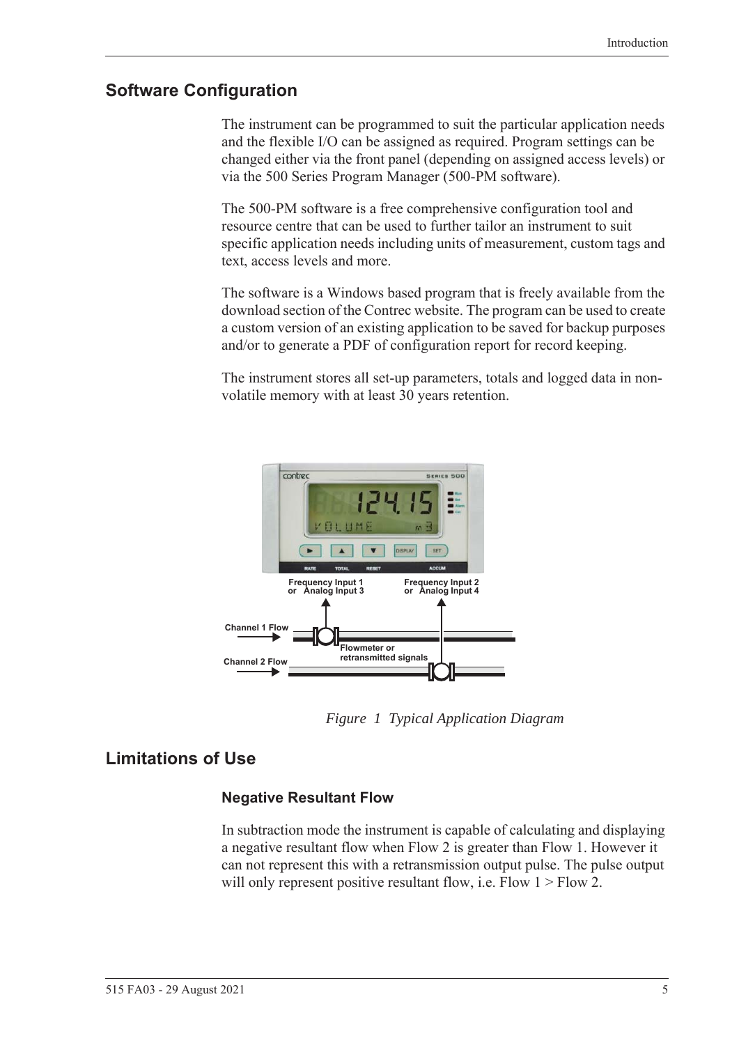## Software Configuration

The instrument can be programmed to suit the particular application needs and the flexible I/O can be assigned as required. Program settings can be changed either via the front panel (depending on assigned access levels) or via the 500 Series Program Manager (500-PM software).

The 500-PM software is a free comprehensive configuration tool and resource centre that can be used to further tailor an instrument to suit specific application needs including units of measurement, custom tags and text, access levels and more.

The software is a Windows based program that is freely available from the download section of the Contrec website. The program can be used to create a custom version of an existing application to be saved for backup purposes and/or to generate a PDF of configuration report for record keeping.

The instrument stores all set-up parameters, totals and logged data in non-volatile memory with at least 30 years retention.

*Figure 1 Typical Application Diagram*

## Limitations of Use

### Negative Resultant Flow

In subtraction mode the instrument is capable of calculating and displaying a negative resultant flow when Flow 2 is greater than Flow 1. However it can not represent this with a retransmission output pulse. The pulse output will only represent positive resultant flow, i.e. Flow 1 > Flow 2.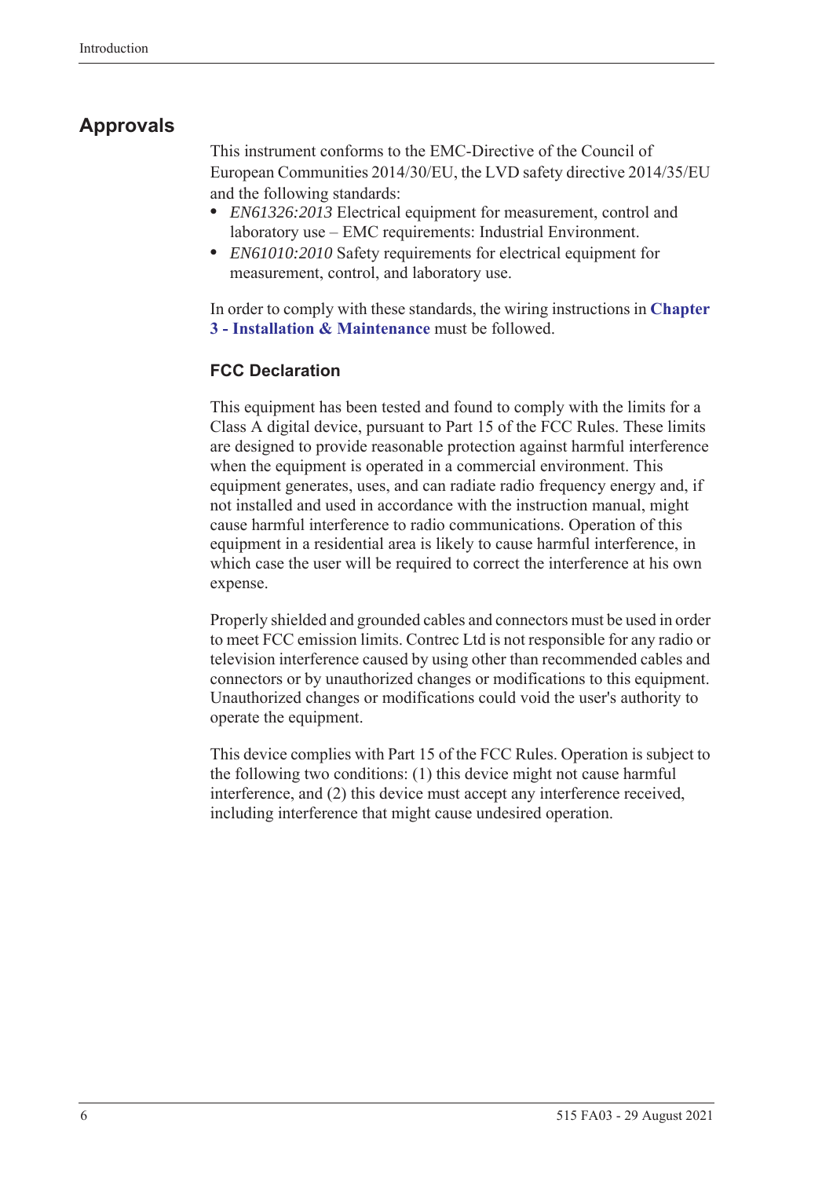## Approvals

This instrument conforms to the EMC-Directive of the Council of European Communities 2014/30/EU, the LVD safety directive 2014/35/EU and the following standards:

- *EN61326:2013* Electrical equipment for measurement, control and laboratory use – EMC requirements: Industrial Environment.
- *EN61010:2010* Safety requirements for electrical equipment for measurement, control, and laboratory use.

In order to comply with these standards, the wiring instructions in **Chapter 3 - Installation & Maintenance** must be followed.

### FCC Declaration

This equipment has been tested and found to comply with the limits for a Class A digital device, pursuant to Part 15 of the FCC Rules. These limits are designed to provide reasonable protection against harmful interference when the equipment is operated in a commercial environment. This equipment generates, uses, and can radiate radio frequency energy and, if not installed and used in accordance with the instruction manual, might cause harmful interference to radio communications. Operation of this equipment in a residential area is likely to cause harmful interference, in which case the user will be required to correct the interference at his own expense.

Properly shielded and grounded cables and connectors must be used in order to meet FCC emission limits. Contrec Ltd is not responsible for any radio or television interference caused by using other than recommended cables and connectors or by unauthorized changes or modifications to this equipment. Unauthorized changes or modifications could void the user's authority to operate the equipment.

This device complies with Part 15 of the FCC Rules. Operation is subject to the following two conditions: (1) this device might not cause harmful interference, and (2) this device must accept any interference received, including interference that might cause undesired operation.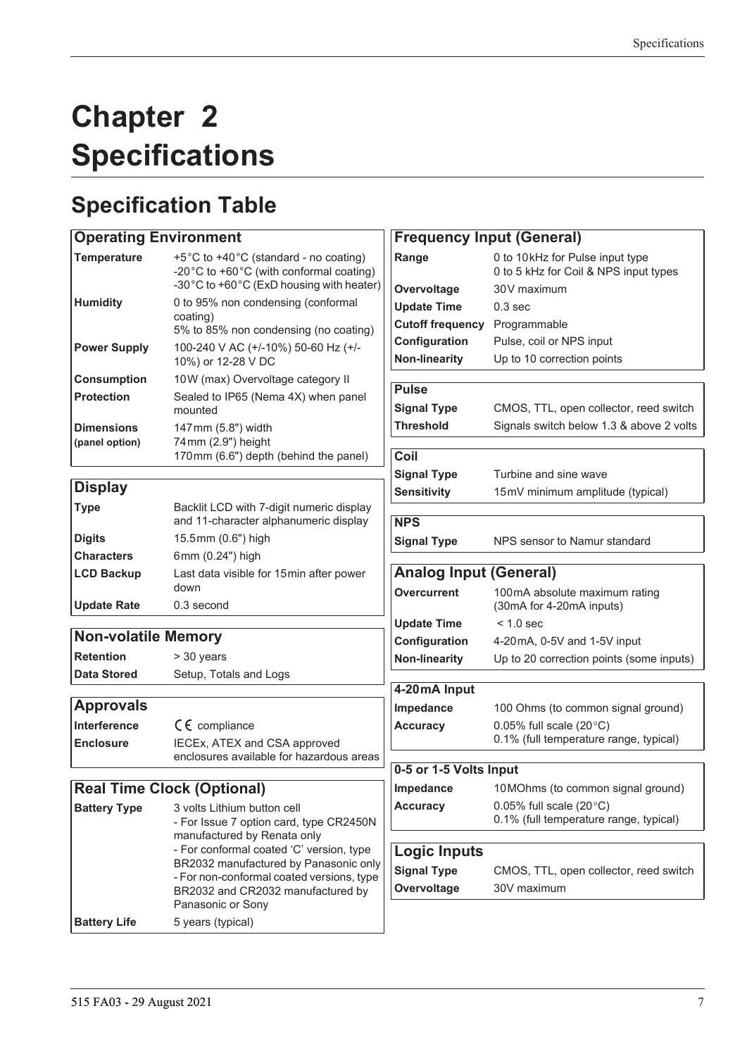# Chapter 2 Specifications

## Specification Table

| Operating Environment | |
|---|---|
| **Temperature** | +5°C to +40°C (standard - no coating)<br>-20°C to +60°C (with conformal coating)<br>-30°C to +60°C (ExD housing with heater) |
| **Humidity** | 0 to 95% non condensing (conformal coating)<br>5% to 85% non condensing (no coating) |
| **Power Supply** | 100-240 V AC (+/-10%) 50-60 Hz (+/-10%) or 12-28 V DC |
| **Consumption** | 10W (max) Overvoltage category II |
| **Protection** | Sealed to IP65 (Nema 4X) when panel mounted |
| **Dimensions (panel option)** | 147mm (5.8") width<br>74mm (2.9") height<br>170mm (6.6") depth (behind the panel) |

| Display | |
|---|---|
| **Type** | Backlit LCD with 7-digit numeric display and 11-character alphanumeric display |
| **Digits** | 15.5mm (0.6") high |
| **Characters** | 6mm (0.24") high |
| **LCD Backup** | Last data visible for 15min after power down |
| **Update Rate** | 0.3 second |

| Non-volatile Memory | |
|---|---|
| **Retention** | > 30 years |
| **Data Stored** | Setup, Totals and Logs |

| Approvals | |
|---|---|
| **Interference** | CE compliance |
| **Enclosure** | IECEx, ATEX and CSA approved enclosures available for hazardous areas |

| Real Time Clock (Optional) | |
|---|---|
| **Battery Type** | 3 volts Lithium button cell<br>- For Issue 7 option card, type CR2450N manufactured by Renata only<br>- For conformal coated 'C' version, type BR2032 manufactured by Panasonic only<br>- For non-conformal coated versions, type BR2032 and CR2032 manufactured by Panasonic or Sony |
| **Battery Life** | 5 years (typical) |

| Frequency Input (General) | |
|---|---|
| **Range** | 0 to 10kHz for Pulse input type<br>0 to 5 kHz for Coil & NPS input types |
| **Overvoltage** | 30V maximum |
| **Update Time** | 0.3 sec |
| **Cutoff frequency** | Programmable |
| **Configuration** | Pulse, coil or NPS input |
| **Non-linearity** | Up to 10 correction points |

| Pulse | |
|---|---|
| **Signal Type** | CMOS, TTL, open collector, reed switch |
| **Threshold** | Signals switch below 1.3 & above 2 volts |

| Coil | |
|---|---|
| **Signal Type** | Turbine and sine wave |
| **Sensitivity** | 15mV minimum amplitude (typical) |

| NPS | |
|---|---|
| **Signal Type** | NPS sensor to Namur standard |

| Analog Input (General) | |
|---|---|
| **Overcurrent** | 100mA absolute maximum rating (30mA for 4-20mA inputs) |
| **Update Time** | < 1.0 sec |
| **Configuration** | 4-20mA, 0-5V and 1-5V input |
| **Non-linearity** | Up to 20 correction points (some inputs) |

| 4-20mA Input | |
|---|---|
| **Impedance** | 100 Ohms (to common signal ground) |
| **Accuracy** | 0.05% full scale (20°C)<br>0.1% (full temperature range, typical) |

| 0-5 or 1-5 Volts Input | |
|---|---|
| **Impedance** | 10MOhms (to common signal ground) |
| **Accuracy** | 0.05% full scale (20°C)<br>0.1% (full temperature range, typical) |

| Logic Inputs | |
|---|---|
| **Signal Type** | CMOS, TTL, open collector, reed switch |
| **Overvoltage** | 30V maximum |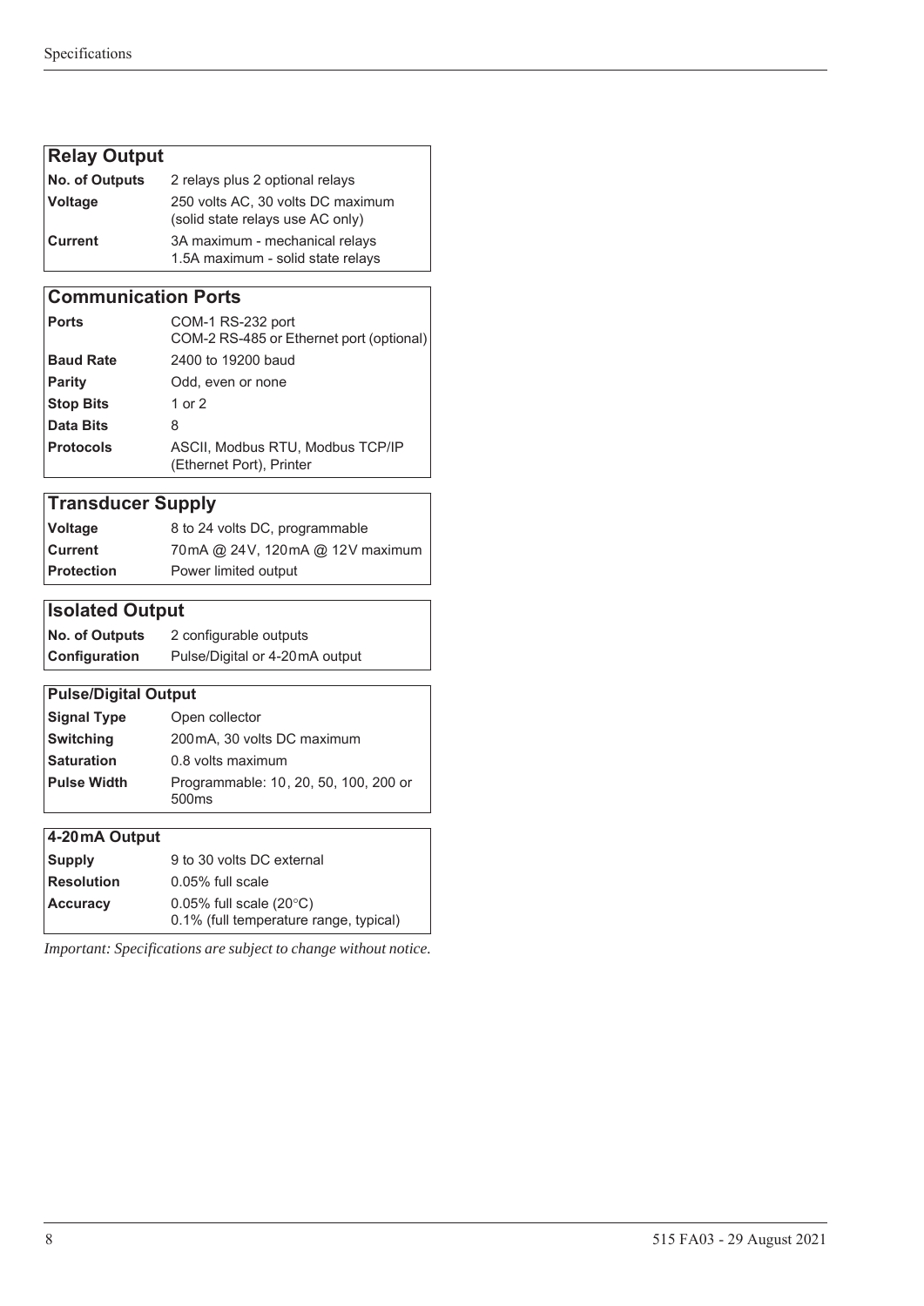| Relay Output | |
|---|---|
| **No. of Outputs** | 2 relays plus 2 optional relays |
| **Voltage** | 250 volts AC, 30 volts DC maximum (solid state relays use AC only) |
| **Current** | 3A maximum - mechanical relays<br>1.5A maximum - solid state relays |

| Communication Ports | |
|---|---|
| **Ports** | COM-1 RS-232 port<br>COM-2 RS-485 or Ethernet port (optional) |
| **Baud Rate** | 2400 to 19200 baud |
| **Parity** | Odd, even or none |
| **Stop Bits** | 1 or 2 |
| **Data Bits** | 8 |
| **Protocols** | ASCII, Modbus RTU, Modbus TCP/IP (Ethernet Port), Printer |

| Transducer Supply | |
|---|---|
| **Voltage** | 8 to 24 volts DC, programmable |
| **Current** | 70mA @ 24V, 120mA @ 12V maximum |
| **Protection** | Power limited output |

| Isolated Output | |
|---|---|
| **No. of Outputs** | 2 configurable outputs |
| **Configuration** | Pulse/Digital or 4-20mA output |

| Pulse/Digital Output | |
|---|---|
| **Signal Type** | Open collector |
| **Switching** | 200mA, 30 volts DC maximum |
| **Saturation** | 0.8 volts maximum |
| **Pulse Width** | Programmable: 10, 20, 50, 100, 200 or 500ms |

| 4-20mA Output | |
|---|---|
| **Supply** | 9 to 30 volts DC external |
| **Resolution** | 0.05% full scale |
| **Accuracy** | 0.05% full scale (20°C)<br>0.1% (full temperature range, typical) |

*Important: Specifications are subject to change without notice.*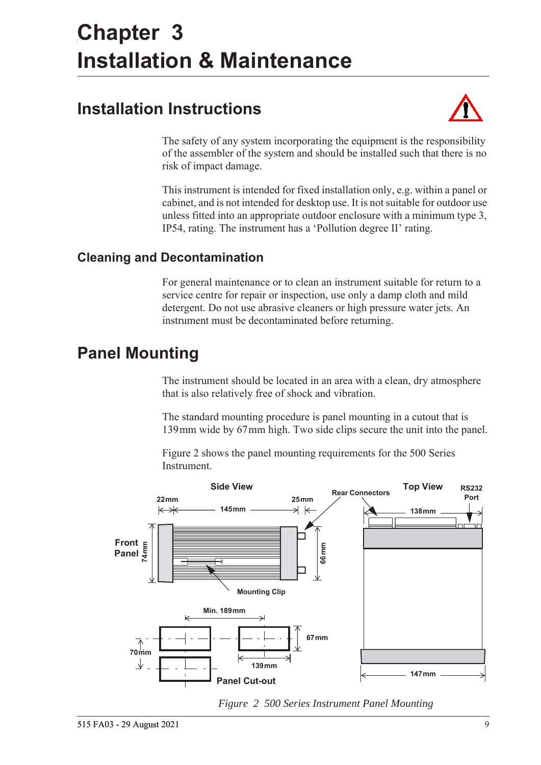# Chapter 3
# Installation & Maintenance

## Installation Instructions

The safety of any system incorporating the equipment is the responsibility of the assembler of the system and should be installed such that there is no risk of impact damage.

This instrument is intended for fixed installation only, e.g. within a panel or cabinet, and is not intended for desktop use. It is not suitable for outdoor use unless fitted into an appropriate outdoor enclosure with a minimum type 3, IP54, rating. The instrument has a 'Pollution degree II' rating.

### Cleaning and Decontamination

For general maintenance or to clean an instrument suitable for return to a service centre for repair or inspection, use only a damp cloth and mild detergent. Do not use abrasive cleaners or high pressure water jets. An instrument must be decontaminated before returning.

## Panel Mounting

The instrument should be located in an area with a clean, dry atmosphere that is also relatively free of shock and vibration.

The standard mounting procedure is panel mounting in a cutout that is 139 mm wide by 67 mm high. Two side clips secure the unit into the panel.

Figure 2 shows the panel mounting requirements for the 500 Series Instrument.

*Figure 2 500 Series Instrument Panel Mounting*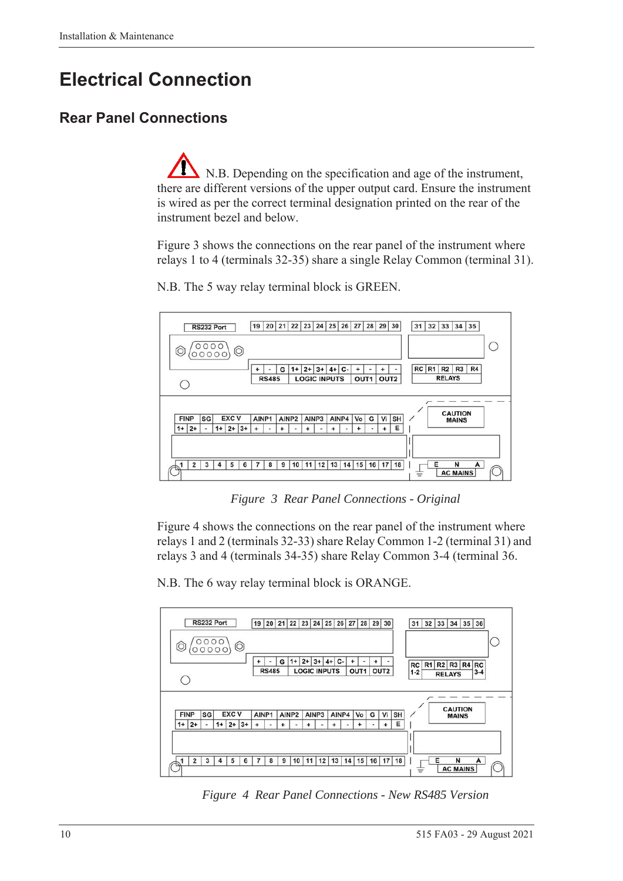# Electrical Connection

## Rear Panel Connections

N.B. Depending on the specification and age of the instrument, there are different versions of the upper output card. Ensure the instrument is wired as per the correct terminal designation printed on the rear of the instrument bezel and below.

Figure 3 shows the connections on the rear panel of the instrument where relays 1 to 4 (terminals 32-35) share a single Relay Common (terminal 31).

N.B. The 5 way relay terminal block is GREEN.

*Figure 3 Rear Panel Connections - Original*

Figure 4 shows the connections on the rear panel of the instrument where relays 1 and 2 (terminals 32-33) share Relay Common 1-2 (terminal 31) and relays 3 and 4 (terminals 34-35) share Relay Common 3-4 (terminal 36.

N.B. The 6 way relay terminal block is ORANGE.

*Figure 4 Rear Panel Connections - New RS485 Version*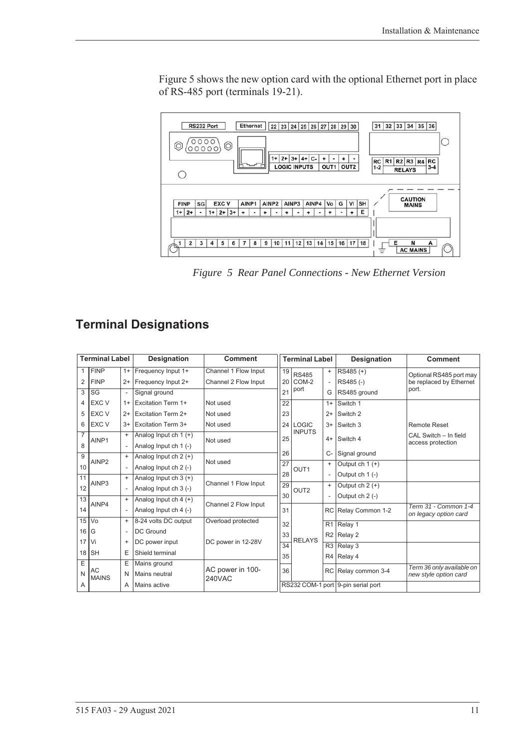Figure 5 shows the new option card with the optional Ethernet port in place of RS-485 port (terminals 19-21).

*Figure 5 Rear Panel Connections - New Ethernet Version*

## Terminal Designations

| Terminal Label | | | Designation | Comment |
|---|---|---|---|---|
| 1 | FINP | 1+ | Frequency Input 1+ | Channel 1 Flow Input |
| 2 | FINP | 2+ | Frequency Input 2+ | Channel 2 Flow Input |
| 3 | SG | - | Signal ground | |
| 4 | EXC V | 1+ | Excitation Term 1+ | Not used |
| 5 | EXC V | 2+ | Excitation Term 2+ | Not used |
| 6 | EXC V | 3+ | Excitation Term 3+ | Not used |
| 7 | AINP1 | + | Analog Input ch 1 (+) | Not used |
| 8 | | - | Analog Input ch 1 (-) | |
| 9 | AINP2 | + | Analog Input ch 2 (+) | Not used |
| 10 | | - | Analog Input ch 2 (-) | |
| 11 | AINP3 | + | Analog Input ch 3 (+) | Channel 1 Flow Input |
| 12 | | - | Analog Input ch 3 (-) | |
| 13 | AINP4 | + | Analog Input ch 4 (+) | Channel 2 Flow Input |
| 14 | | - | Analog Input ch 4 (-) | |
| 15 | Vo | + | 8-24 volts DC output | Overload protected |
| 16 | G | - | DC Ground | |
| 17 | Vi | + | DC power input | DC power in 12-28V |
| 18 | SH | E | Shield terminal | |
| E | AC MAINS | E | Mains ground | AC power in 100-240VAC |
| N | | N | Mains neutral | |
| A | | A | Mains active | |

| Terminal Label | | | Designation | Comment |
|---|---|---|---|---|
| 19 | RS485 COM-2 port | + | RS485 (+) | Optional RS485 port may be replaced by Ethernet port. |
| 20 | | - | RS485 (-) | |
| 21 | | G | RS485 ground | |
| 22 | LOGIC INPUTS | 1+ | Switch 1 | |
| 23 | | 2+ | Switch 2 | |
| 24 | | 3+ | Switch 3 | Remote Reset |
| 25 | | 4+ | Switch 4 | CAL Switch – In field access protection |
| 26 | | C- | Signal ground | |
| 27 | OUT1 | + | Output ch 1 (+) | |
| 28 | | - | Output ch 1 (-) | |
| 29 | OUT2 | + | Output ch 2 (+) | |
| 30 | | - | Output ch 2 (-) | |
| 31 | RELAYS | RC | Relay Common 1-2 | *Term 31 - Common 1-4 on legacy option card* |
| 32 | | R1 | Relay 1 | |
| 33 | | R2 | Relay 2 | |
| 34 | | R3 | Relay 3 | |
| 35 | | R4 | Relay 4 | |
| 36 | | RC | Relay common 3-4 | *Term 36 only available on new style option card* |
| RS232 COM-1 port | | | 9-pin serial port | |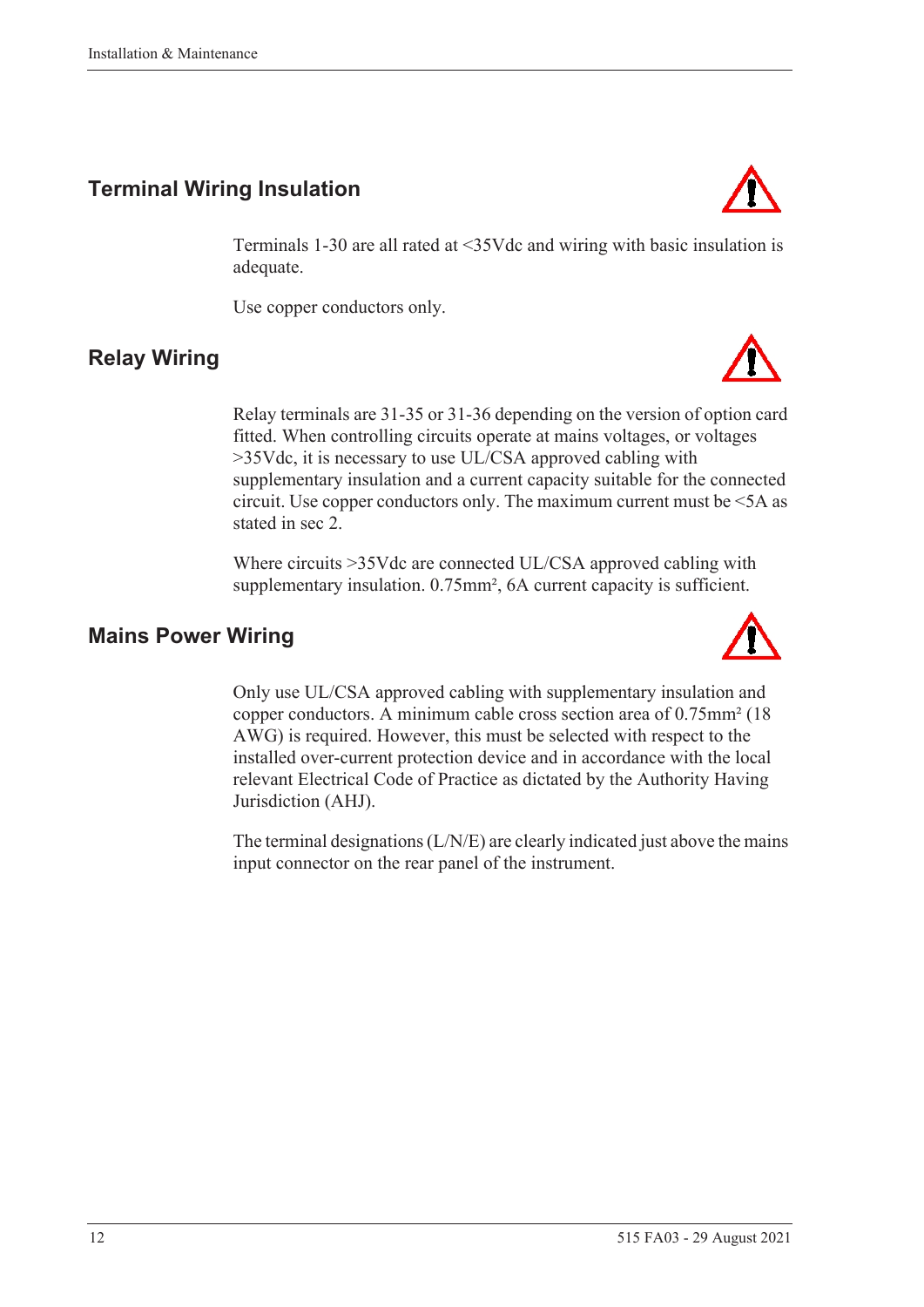## Terminal Wiring Insulation

Terminals 1-30 are all rated at <35Vdc and wiring with basic insulation is adequate.

Use copper conductors only.

## Relay Wiring

Relay terminals are 31-35 or 31-36 depending on the version of option card fitted. When controlling circuits operate at mains voltages, or voltages >35Vdc, it is necessary to use UL/CSA approved cabling with supplementary insulation and a current capacity suitable for the connected circuit. Use copper conductors only. The maximum current must be <5A as stated in sec 2.

Where circuits >35Vdc are connected UL/CSA approved cabling with supplementary insulation. 0.75mm², 6A current capacity is sufficient.

## Mains Power Wiring

Only use UL/CSA approved cabling with supplementary insulation and copper conductors. A minimum cable cross section area of 0.75mm² (18 AWG) is required. However, this must be selected with respect to the installed over-current protection device and in accordance with the local relevant Electrical Code of Practice as dictated by the Authority Having Jurisdiction (AHJ).

The terminal designations (L/N/E) are clearly indicated just above the mains input connector on the rear panel of the instrument.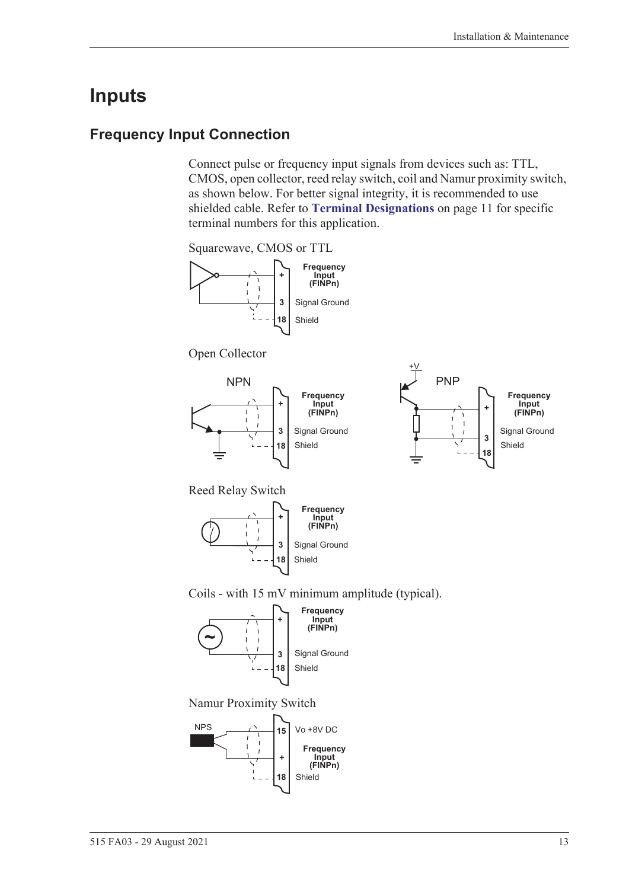# Inputs

## Frequency Input Connection

Connect pulse or frequency input signals from devices such as: TTL, CMOS, open collector, reed relay switch, coil and Namur proximity switch, as shown below. For better signal integrity, it is recommended to use shielded cable. Refer to **Terminal Designations** on page 11 for specific terminal numbers for this application.

Squarewave, CMOS or TTL

Open Collector

Reed Relay Switch

Coils - with 15 mV minimum amplitude (typical).

Namur Proximity Switch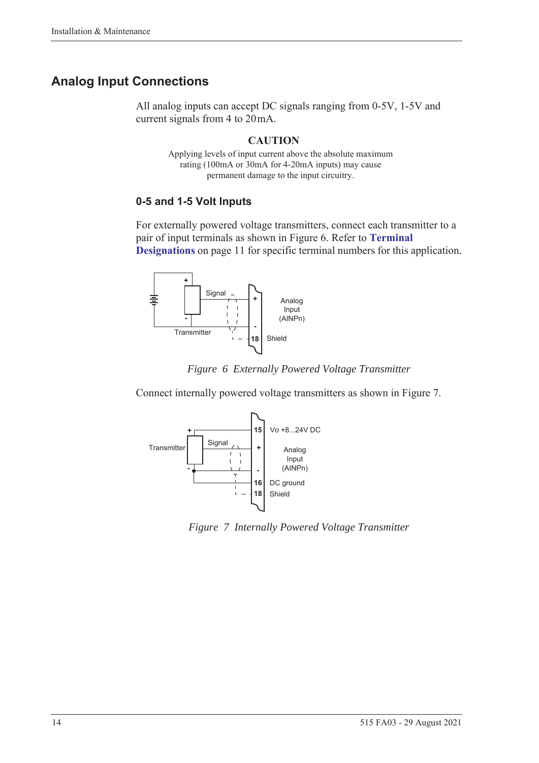## Analog Input Connections

All analog inputs can accept DC signals ranging from 0-5V, 1-5V and current signals from 4 to 20mA.

**CAUTION**

Applying levels of input current above the absolute maximum rating (100mA or 30mA for 4-20mA inputs) may cause permanent damage to the input circuitry.

### 0-5 and 1-5 Volt Inputs

For externally powered voltage transmitters, connect each transmitter to a pair of input terminals as shown in Figure 6. Refer to **Terminal Designations** on page 11 for specific terminal numbers for this application.

*Figure 6 Externally Powered Voltage Transmitter*

Connect internally powered voltage transmitters as shown in Figure 7.

*Figure 7 Internally Powered Voltage Transmitter*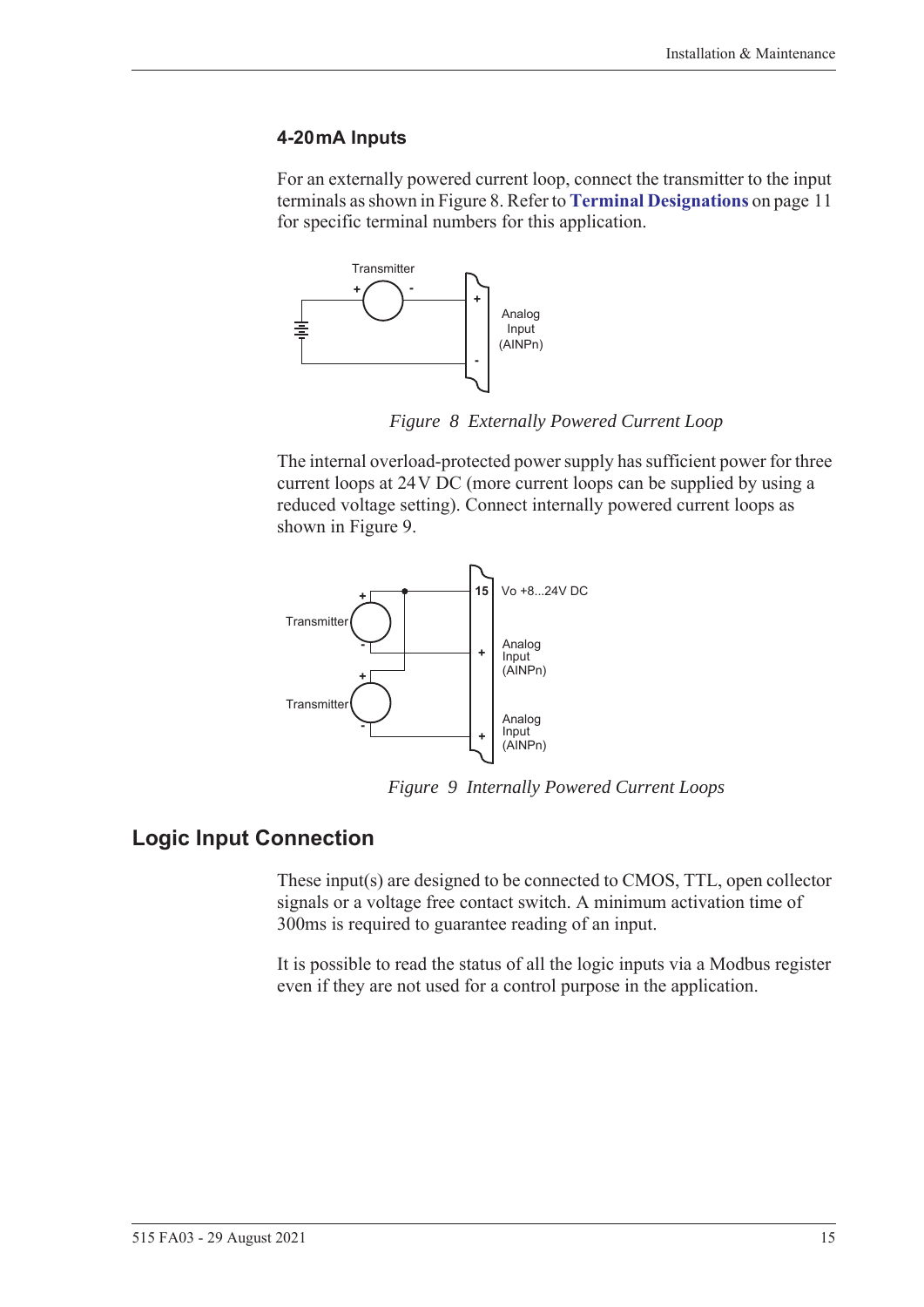### 4-20mA Inputs

For an externally powered current loop, connect the transmitter to the input terminals as shown in Figure 8. Refer to **Terminal Designations** on page 11 for specific terminal numbers for this application.

*Figure 8 Externally Powered Current Loop*

The internal overload-protected power supply has sufficient power for three current loops at 24 V DC (more current loops can be supplied by using a reduced voltage setting). Connect internally powered current loops as shown in Figure 9.

*Figure 9 Internally Powered Current Loops*

## Logic Input Connection

These input(s) are designed to be connected to CMOS, TTL, open collector signals or a voltage free contact switch. A minimum activation time of 300ms is required to guarantee reading of an input.

It is possible to read the status of all the logic inputs via a Modbus register even if they are not used for a control purpose in the application.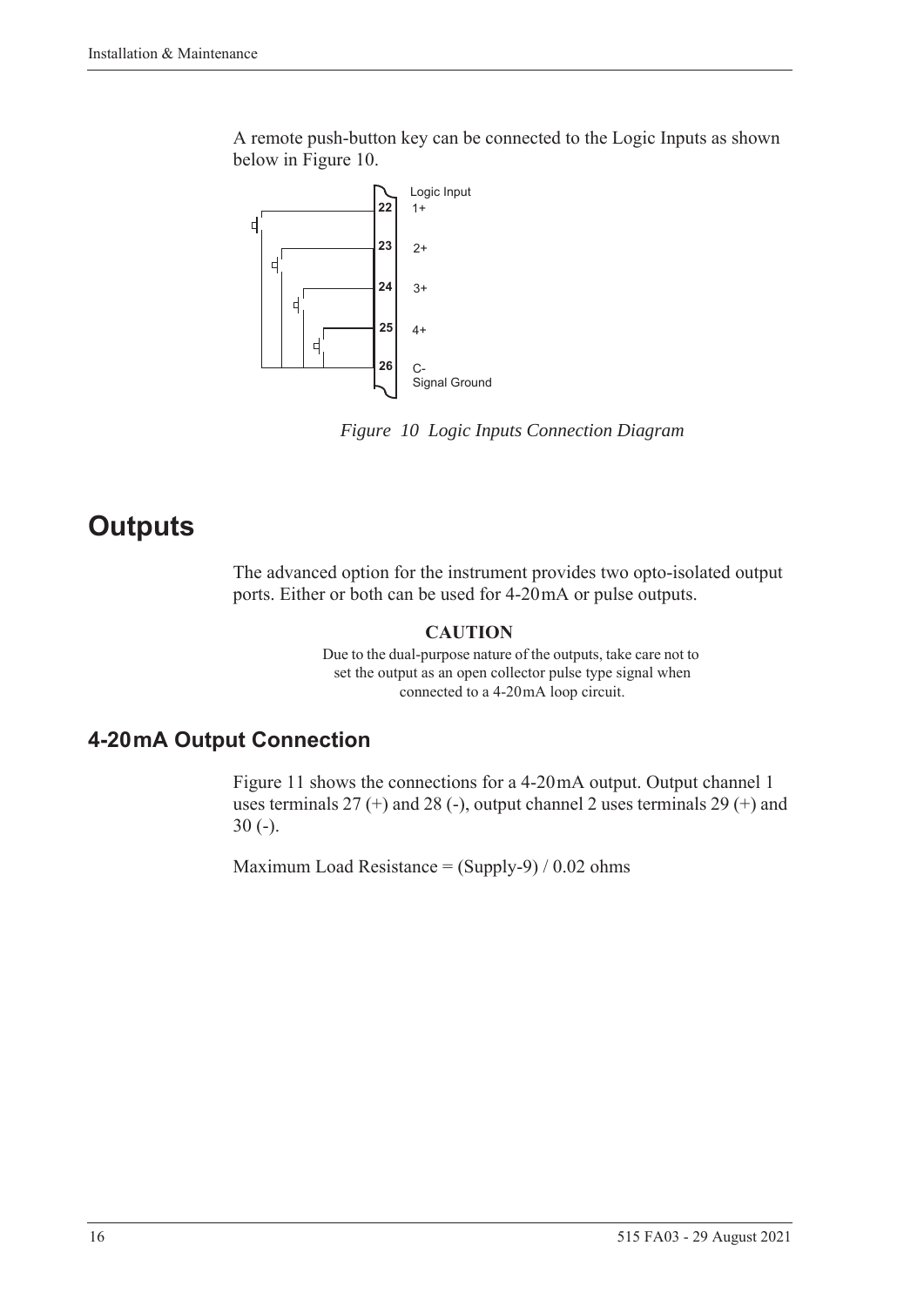A remote push-button key can be connected to the Logic Inputs as shown below in Figure 10.

*Figure 10 Logic Inputs Connection Diagram*

# Outputs

The advanced option for the instrument provides two opto-isolated output ports. Either or both can be used for 4-20 mA or pulse outputs.

**CAUTION**

Due to the dual-purpose nature of the outputs, take care not to set the output as an open collector pulse type signal when connected to a 4-20 mA loop circuit.

## 4-20 mA Output Connection

Figure 11 shows the connections for a 4-20 mA output. Output channel 1 uses terminals 27 (+) and 28 (-), output channel 2 uses terminals 29 (+) and 30 (-).

Maximum Load Resistance = (Supply-9) / 0.02 ohms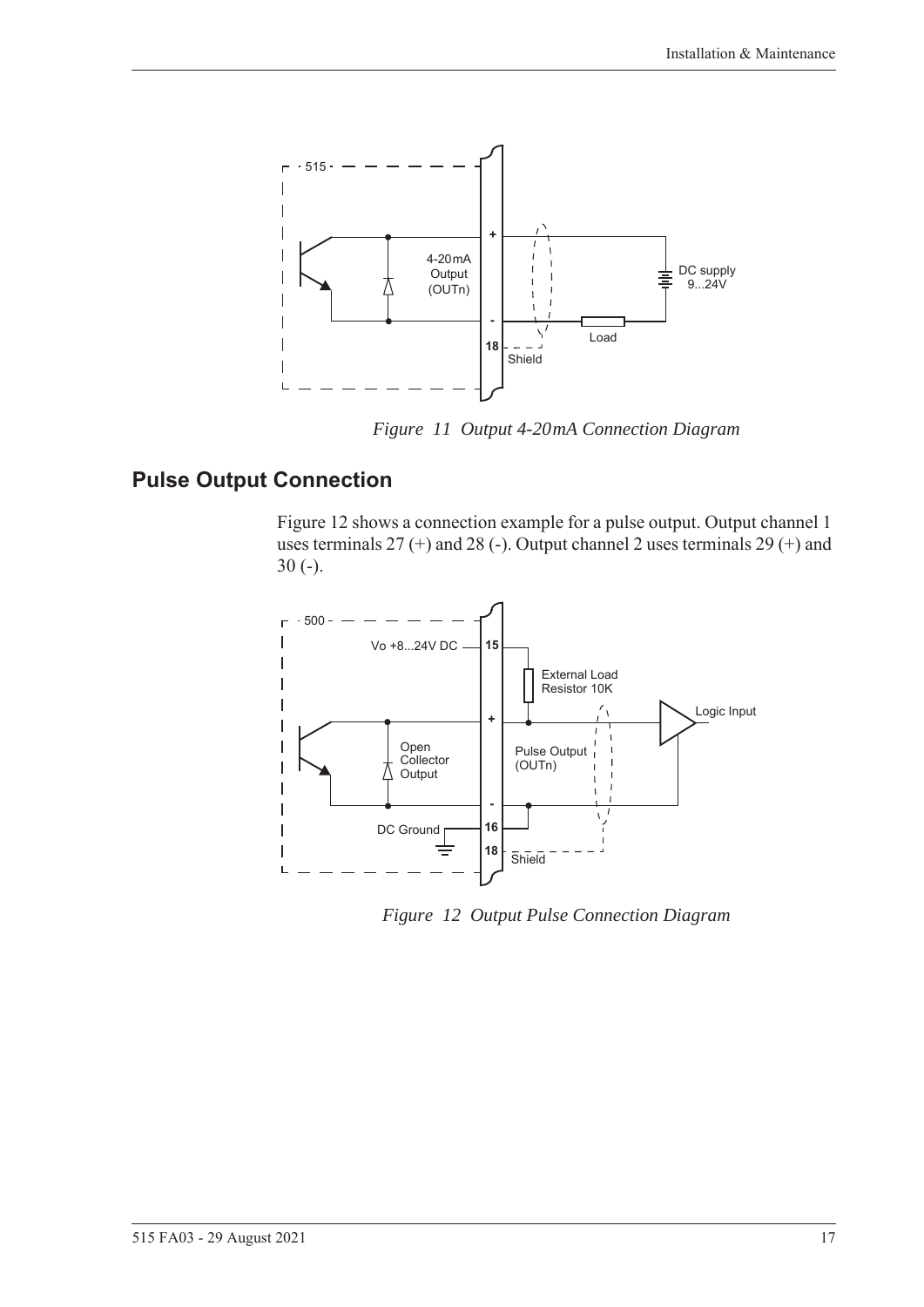*Figure 11 Output 4-20mA Connection Diagram*

## Pulse Output Connection

Figure 12 shows a connection example for a pulse output. Output channel 1 uses terminals 27 (+) and 28 (-). Output channel 2 uses terminals 29 (+) and 30 (-).

*Figure 12 Output Pulse Connection Diagram*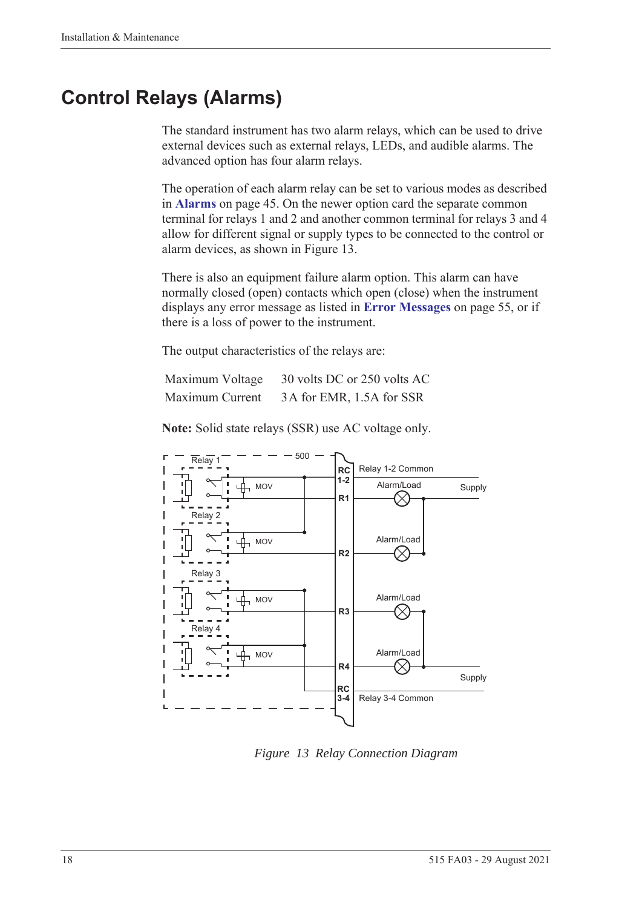# Control Relays (Alarms)

The standard instrument has two alarm relays, which can be used to drive external devices such as external relays, LEDs, and audible alarms. The advanced option has four alarm relays.

The operation of each alarm relay can be set to various modes as described in **Alarms** on page 45. On the newer option card the separate common terminal for relays 1 and 2 and another common terminal for relays 3 and 4 allow for different signal or supply types to be connected to the control or alarm devices, as shown in Figure 13.

There is also an equipment failure alarm option. This alarm can have normally closed (open) contacts which open (close) when the instrument displays any error message as listed in **Error Messages** on page 55, or if there is a loss of power to the instrument.

The output characteristics of the relays are:

| | |
|---|---|
| Maximum Voltage | 30 volts DC or 250 volts AC |
| Maximum Current | 3 A for EMR, 1.5A for SSR |

**Note:** Solid state relays (SSR) use AC voltage only.

*Figure 13 Relay Connection Diagram*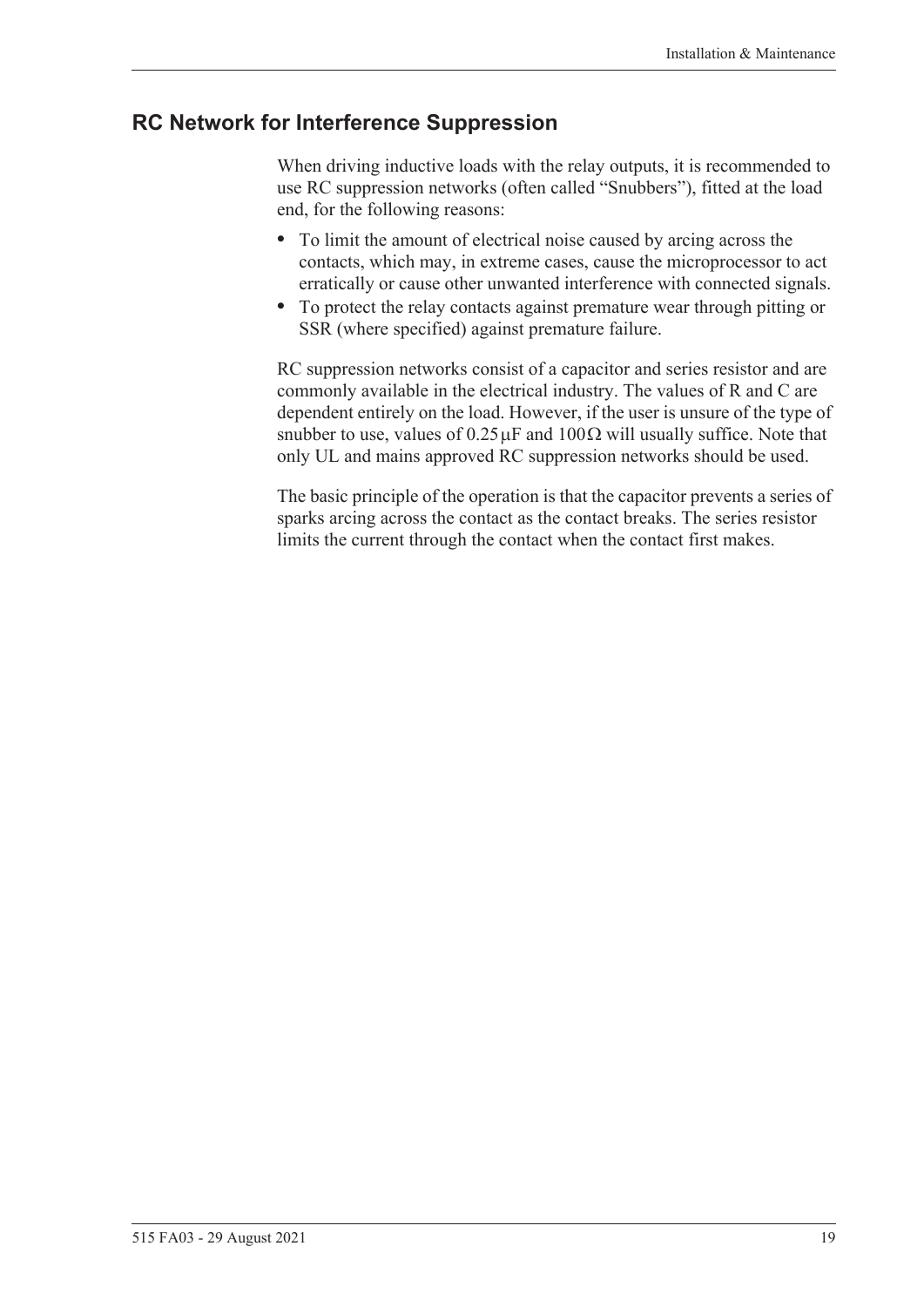## RC Network for Interference Suppression

When driving inductive loads with the relay outputs, it is recommended to use RC suppression networks (often called "Snubbers"), fitted at the load end, for the following reasons:

- To limit the amount of electrical noise caused by arcing across the contacts, which may, in extreme cases, cause the microprocessor to act erratically or cause other unwanted interference with connected signals.
- To protect the relay contacts against premature wear through pitting or SSR (where specified) against premature failure.

RC suppression networks consist of a capacitor and series resistor and are commonly available in the electrical industry. The values of R and C are dependent entirely on the load. However, if the user is unsure of the type of snubber to use, values of $0.25\,\mu F$ and $100\,\Omega$ will usually suffice. Note that only UL and mains approved RC suppression networks should be used.

The basic principle of the operation is that the capacitor prevents a series of sparks arcing across the contact as the contact breaks. The series resistor limits the current through the contact when the contact first makes.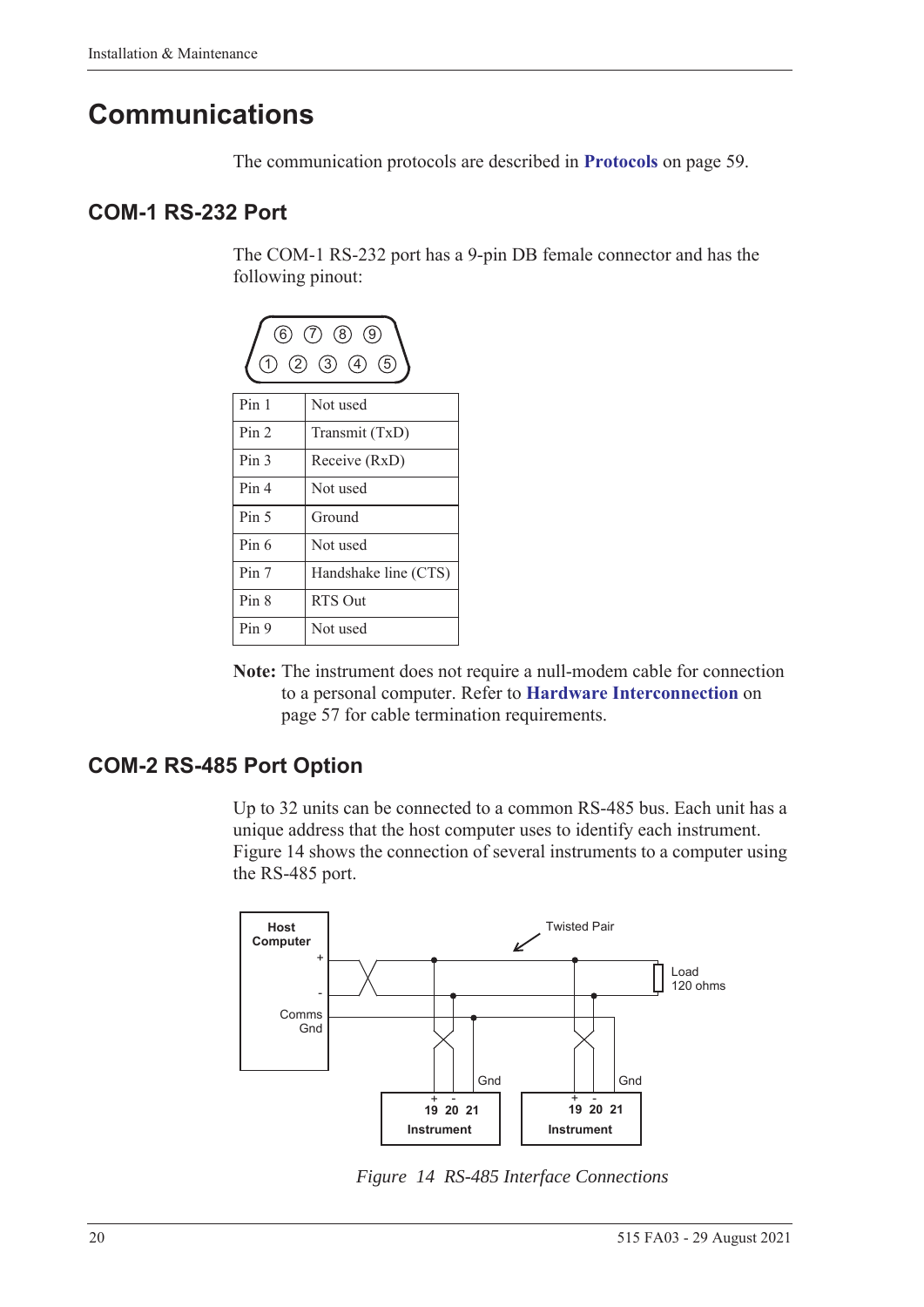# Communications

The communication protocols are described in **Protocols** on page 59.

## COM-1 RS-232 Port

The COM-1 RS-232 port has a 9-pin DB female connector and has the following pinout:

| Pin | Function |
|---|---|
| Pin 1 | Not used |
| Pin 2 | Transmit (TxD) |
| Pin 3 | Receive (RxD) |
| Pin 4 | Not used |
| Pin 5 | Ground |
| Pin 6 | Not used |
| Pin 7 | Handshake line (CTS) |
| Pin 8 | RTS Out |
| Pin 9 | Not used |

**Note:** The instrument does not require a null-modem cable for connection to a personal computer. Refer to **Hardware Interconnection** on page 57 for cable termination requirements.

## COM-2 RS-485 Port Option

Up to 32 units can be connected to a common RS-485 bus. Each unit has a unique address that the host computer uses to identify each instrument. Figure 14 shows the connection of several instruments to a computer using the RS-485 port.

*Figure 14 RS-485 Interface Connections*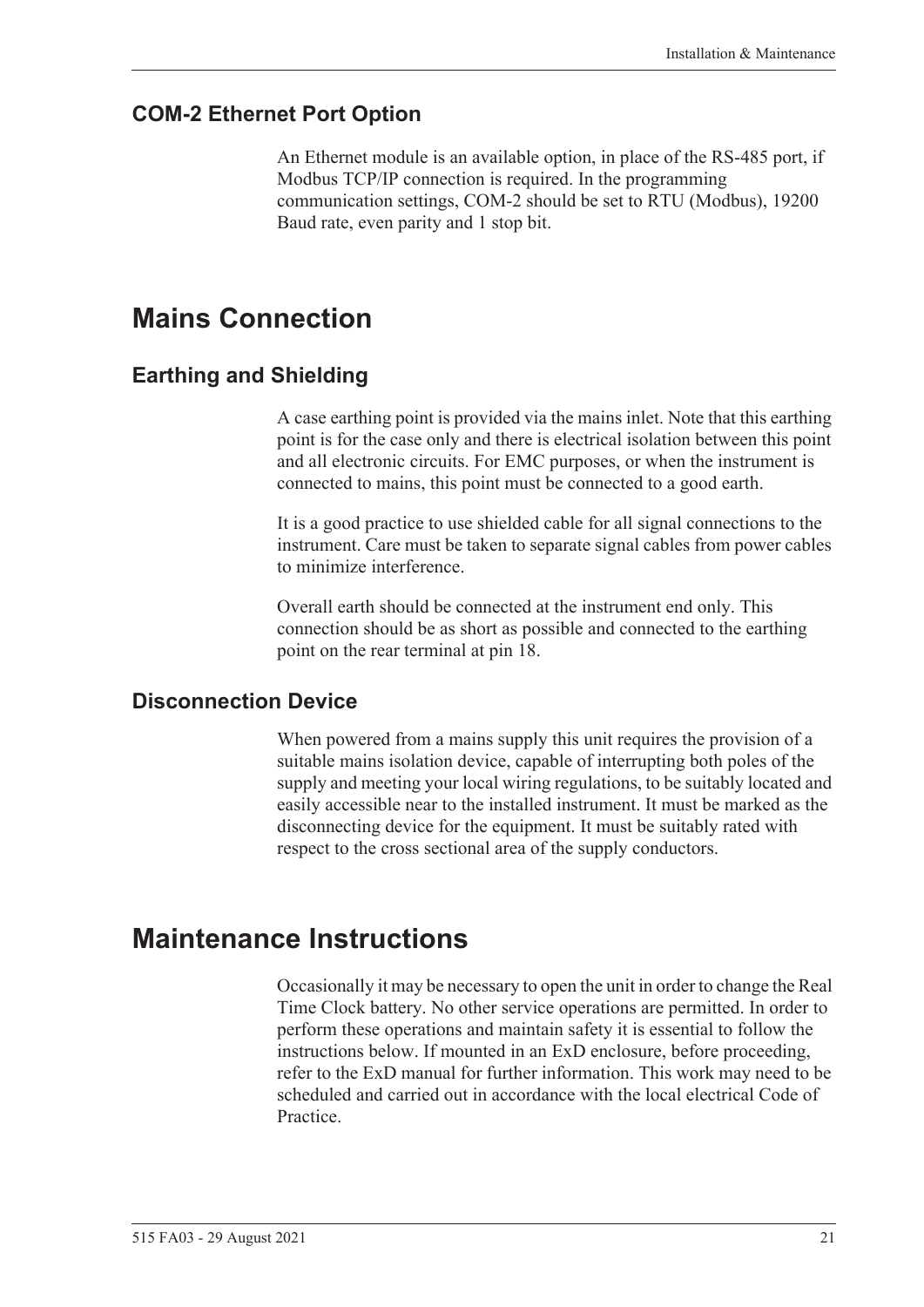### COM-2 Ethernet Port Option

An Ethernet module is an available option, in place of the RS-485 port, if Modbus TCP/IP connection is required. In the programming communication settings, COM-2 should be set to RTU (Modbus), 19200 Baud rate, even parity and 1 stop bit.

## Mains Connection

### Earthing and Shielding

A case earthing point is provided via the mains inlet. Note that this earthing point is for the case only and there is electrical isolation between this point and all electronic circuits. For EMC purposes, or when the instrument is connected to mains, this point must be connected to a good earth.

It is a good practice to use shielded cable for all signal connections to the instrument. Care must be taken to separate signal cables from power cables to minimize interference.

Overall earth should be connected at the instrument end only. This connection should be as short as possible and connected to the earthing point on the rear terminal at pin 18.

### Disconnection Device

When powered from a mains supply this unit requires the provision of a suitable mains isolation device, capable of interrupting both poles of the supply and meeting your local wiring regulations, to be suitably located and easily accessible near to the installed instrument. It must be marked as the disconnecting device for the equipment. It must be suitably rated with respect to the cross sectional area of the supply conductors.

## Maintenance Instructions

Occasionally it may be necessary to open the unit in order to change the Real Time Clock battery. No other service operations are permitted. In order to perform these operations and maintain safety it is essential to follow the instructions below. If mounted in an ExD enclosure, before proceeding, refer to the ExD manual for further information. This work may need to be scheduled and carried out in accordance with the local electrical Code of Practice.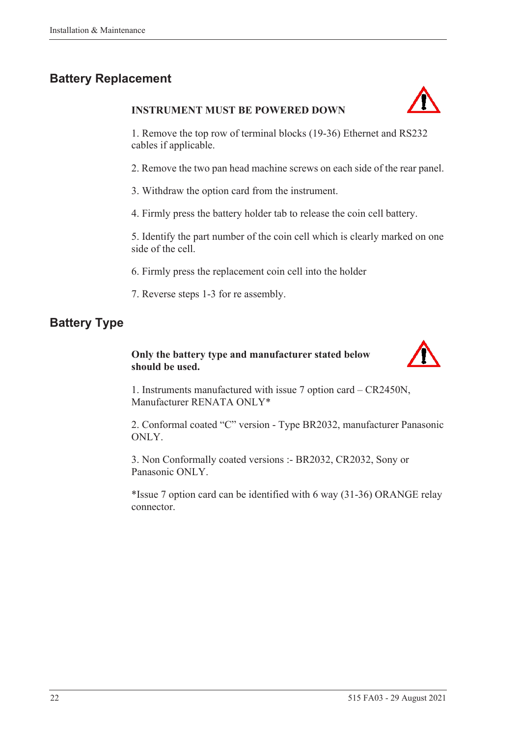## Battery Replacement

**INSTRUMENT MUST BE POWERED DOWN**

1. Remove the top row of terminal blocks (19-36) Ethernet and RS232 cables if applicable.

2. Remove the two pan head machine screws on each side of the rear panel.

3. Withdraw the option card from the instrument.

4. Firmly press the battery holder tab to release the coin cell battery.

5. Identify the part number of the coin cell which is clearly marked on one side of the cell.

6. Firmly press the replacement coin cell into the holder

7. Reverse steps 1-3 for re assembly.

## Battery Type

**Only the battery type and manufacturer stated below should be used.**

1. Instruments manufactured with issue 7 option card – CR2450N, Manufacturer RENATA ONLY*

2. Conformal coated "C" version - Type BR2032, manufacturer Panasonic ONLY.

3. Non Conformally coated versions :- BR2032, CR2032, Sony or Panasonic ONLY.

*Issue 7 option card can be identified with 6 way (31-36) ORANGE relay connector.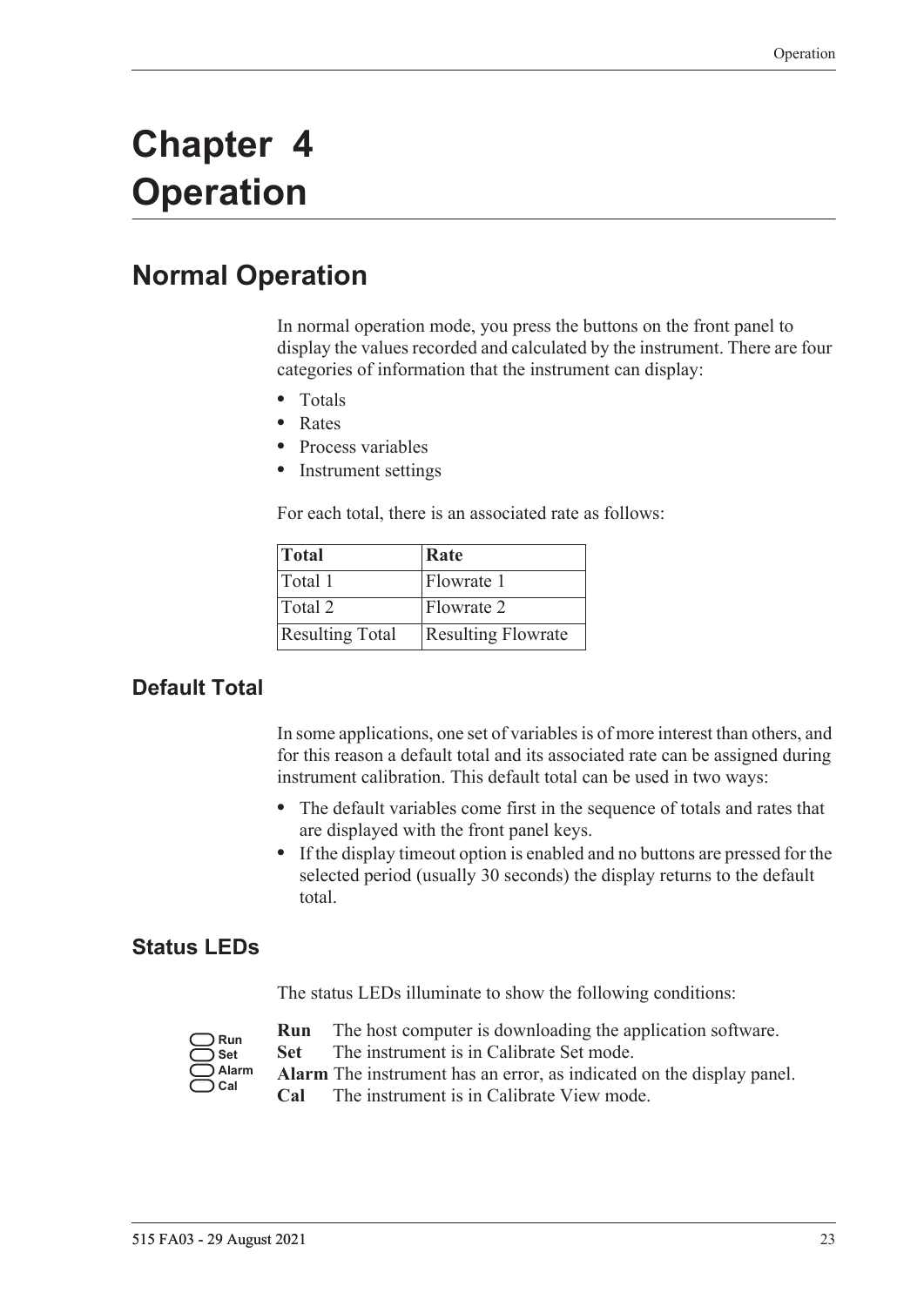# Chapter 4 Operation

## Normal Operation

In normal operation mode, you press the buttons on the front panel to display the values recorded and calculated by the instrument. There are four categories of information that the instrument can display:

- Totals
- Rates
- Process variables
- Instrument settings

For each total, there is an associated rate as follows:

| Total | Rate |
|---|---|
| Total 1 | Flowrate 1 |
| Total 2 | Flowrate 2 |
| Resulting Total | Resulting Flowrate |

### Default Total

In some applications, one set of variables is of more interest than others, and for this reason a default total and its associated rate can be assigned during instrument calibration. This default total can be used in two ways:

- The default variables come first in the sequence of totals and rates that are displayed with the front panel keys.
- If the display timeout option is enabled and no buttons are pressed for the selected period (usually 30 seconds) the display returns to the default total.

### Status LEDs

The status LEDs illuminate to show the following conditions:

**Run** The host computer is downloading the application software.
**Set** The instrument is in Calibrate Set mode.
**Alarm** The instrument has an error, as indicated on the display panel.
**Cal** The instrument is in Calibrate View mode.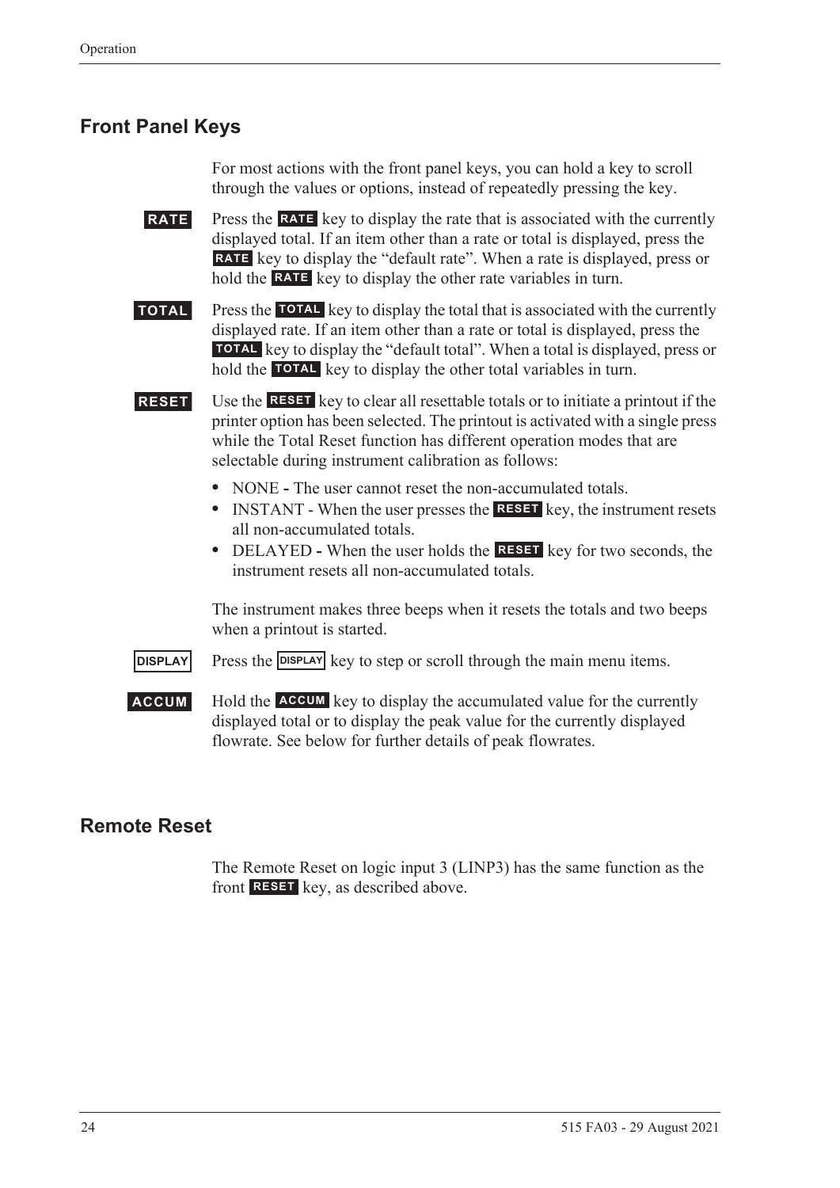## Front Panel Keys

For most actions with the front panel keys, you can hold a key to scroll through the values or options, instead of repeatedly pressing the key.

**RATE** Press the **RATE** key to display the rate that is associated with the currently displayed total. If an item other than a rate or total is displayed, press the **RATE** key to display the "default rate". When a rate is displayed, press or hold the **RATE** key to display the other rate variables in turn.

**TOTAL** Press the **TOTAL** key to display the total that is associated with the currently displayed rate. If an item other than a rate or total is displayed, press the **TOTAL** key to display the "default total". When a total is displayed, press or hold the **TOTAL** key to display the other total variables in turn.

**RESET** Use the **RESET** key to clear all resettable totals or to initiate a printout if the printer option has been selected. The printout is activated with a single press while the Total Reset function has different operation modes that are selectable during instrument calibration as follows:

- NONE - The user cannot reset the non-accumulated totals.
- INSTANT - When the user presses the **RESET** key, the instrument resets all non-accumulated totals.
- DELAYED - When the user holds the **RESET** key for two seconds, the instrument resets all non-accumulated totals.

The instrument makes three beeps when it resets the totals and two beeps when a printout is started.

**DISPLAY** Press the **DISPLAY** key to step or scroll through the main menu items.

**ACCUM** Hold the **ACCUM** key to display the accumulated value for the currently displayed total or to display the peak value for the currently displayed flowrate. See below for further details of peak flowrates.

## Remote Reset

The Remote Reset on logic input 3 (LINP3) has the same function as the front **RESET** key, as described above.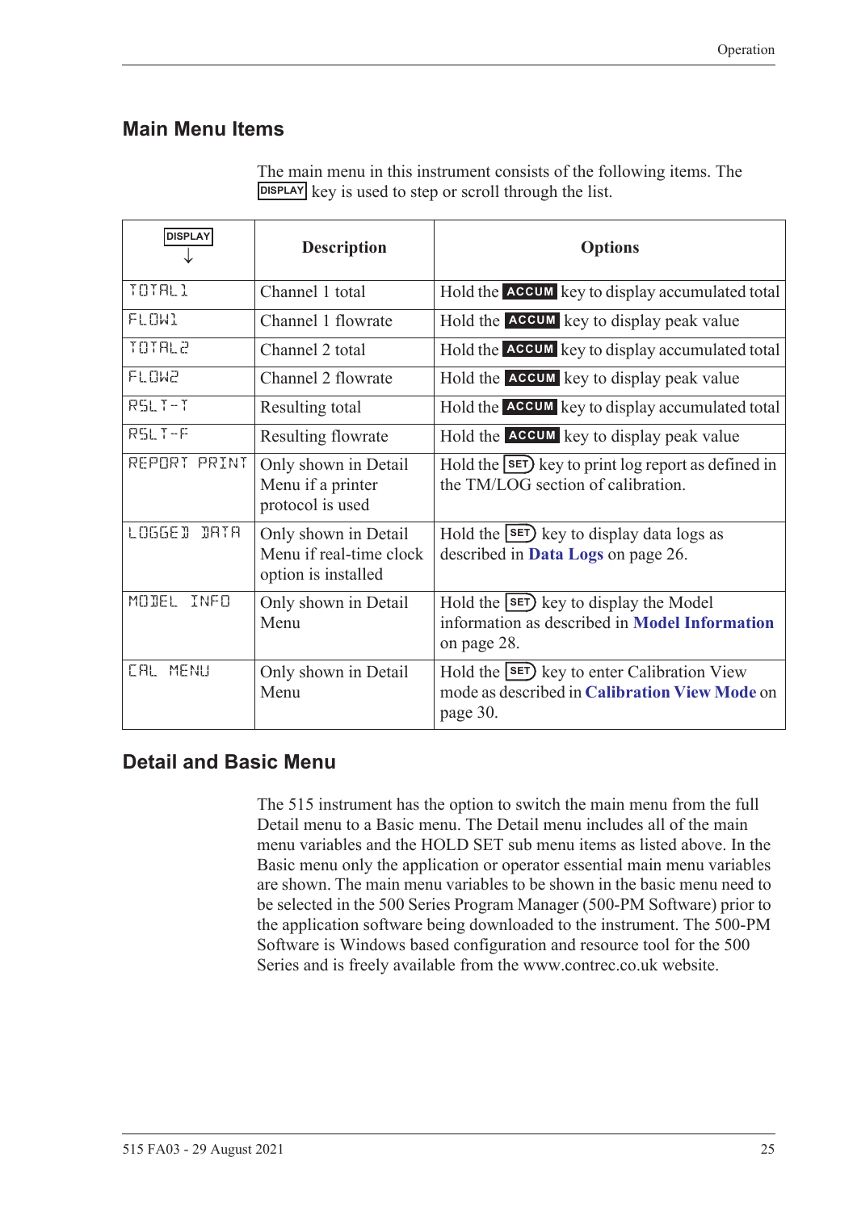## Main Menu Items

The main menu in this instrument consists of the following items. The DISPLAY key is used to step or scroll through the list.

| DISPLAY ↓ | Description | Options |
|---|---|---|
| TOTAL1 | Channel 1 total | Hold the ACCUM key to display accumulated total |
| FLOW1 | Channel 1 flowrate | Hold the ACCUM key to display peak value |
| TOTAL2 | Channel 2 total | Hold the ACCUM key to display accumulated total |
| FLOW2 | Channel 2 flowrate | Hold the ACCUM key to display peak value |
| RSLT-T | Resulting total | Hold the ACCUM key to display accumulated total |
| RSLT-F | Resulting flowrate | Hold the ACCUM key to display peak value |
| REPORT PRINT | Only shown in Detail Menu if a printer protocol is used | Hold the SET key to print log report as defined in the TM/LOG section of calibration. |
| LOGGED DATA | Only shown in Detail Menu if real-time clock option is installed | Hold the SET key to display data logs as described in **Data Logs** on page 26. |
| MODEL INFO | Only shown in Detail Menu | Hold the SET key to display the Model information as described in **Model Information** on page 28. |
| CAL MENU | Only shown in Detail Menu | Hold the SET key to enter Calibration View mode as described in **Calibration View Mode** on page 30. |

## Detail and Basic Menu

The 515 instrument has the option to switch the main menu from the full Detail menu to a Basic menu. The Detail menu includes all of the main menu variables and the HOLD SET sub menu items as listed above. In the Basic menu only the application or operator essential main menu variables are shown. The main menu variables to be shown in the basic menu need to be selected in the 500 Series Program Manager (500-PM Software) prior to the application software being downloaded to the instrument. The 500-PM Software is Windows based configuration and resource tool for the 500 Series and is freely available from the www.contrec.co.uk website.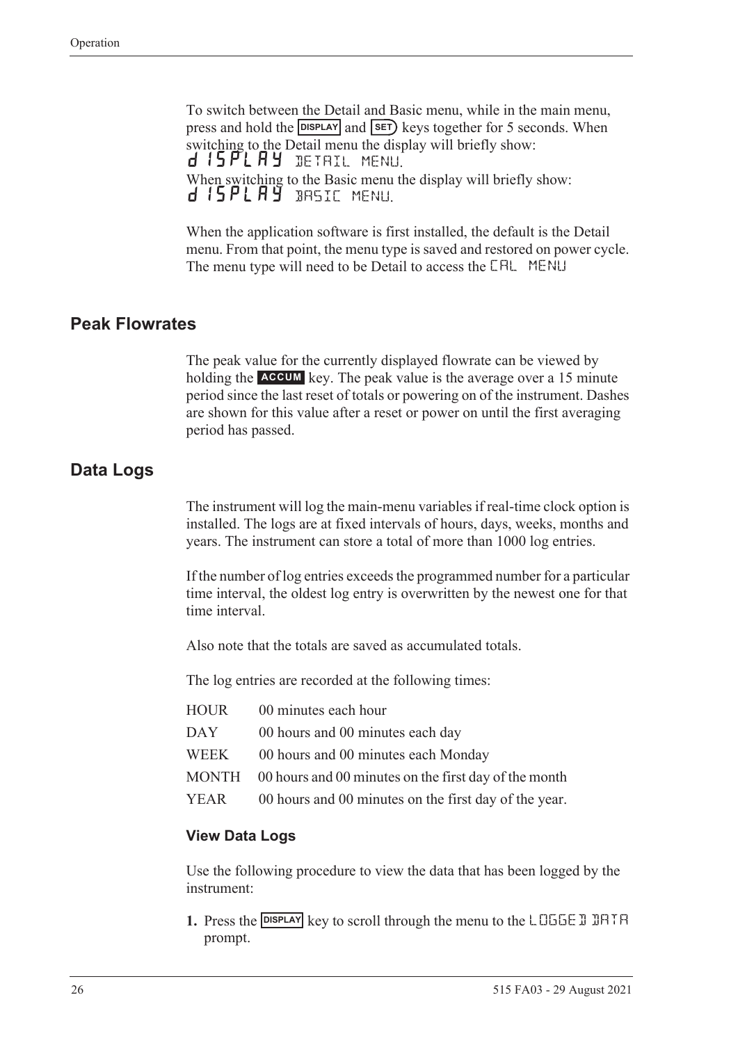To switch between the Detail and Basic menu, while in the main menu, press and hold the DISPLAY and SET keys together for 5 seconds. When switching to the Detail menu the display will briefly show: dISPLAY DETAIL MENU.
When switching to the Basic menu the display will briefly show: dISPLAY BASIC MENU.

When the application software is first installed, the default is the Detail menu. From that point, the menu type is saved and restored on power cycle. The menu type will need to be Detail to access the CAL MENU

## Peak Flowrates

The peak value for the currently displayed flowrate can be viewed by holding the ACCUM key. The peak value is the average over a 15 minute period since the last reset of totals or powering on of the instrument. Dashes are shown for this value after a reset or power on until the first averaging period has passed.

## Data Logs

The instrument will log the main-menu variables if real-time clock option is installed. The logs are at fixed intervals of hours, days, weeks, months and years. The instrument can store a total of more than 1000 log entries.

If the number of log entries exceeds the programmed number for a particular time interval, the oldest log entry is overwritten by the newest one for that time interval.

Also note that the totals are saved as accumulated totals.

The log entries are recorded at the following times:

| | |
|---|---|
| HOUR | 00 minutes each hour |
| DAY | 00 hours and 00 minutes each day |
| WEEK | 00 hours and 00 minutes each Monday |
| MONTH | 00 hours and 00 minutes on the first day of the month |
| YEAR | 00 hours and 00 minutes on the first day of the year. |

### View Data Logs

Use the following procedure to view the data that has been logged by the instrument:

1. Press the DISPLAY key to scroll through the menu to the LOGGED DATA prompt.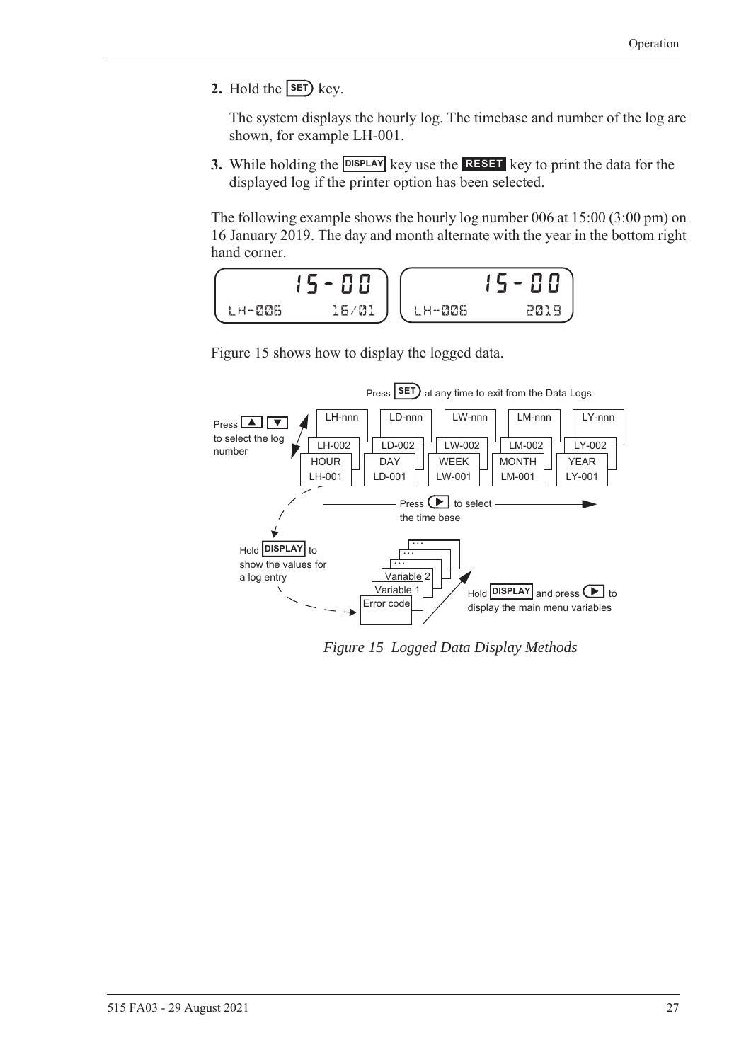2. Hold the SET key.

   The system displays the hourly log. The timebase and number of the log are shown, for example LH-001.

3. While holding the DISPLAY key use the RESET key to print the data for the displayed log if the printer option has been selected.

The following example shows the hourly log number 006 at 15:00 (3:00 pm) on 16 January 2019. The day and month alternate with the year in the bottom right hand corner.

```
15-00            15-00
LH-006   16/01   LH-006   2019
```

Figure 15 shows how to display the logged data.

*Figure 15 Logged Data Display Methods*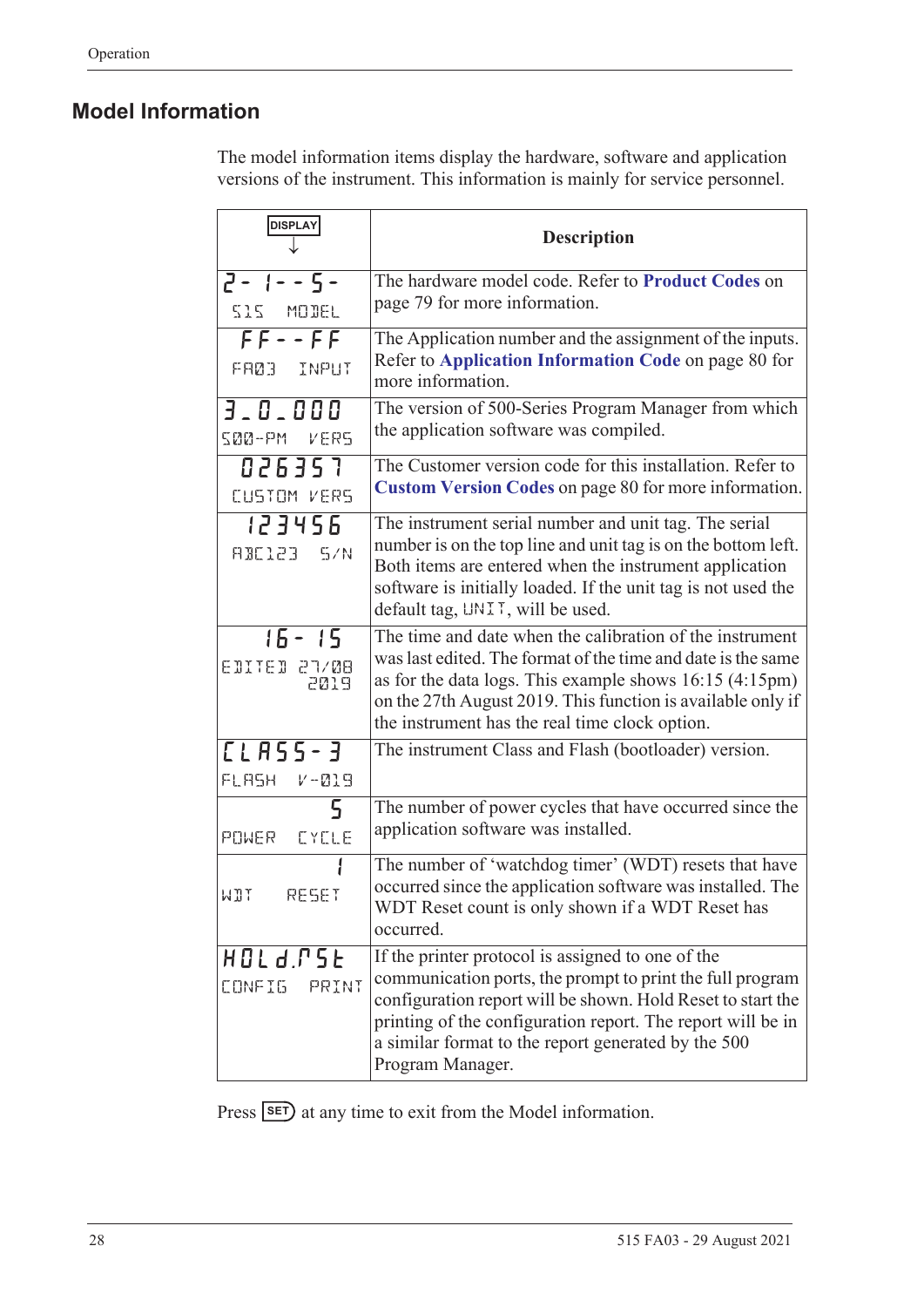## Model Information

The model information items display the hardware, software and application versions of the instrument. This information is mainly for service personnel.

| DISPLAY ↓ | Description |
|---|---|
| 2- 1--5- <br> 515 MODEL | The hardware model code. Refer to **Product Codes** on page 79 for more information. |
| FF--FF <br> FA03 INPUT | The Application number and the assignment of the inputs. Refer to **Application Information Code** on page 80 for more information. |
| 3_0_000 <br> 500-PM VERS | The version of 500-Series Program Manager from which the application software was compiled. |
| 026357 <br> CUSTOM VERS | The Customer version code for this installation. Refer to **Custom Version Codes** on page 80 for more information. |
| 123456 <br> ABC123 S/N | The instrument serial number and unit tag. The serial number is on the top line and unit tag is on the bottom left. Both items are entered when the instrument application software is initially loaded. If the unit tag is not used the default tag, UNIT, will be used. |
| 16- 15 <br> EDITED 27/08 2019 | The time and date when the calibration of the instrument was last edited. The format of the time and date is the same as for the data logs. This example shows 16:15 (4:15pm) on the 27th August 2019. This function is available only if the instrument has the real time clock option. |
| CLASS-3 <br> FLASH V-019 | The instrument Class and Flash (bootloader) version. |
| 5 <br> POWER CYCLE | The number of power cycles that have occurred since the application software was installed. |
| 1 <br> WDT RESET | The number of 'watchdog timer' (WDT) resets that have occurred since the application software was installed. The WDT Reset count is only shown if a WDT Reset has occurred. |
| HOLd.rSt <br> CONFIG PRINT | If the printer protocol is assigned to one of the communication ports, the prompt to print the full program configuration report will be shown. Hold Reset to start the printing of the configuration report. The report will be in a similar format to the report generated by the 500 Program Manager. |

Press SET at any time to exit from the Model information.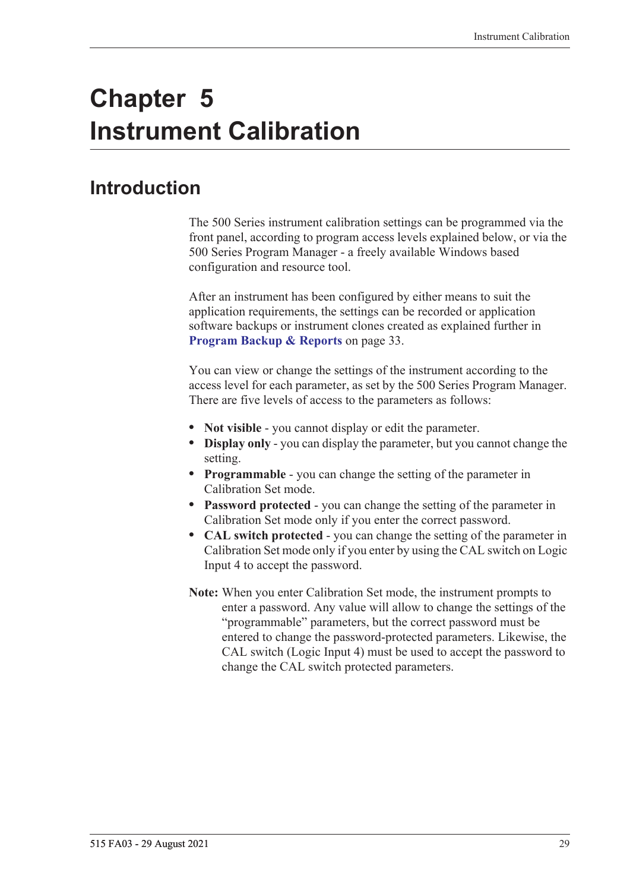# Chapter 5 Instrument Calibration

## Introduction

The 500 Series instrument calibration settings can be programmed via the front panel, according to program access levels explained below, or via the 500 Series Program Manager - a freely available Windows based configuration and resource tool.

After an instrument has been configured by either means to suit the application requirements, the settings can be recorded or application software backups or instrument clones created as explained further in **Program Backup & Reports** on page 33.

You can view or change the settings of the instrument according to the access level for each parameter, as set by the 500 Series Program Manager. There are five levels of access to the parameters as follows:

- **Not visible** - you cannot display or edit the parameter.
- **Display only** - you can display the parameter, but you cannot change the setting.
- **Programmable** - you can change the setting of the parameter in Calibration Set mode.
- **Password protected** - you can change the setting of the parameter in Calibration Set mode only if you enter the correct password.
- **CAL switch protected** - you can change the setting of the parameter in Calibration Set mode only if you enter by using the CAL switch on Logic Input 4 to accept the password.

**Note:** When you enter Calibration Set mode, the instrument prompts to enter a password. Any value will allow to change the settings of the "programmable" parameters, but the correct password must be entered to change the password-protected parameters. Likewise, the CAL switch (Logic Input 4) must be used to accept the password to change the CAL switch protected parameters.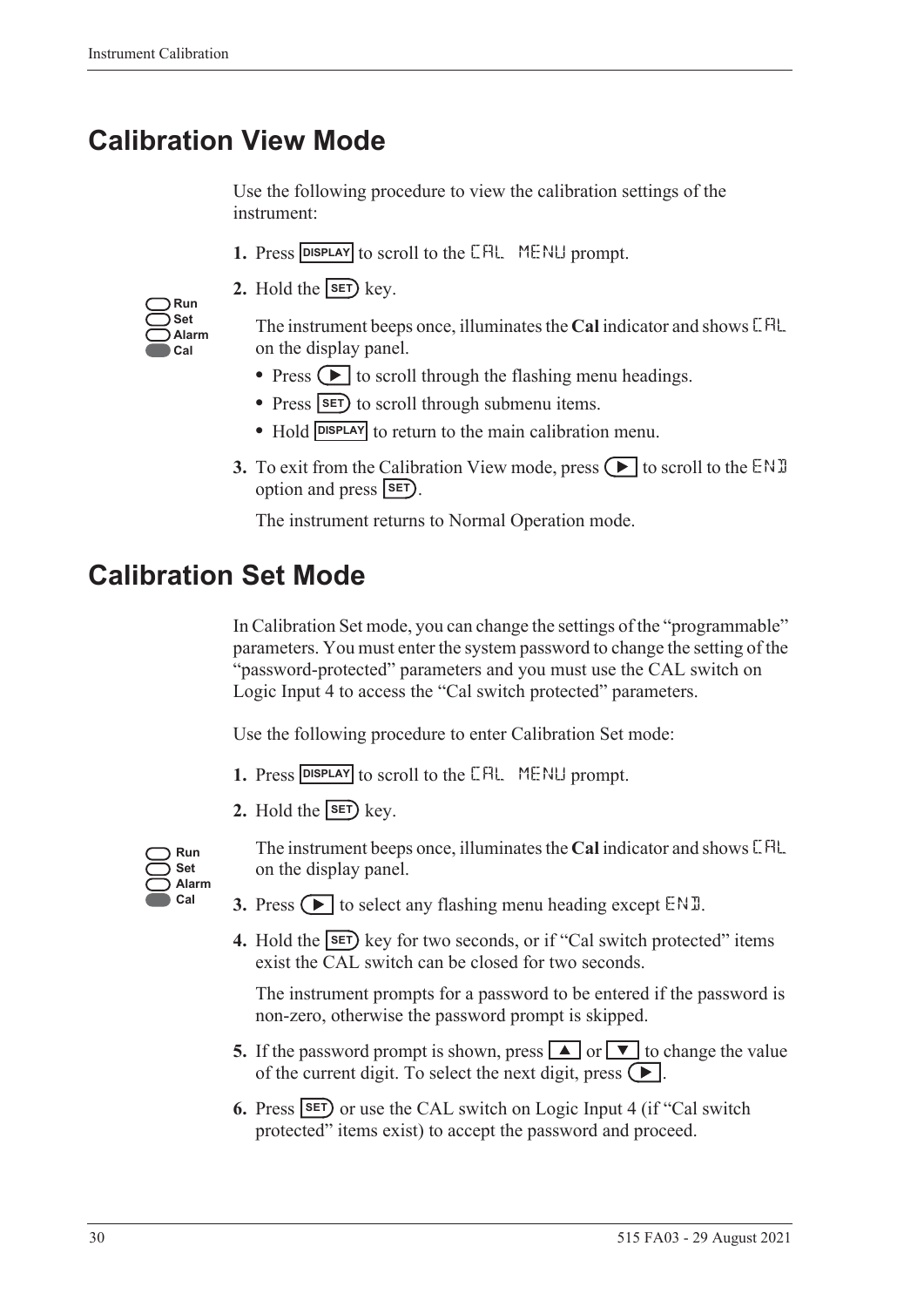# Calibration View Mode

Use the following procedure to view the calibration settings of the instrument:

1. Press DISPLAY to scroll to the CAL MENU prompt.
2. Hold the SET key.

   Run
   Set
   Alarm
   Cal

   The instrument beeps once, illuminates the **Cal** indicator and shows CAL on the display panel.

   - Press ▶ to scroll through the flashing menu headings.
   - Press SET to scroll through submenu items.
   - Hold DISPLAY to return to the main calibration menu.

3. To exit from the Calibration View mode, press ▶ to scroll to the END option and press SET.

   The instrument returns to Normal Operation mode.

# Calibration Set Mode

In Calibration Set mode, you can change the settings of the "programmable" parameters. You must enter the system password to change the setting of the "password-protected" parameters and you must use the CAL switch on Logic Input 4 to access the "Cal switch protected" parameters.

Use the following procedure to enter Calibration Set mode:

1. Press DISPLAY to scroll to the CAL MENU prompt.
2. Hold the SET key.

   Run
   Set
   Alarm
   Cal

   The instrument beeps once, illuminates the **Cal** indicator and shows CAL on the display panel.

3. Press ▶ to select any flashing menu heading except END.
4. Hold the SET key for two seconds, or if "Cal switch protected" items exist the CAL switch can be closed for two seconds.

   The instrument prompts for a password to be entered if the password is non-zero, otherwise the password prompt is skipped.

5. If the password prompt is shown, press ▲ or ▼ to change the value of the current digit. To select the next digit, press ▶.
6. Press SET or use the CAL switch on Logic Input 4 (if "Cal switch protected" items exist) to accept the password and proceed.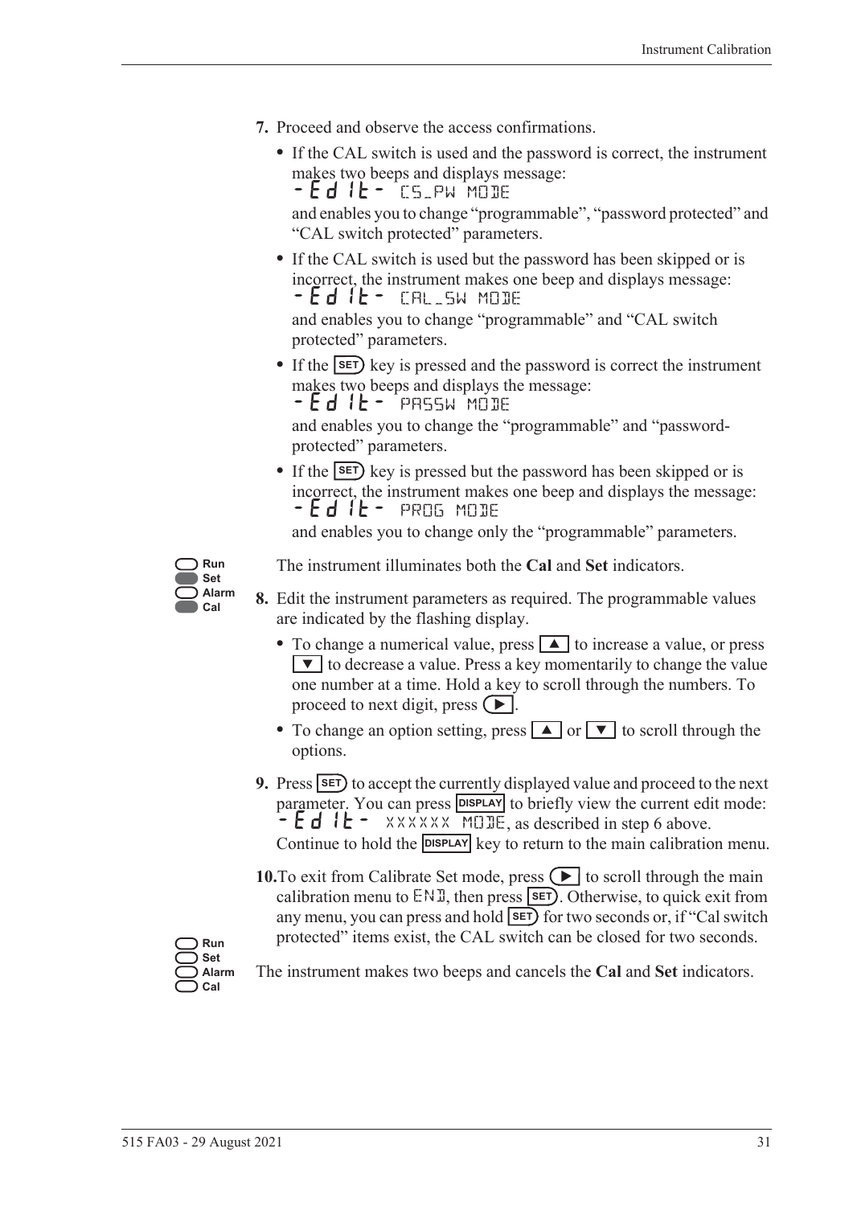7. Proceed and observe the access confirmations.

   - If the CAL switch is used and the password is correct, the instrument makes two beeps and displays message:
     -Edit- CS_PW MODE
     and enables you to change "programmable", "password protected" and "CAL switch protected" parameters.
   - If the CAL switch is used but the password has been skipped or is incorrect, the instrument makes one beep and displays message:
     -Edit- CAL_SW MODE
     and enables you to change "programmable" and "CAL switch protected" parameters.
   - If the SET key is pressed and the password is correct the instrument makes two beeps and displays the message:
     -Edit- PASSW MODE
     and enables you to change the "programmable" and "password-protected" parameters.
   - If the SET key is pressed but the password has been skipped or is incorrect, the instrument makes one beep and displays the message:
     -Edit- PROG MODE
     and enables you to change only the "programmable" parameters.

Run
Set
Alarm
Cal

The instrument illuminates both the **Cal** and **Set** indicators.

8. Edit the instrument parameters as required. The programmable values are indicated by the flashing display.

   - To change a numerical value, press ▲ to increase a value, or press ▼ to decrease a value. Press a key momentarily to change the value one number at a time. Hold a key to scroll through the numbers. To proceed to next digit, press ▶.
   - To change an option setting, press ▲ or ▼ to scroll through the options.

9. Press SET to accept the currently displayed value and proceed to the next parameter. You can press DISPLAY to briefly view the current edit mode: -Edit- XXXXXX MODE, as described in step 6 above.
   Continue to hold the DISPLAY key to return to the main calibration menu.

10. To exit from Calibrate Set mode, press ▶ to scroll through the main calibration menu to END, then press SET. Otherwise, to quick exit from any menu, you can press and hold SET for two seconds or, if "Cal switch protected" items exist, the CAL switch can be closed for two seconds.

Run
Set
Alarm
Cal

The instrument makes two beeps and cancels the **Cal** and **Set** indicators.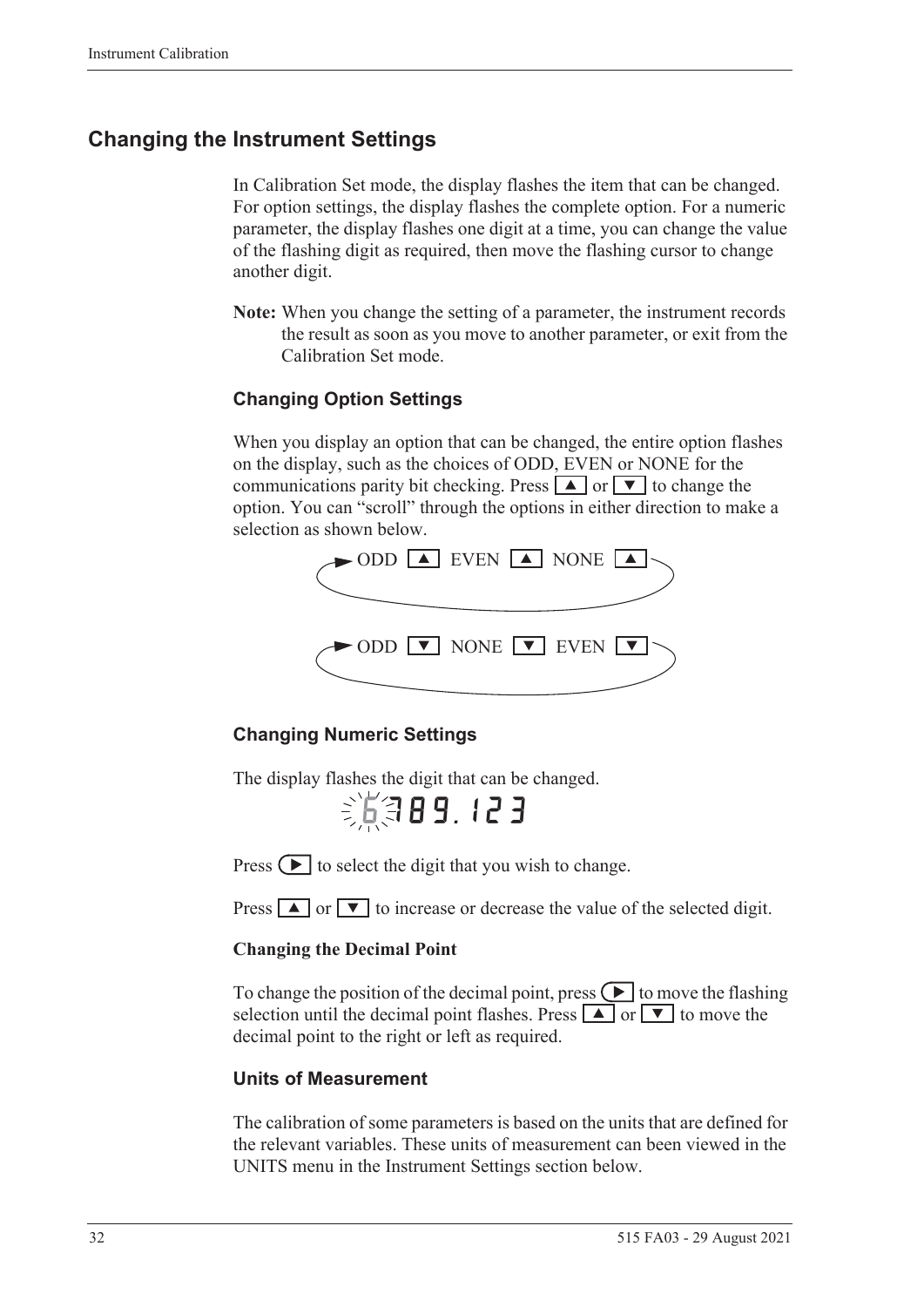## Changing the Instrument Settings

In Calibration Set mode, the display flashes the item that can be changed. For option settings, the display flashes the complete option. For a numeric parameter, the display flashes one digit at a time, you can change the value of the flashing digit as required, then move the flashing cursor to change another digit.

**Note:** When you change the setting of a parameter, the instrument records the result as soon as you move to another parameter, or exit from the Calibration Set mode.

### Changing Option Settings

When you display an option that can be changed, the entire option flashes on the display, such as the choices of ODD, EVEN or NONE for the communications parity bit checking. Press ▲ or ▼ to change the option. You can "scroll" through the options in either direction to make a selection as shown below.

ODD ▲ EVEN ▲ NONE ▲

ODD ▼ NONE ▼ EVEN ▼

### Changing Numeric Settings

The display flashes the digit that can be changed.

6789.123

Press ▶ to select the digit that you wish to change.

Press ▲ or ▼ to increase or decrease the value of the selected digit.

**Changing the Decimal Point**

To change the position of the decimal point, press ▶ to move the flashing selection until the decimal point flashes. Press ▲ or ▼ to move the decimal point to the right or left as required.

### Units of Measurement

The calibration of some parameters is based on the units that are defined for the relevant variables. These units of measurement can been viewed in the UNITS menu in the Instrument Settings section below.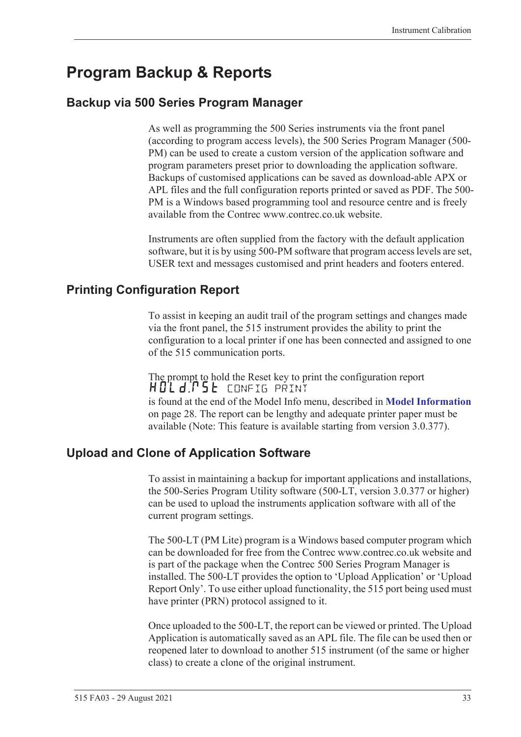# Program Backup & Reports

## Backup via 500 Series Program Manager

As well as programming the 500 Series instruments via the front panel (according to program access levels), the 500 Series Program Manager (500-PM) can be used to create a custom version of the application software and program parameters preset prior to downloading the application software. Backups of customised applications can be saved as download-able APX or APL files and the full configuration reports printed or saved as PDF. The 500-PM is a Windows based programming tool and resource centre and is freely available from the Contrec www.contrec.co.uk website.

Instruments are often supplied from the factory with the default application software, but it is by using 500-PM software that program access levels are set, USER text and messages customised and print headers and footers entered.

## Printing Configuration Report

To assist in keeping an audit trail of the program settings and changes made via the front panel, the 515 instrument provides the ability to print the configuration to a local printer if one has been connected and assigned to one of the 515 communication ports.

The prompt to hold the Reset key to print the configuration report

HOLd.RST CONFIG PRINT

is found at the end of the Model Info menu, described in **Model Information** on page 28. The report can be lengthy and adequate printer paper must be available (Note: This feature is available starting from version 3.0.377).

## Upload and Clone of Application Software

To assist in maintaining a backup for important applications and installations, the 500-Series Program Utility software (500-LT, version 3.0.377 or higher) can be used to upload the instruments application software with all of the current program settings.

The 500-LT (PM Lite) program is a Windows based computer program which can be downloaded for free from the Contrec www.contrec.co.uk website and is part of the package when the Contrec 500 Series Program Manager is installed. The 500-LT provides the option to 'Upload Application' or 'Upload Report Only'. To use either upload functionality, the 515 port being used must have printer (PRN) protocol assigned to it.

Once uploaded to the 500-LT, the report can be viewed or printed. The Upload Application is automatically saved as an APL file. The file can be used then or reopened later to download to another 515 instrument (of the same or higher class) to create a clone of the original instrument.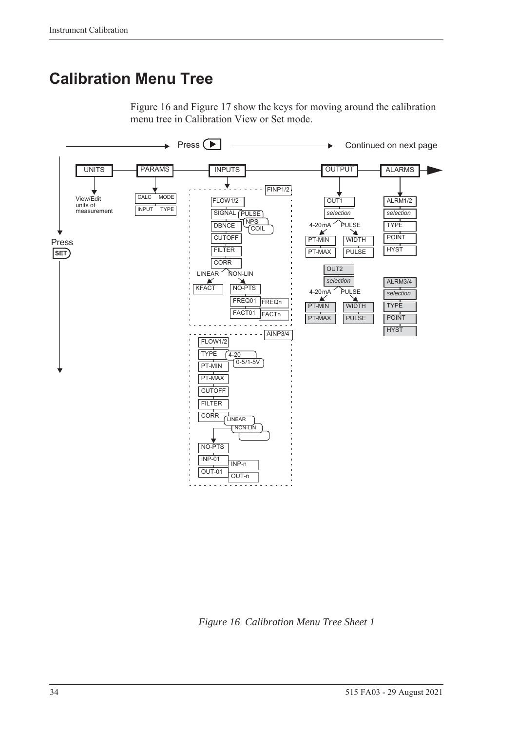# Calibration Menu Tree

Figure 16 and Figure 17 show the keys for moving around the calibration menu tree in Calibration View or Set mode.

Press ▶ → Continued on next page

Press SET

UNITS — View/Edit units of measurement

PARAMS — CALC MODE, INPUT TYPE

INPUTS — FINP1/2: FLOW1/2, SIGNAL (PULSE, NPS, COIL), DBNCE, CUTOFF, FILTER, CORR; LINEAR: KFACT; NON-LIN: NO-PTS, FREQ01 … FREQn, FACT01 … FACTn

AINP3/4: FLOW1/2, TYPE (4-20, 0-5/1-5V), PT-MIN, PT-MAX, CUTOFF, FILTER, CORR (LINEAR, NON-LIN), NO-PTS, INP-01 … INP-n, OUT-01 … OUT-n

OUTPUT — OUT1: selection; 4-20mA: PT-MIN, PT-MAX; PULSE: WIDTH, PULSE. OUT2: selection; 4-20mA: PT-MIN, PT-MAX; PULSE: WIDTH, PULSE

ALARMS — ALRM1/2: selection, TYPE, POINT, HYST. ALRM3/4: selection, TYPE, POINT, HYST

*Figure 16 Calibration Menu Tree Sheet 1*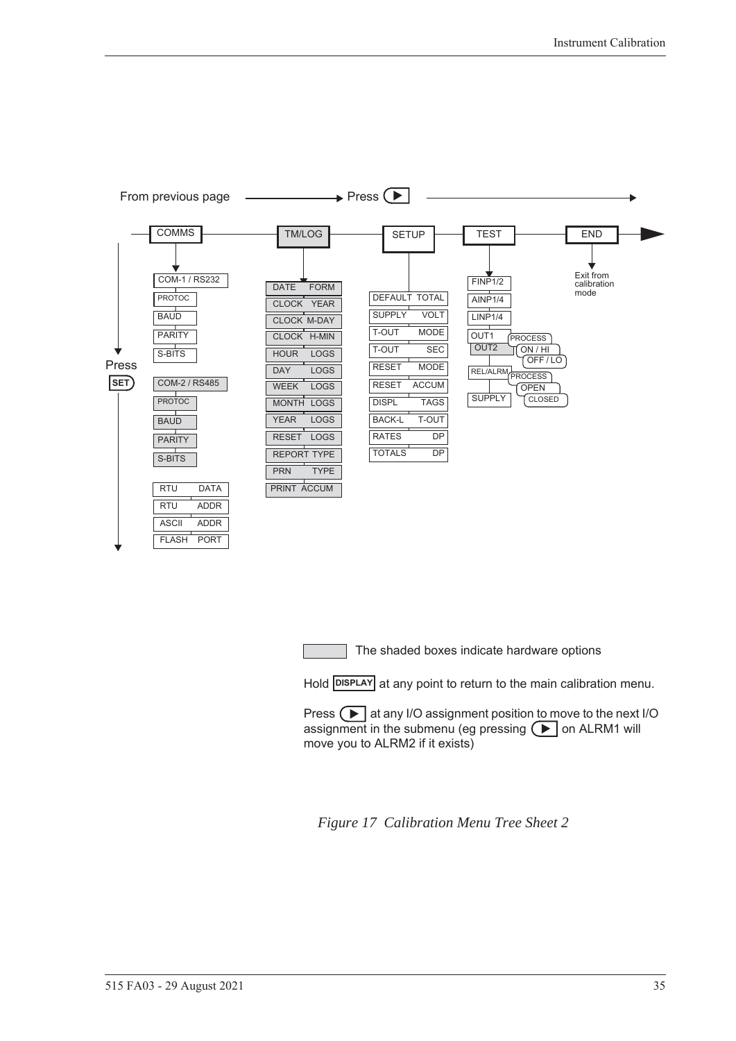From previous page → Press ▶

COMMS — TM/LOG — SETUP — TEST — END

Press SET

**COMMS**
- COM-1 / RS232
- PROTOC
- BAUD
- PARITY
- S-BITS
- COM-2 / RS485
- PROTOC
- BAUD
- PARITY
- S-BITS
- RTU DATA
- RTU ADDR
- ASCII ADDR
- FLASH PORT

**TM/LOG**
- DATE FORM
- CLOCK YEAR
- CLOCK M-DAY
- CLOCK H-MIN
- HOUR LOGS
- DAY LOGS
- WEEK LOGS
- MONTH LOGS
- YEAR LOGS
- RESET LOGS
- REPORT TYPE
- PRN TYPE
- PRINT ACCUM

**SETUP**
- DEFAULT TOTAL
- SUPPLY VOLT
- T-OUT MODE
- T-OUT SEC
- RESET MODE
- RESET ACCUM
- DISPL TAGS
- BACK-L T-OUT
- RATES DP
- TOTALS DP

**TEST**
- FINP1/2
- AINP1/4
- LINP1/4
- OUT1 / OUT2 — PROCESS, ON / HI, OFF / LO
- REL/ALRM — PROCESS, OPEN, CLOSED
- SUPPLY

**END**
- Exit from calibration mode

The shaded boxes indicate hardware options

Hold DISPLAY at any point to return to the main calibration menu.

Press ▶ at any I/O assignment position to move to the next I/O assignment in the submenu (eg pressing ▶ on ALRM1 will move you to ALRM2 if it exists)

*Figure 17 Calibration Menu Tree Sheet 2*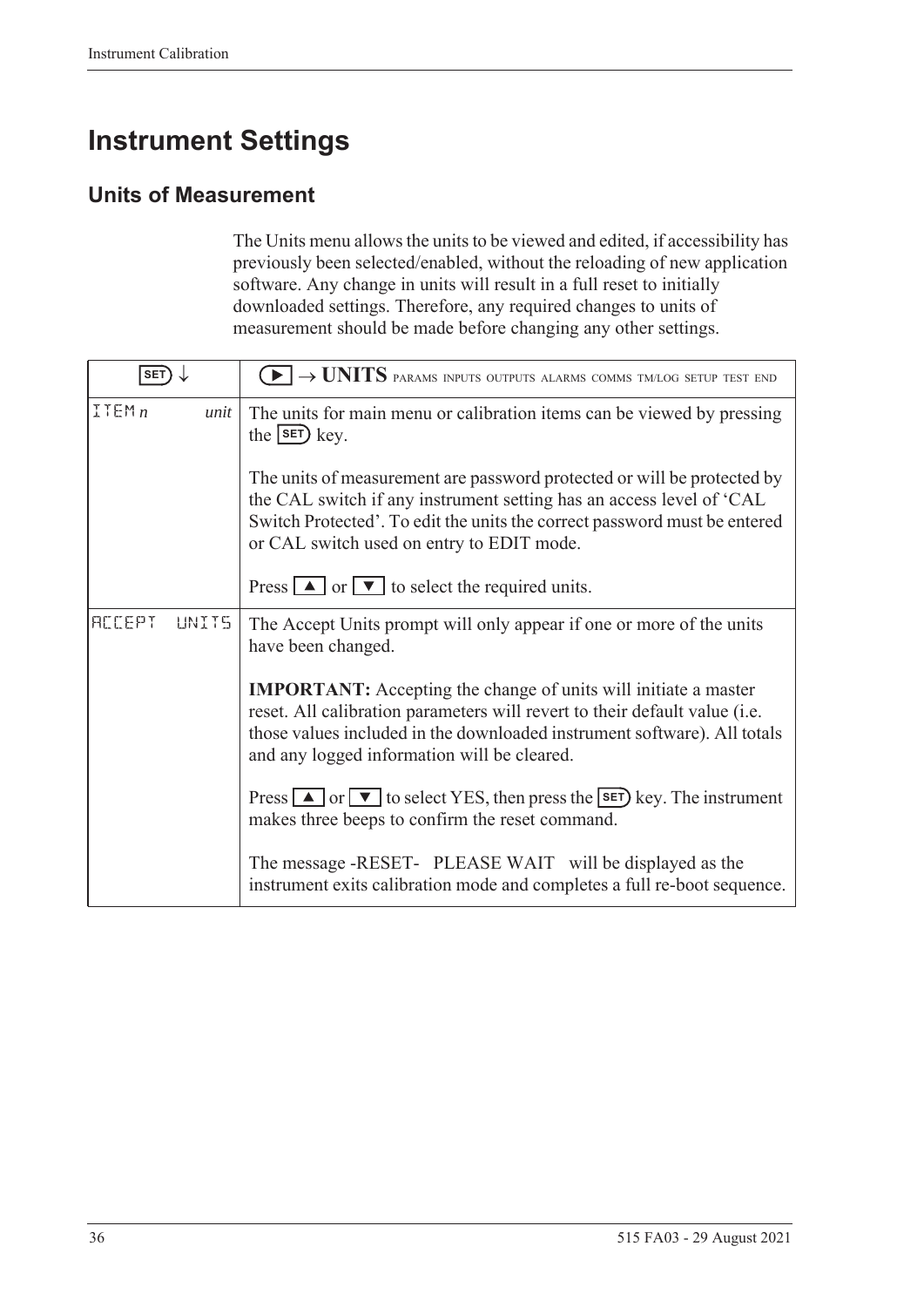# Instrument Settings

## Units of Measurement

The Units menu allows the units to be viewed and edited, if accessibility has previously been selected/enabled, without the reloading of new application software. Any change in units will result in a full reset to initially downloaded settings. Therefore, any required changes to units of measurement should be made before changing any other settings.

| SET ↓ | ▶ → **UNITS** PARAMS INPUTS OUTPUTS ALARMS COMMS TM/LOG SETUP TEST END |
|---|---|
| ITEM *n* *unit* | The units for main menu or calibration items can be viewed by pressing the SET key.<br><br>The units of measurement are password protected or will be protected by the CAL switch if any instrument setting has an access level of 'CAL Switch Protected'. To edit the units the correct password must be entered or CAL switch used on entry to EDIT mode.<br><br>Press ▲ or ▼ to select the required units. |
| ACCEPT UNITS | The Accept Units prompt will only appear if one or more of the units have been changed.<br><br>**IMPORTANT:** Accepting the change of units will initiate a master reset. All calibration parameters will revert to their default value (i.e. those values included in the downloaded instrument software). All totals and any logged information will be cleared.<br><br>Press ▲ or ▼ to select YES, then press the SET key. The instrument makes three beeps to confirm the reset command.<br><br>The message -RESET- PLEASE WAIT will be displayed as the instrument exits calibration mode and completes a full re-boot sequence. |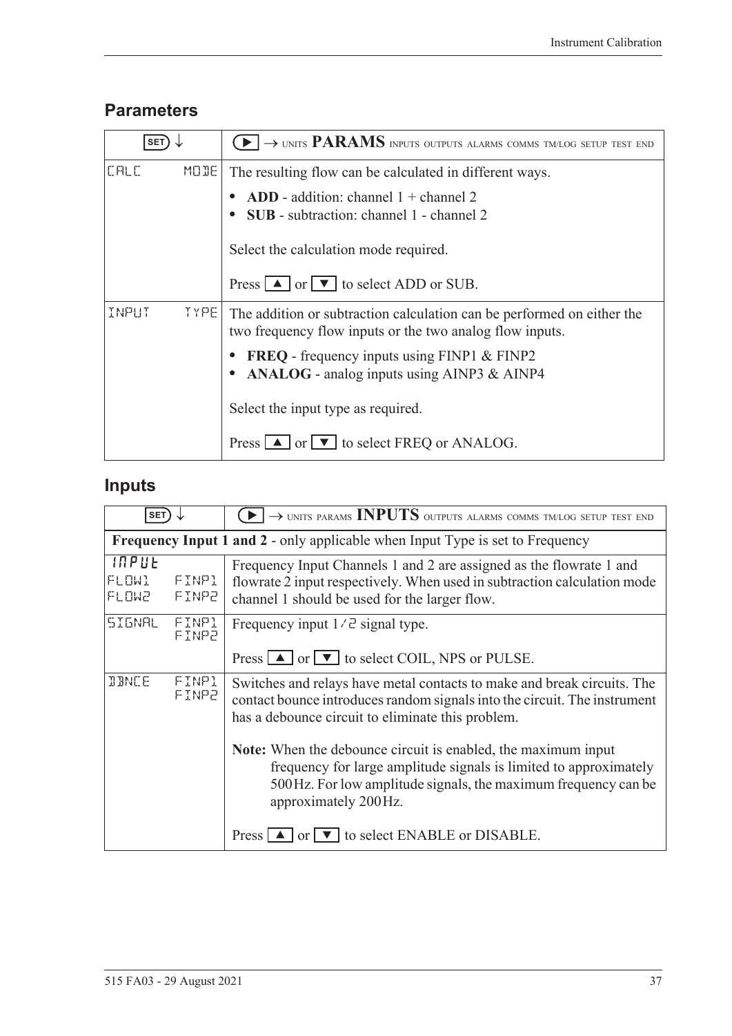## Parameters

| SET ↓ | ▶ → UNITS **PARAMS** INPUTS OUTPUTS ALARMS COMMS TM/LOG SETUP TEST END |
|---|---|
| CALC MODE | The resulting flow can be calculated in different ways.<br>• **ADD** - addition: channel 1 + channel 2<br>• **SUB** - subtraction: channel 1 - channel 2<br><br>Select the calculation mode required.<br><br>Press ▲ or ▼ to select ADD or SUB. |
| INPUT TYPE | The addition or subtraction calculation can be performed on either the two frequency flow inputs or the two analog flow inputs.<br>• **FREQ** - frequency inputs using FINP1 & FINP2<br>• **ANALOG** - analog inputs using AINP3 & AINP4<br><br>Select the input type as required.<br><br>Press ▲ or ▼ to select FREQ or ANALOG. |

## Inputs

| SET ↓ | ▶ → UNITS PARAMS **INPUTS** OUTPUTS ALARMS COMMS TM/LOG SETUP TEST END |
|---|---|
| **Frequency Input 1 and 2** - only applicable when Input Type is set to Frequency | |
| INPUT<br>FLOW1 FINP1<br>FLOW2 FINP2 | Frequency Input Channels 1 and 2 are assigned as the flowrate 1 and flowrate 2 input respectively. When used in subtraction calculation mode channel 1 should be used for the larger flow. |
| SIGNAL FINP1<br>FINP2 | Frequency input 1/2 signal type.<br><br>Press ▲ or ▼ to select COIL, NPS or PULSE. |
| DBNCE FINP1<br>FINP2 | Switches and relays have metal contacts to make and break circuits. The contact bounce introduces random signals into the circuit. The instrument has a debounce circuit to eliminate this problem.<br><br>**Note:** When the debounce circuit is enabled, the maximum input frequency for large amplitude signals is limited to approximately 500 Hz. For low amplitude signals, the maximum frequency can be approximately 200 Hz.<br><br>Press ▲ or ▼ to select ENABLE or DISABLE. |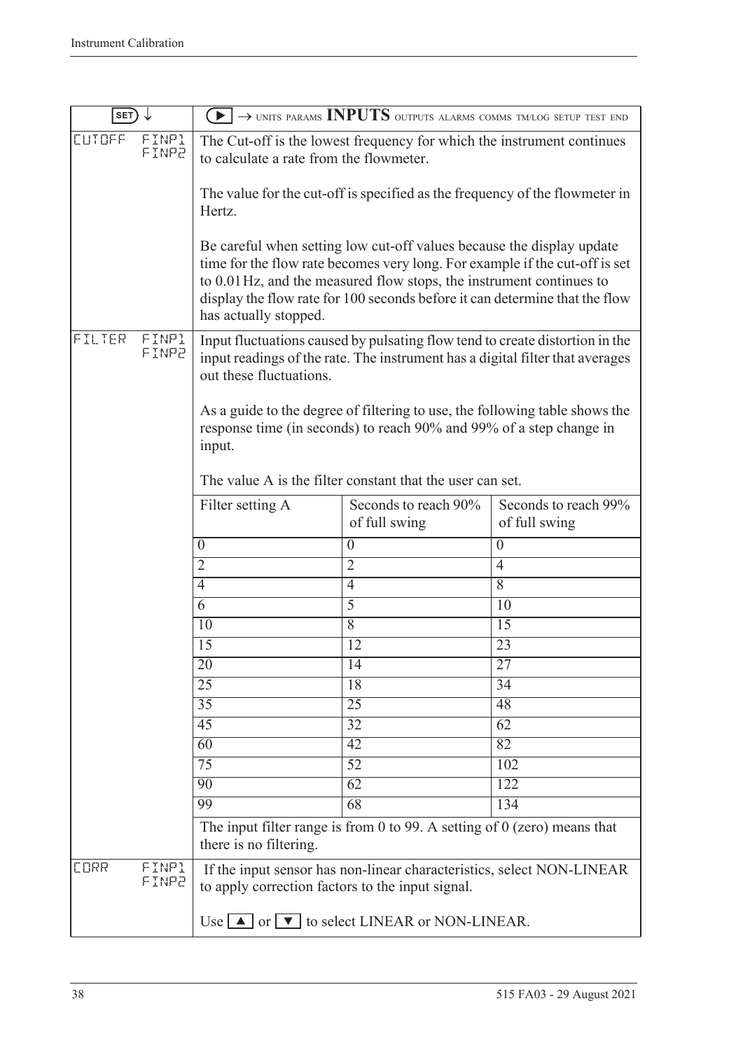| SET ↓ | ▶ → UNITS PARAMS **INPUTS** OUTPUTS ALARMS COMMS TM/LOG SETUP TEST END |
|---|---|
| CUTOFF FINP1 FINP2 | The Cut-off is the lowest frequency for which the instrument continues to calculate a rate from the flowmeter.<br><br>The value for the cut-off is specified as the frequency of the flowmeter in Hertz.<br><br>Be careful when setting low cut-off values because the display update time for the flow rate becomes very long. For example if the cut-off is set to 0.01 Hz, and the measured flow stops, the instrument continues to display the flow rate for 100 seconds before it can determine that the flow has actually stopped. |
| FILTER FINP1 FINP2 | Input fluctuations caused by pulsating flow tend to create distortion in the input readings of the rate. The instrument has a digital filter that averages out these fluctuations.<br><br>As a guide to the degree of filtering to use, the following table shows the response time (in seconds) to reach 90% and 99% of a step change in input.<br><br>The value A is the filter constant that the user can set. |

| Filter setting A | Seconds to reach 90% of full swing | Seconds to reach 99% of full swing |
|---|---|---|
| 0 | 0 | 0 |
| 2 | 2 | 4 |
| 4 | 4 | 8 |
| 6 | 5 | 10 |
| 10 | 8 | 15 |
| 15 | 12 | 23 |
| 20 | 14 | 27 |
| 25 | 18 | 34 |
| 35 | 25 | 48 |
| 45 | 32 | 62 |
| 60 | 42 | 82 |
| 75 | 52 | 102 |
| 90 | 62 | 122 |
| 99 | 68 | 134 |

The input filter range is from 0 to 99. A setting of 0 (zero) means that there is no filtering.

| | |
|---|---|
| CORR FINP1 FINP2 | If the input sensor has non-linear characteristics, select NON-LINEAR to apply correction factors to the input signal.<br><br>Use ▲ or ▼ to select LINEAR or NON-LINEAR. |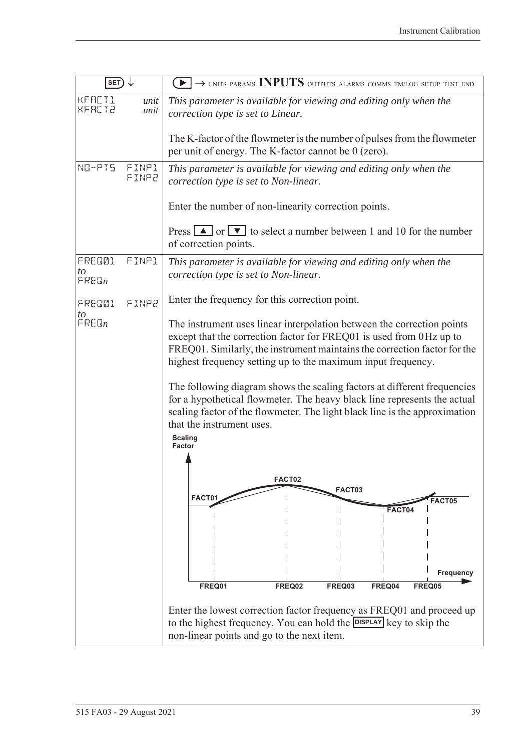| SET ↓ | ▶ → UNITS PARAMS **INPUTS** OUTPUTS ALARMS COMMS TM/LOG SETUP TEST END |
|---|---|
| KFACT1 *unit*<br>KFACT2 *unit* | *This parameter is available for viewing and editing only when the correction type is set to Linear.*<br><br>The K-factor of the flowmeter is the number of pulses from the flowmeter per unit of energy. The K-factor cannot be 0 (zero). |
| NO-PTS FINP1<br>FINP2 | *This parameter is available for viewing and editing only when the correction type is set to Non-linear.*<br><br>Enter the number of non-linearity correction points.<br><br>Press ▲ or ▼ to select a number between 1 and 10 for the number of correction points. |
| FREQ01 FINP1<br>*to*<br>FREQ*n*<br><br>FREQ01 FINP2<br>*to*<br>FREQ*n* | *This parameter is available for viewing and editing only when the correction type is set to Non-linear.*<br><br>Enter the frequency for this correction point.<br><br>The instrument uses linear interpolation between the correction points except that the correction factor for FREQ01 is used from 0Hz up to FREQ01. Similarly, the instrument maintains the correction factor for the highest frequency setting up to the maximum input frequency.<br><br>The following diagram shows the scaling factors at different frequencies for a hypothetical flowmeter. The heavy black line represents the actual scaling factor of the flowmeter. The light black line is the approximation that the instrument uses.<br><br>[Diagram: Scaling Factor vs Frequency; points FACT01–FACT05 at FREQ01–FREQ05]<br><br>Enter the lowest correction factor frequency as FREQ01 and proceed up to the highest frequency. You can hold the DISPLAY key to skip the non-linear points and go to the next item. |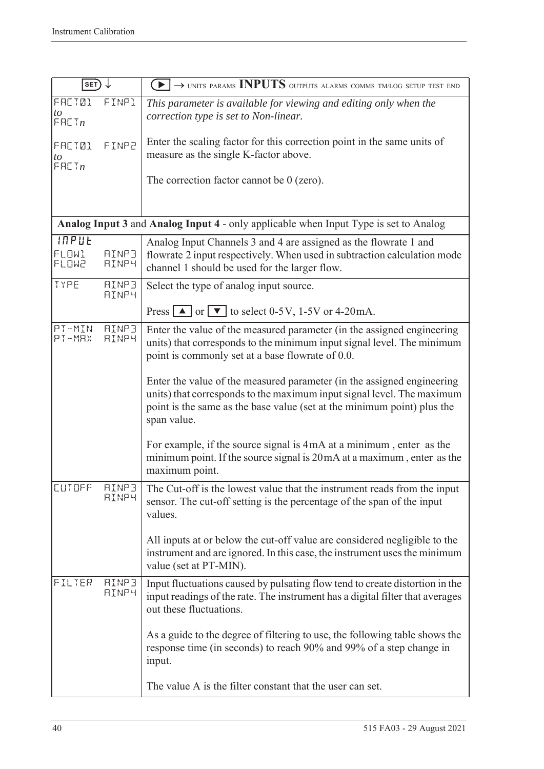| SET ↓ | ▶ → UNITS PARAMS **INPUTS** OUTPUTS ALARMS COMMS TM/LOG SETUP TEST END |
|---|---|
| FACT01 *to* FACT*n* FINP1<br><br>FACT01 *to* FACT*n* FINP2 | *This parameter is available for viewing and editing only when the correction type is set to Non-linear.*<br><br>Enter the scaling factor for this correction point in the same units of measure as the single K-factor above.<br><br>The correction factor cannot be 0 (zero). |
| **Analog Input 3** and **Analog Input 4** - only applicable when Input Type is set to Analog | |
| INPUT<br>FLOW1 AINP3<br>FLOW2 AINP4 | Analog Input Channels 3 and 4 are assigned as the flowrate 1 and flowrate 2 input respectively. When used in subtraction calculation mode channel 1 should be used for the larger flow. |
| TYPE AINP3 AINP4 | Select the type of analog input source.<br><br>Press ▲ or ▼ to select 0-5V, 1-5V or 4-20mA. |
| PT-MIN AINP3<br>PT-MAX AINP4 | Enter the value of the measured parameter (in the assigned engineering units) that corresponds to the minimum input signal level. The minimum point is commonly set at a base flowrate of 0.0.<br><br>Enter the value of the measured parameter (in the assigned engineering units) that corresponds to the maximum input signal level. The maximum point is the same as the base value (set at the minimum point) plus the span value.<br><br>For example, if the source signal is 4mA at a minimum , enter as the minimum point. If the source signal is 20mA at a maximum , enter as the maximum point. |
| CUTOFF AINP3 AINP4 | The Cut-off is the lowest value that the instrument reads from the input sensor. The cut-off setting is the percentage of the span of the input values.<br><br>All inputs at or below the cut-off value are considered negligible to the instrument and are ignored. In this case, the instrument uses the minimum value (set at PT-MIN). |
| FILTER AINP3 AINP4 | Input fluctuations caused by pulsating flow tend to create distortion in the input readings of the rate. The instrument has a digital filter that averages out these fluctuations.<br><br>As a guide to the degree of filtering to use, the following table shows the response time (in seconds) to reach 90% and 99% of a step change in input.<br><br>The value A is the filter constant that the user can set. |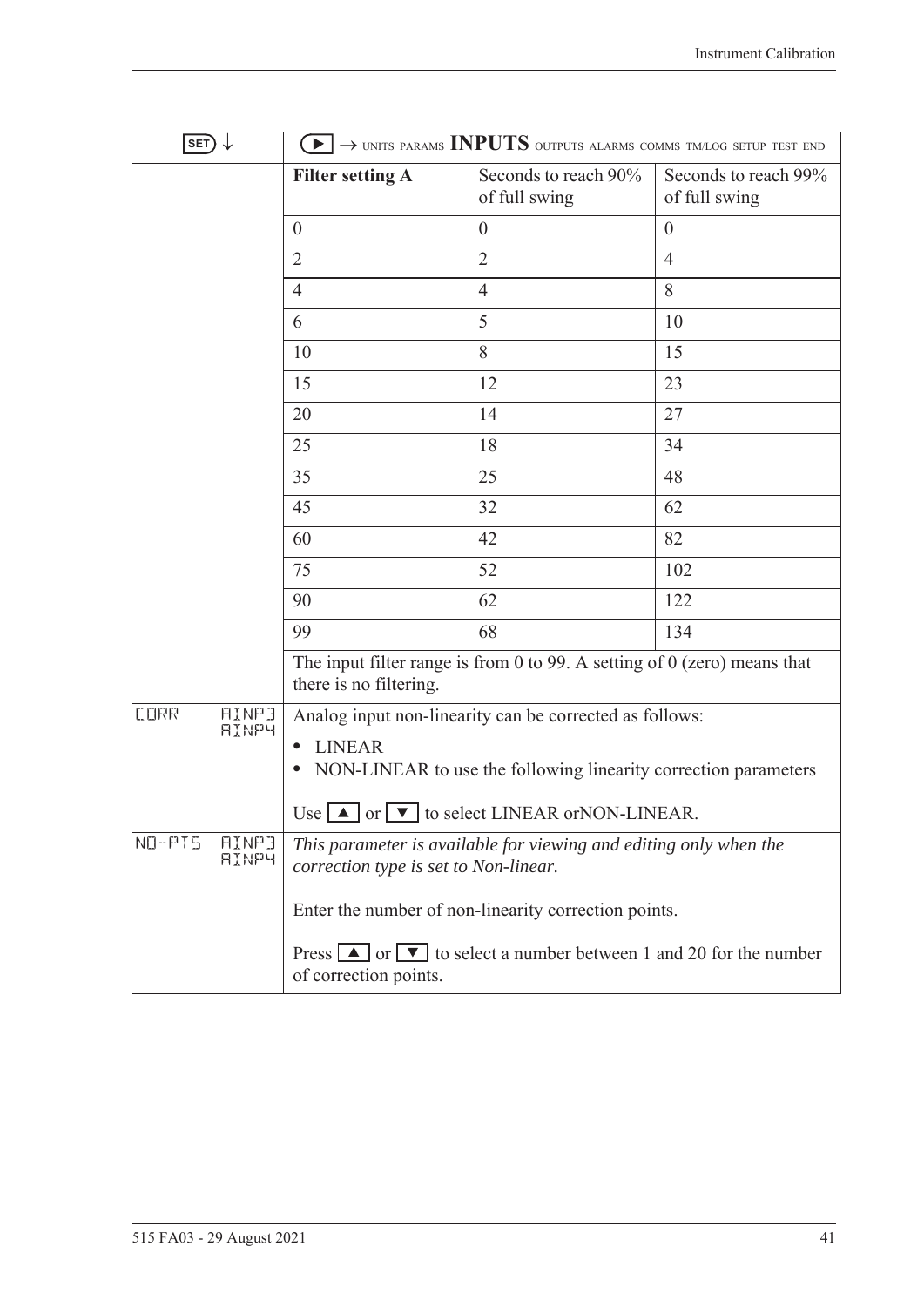| SET ↓ | ▶ → UNITS PARAMS **INPUTS** OUTPUTS ALARMS COMMS TM/LOG SETUP TEST END | | |
|---|---|---|---|
| | **Filter setting A** | Seconds to reach 90% of full swing | Seconds to reach 99% of full swing |
| | 0 | 0 | 0 |
| | 2 | 2 | 4 |
| | 4 | 4 | 8 |
| | 6 | 5 | 10 |
| | 10 | 8 | 15 |
| | 15 | 12 | 23 |
| | 20 | 14 | 27 |
| | 25 | 18 | 34 |
| | 35 | 25 | 48 |
| | 45 | 32 | 62 |
| | 60 | 42 | 82 |
| | 75 | 52 | 102 |
| | 90 | 62 | 122 |
| | 99 | 68 | 134 |
| | The input filter range is from 0 to 99. A setting of 0 (zero) means that there is no filtering. | | |
| CORR AINP3 AINP4 | Analog input non-linearity can be corrected as follows:<br>• LINEAR<br>• NON-LINEAR to use the following linearity correction parameters<br><br>Use ▲ or ▼ to select LINEAR orNON-LINEAR. | | |
| NO-PTS AINP3 AINP4 | *This parameter is available for viewing and editing only when the correction type is set to Non-linear.*<br><br>Enter the number of non-linearity correction points.<br><br>Press ▲ or ▼ to select a number between 1 and 20 for the number of correction points. | | |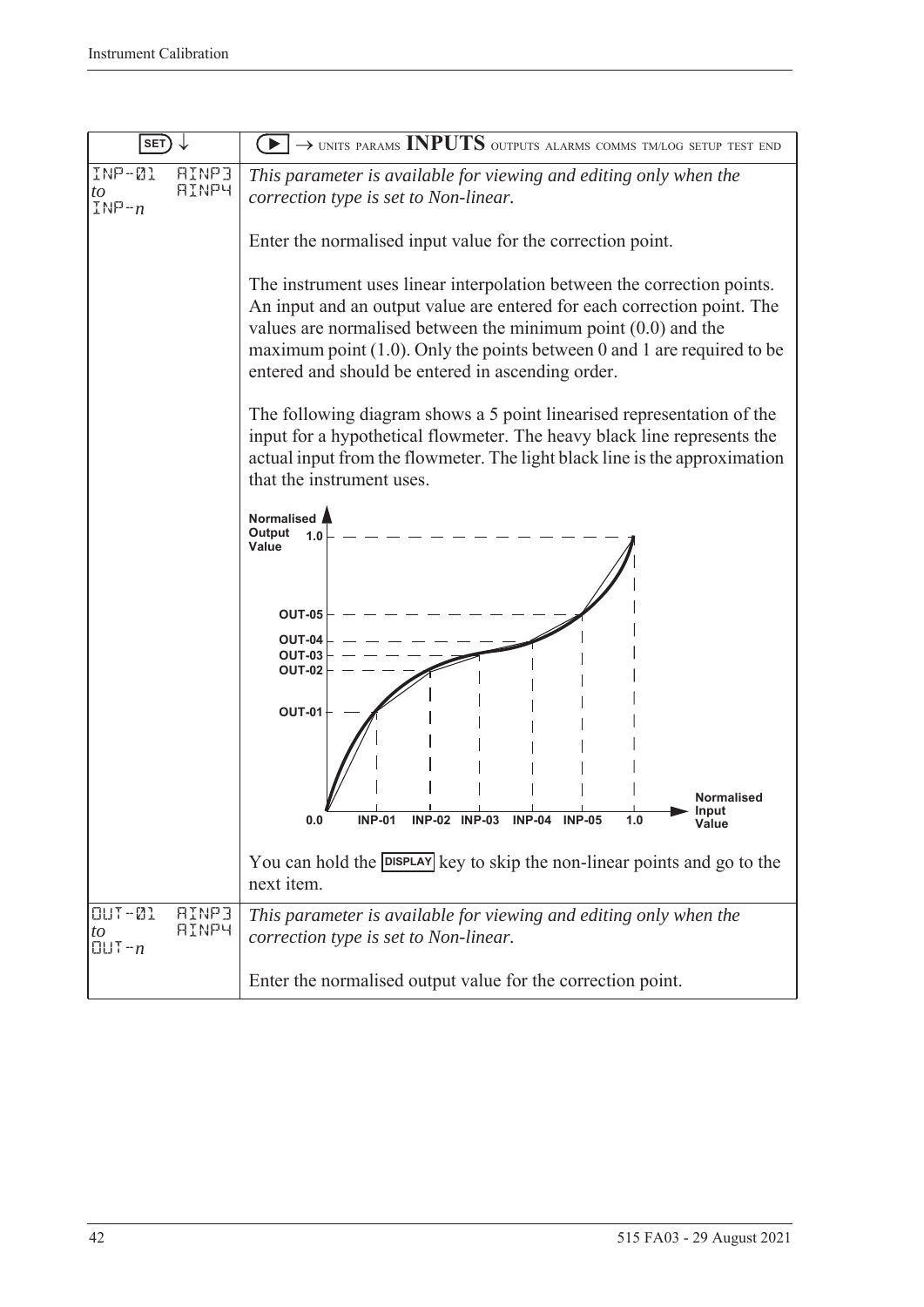| SET ↓ | ▶ → UNITS PARAMS **INPUTS** OUTPUTS ALARMS COMMS TM/LOG SETUP TEST END |
|---|---|
| INP-01 to INP-*n* &nbsp;&nbsp; AINP3 AINP4 | *This parameter is available for viewing and editing only when the correction type is set to Non-linear.*<br><br>Enter the normalised input value for the correction point.<br><br>The instrument uses linear interpolation between the correction points. An input and an output value are entered for each correction point. The values are normalised between the minimum point (0.0) and the maximum point (1.0). Only the points between 0 and 1 are required to be entered and should be entered in ascending order.<br><br>The following diagram shows a 5 point linearised representation of the input for a hypothetical flowmeter. The heavy black line represents the actual input from the flowmeter. The light black line is the approximation that the instrument uses.<br><br>You can hold the DISPLAY key to skip the non-linear points and go to the next item. |
| OUT-01 to OUT-*n* &nbsp;&nbsp; AINP3 AINP4 | *This parameter is available for viewing and editing only when the correction type is set to Non-linear.*<br><br>Enter the normalised output value for the correction point. |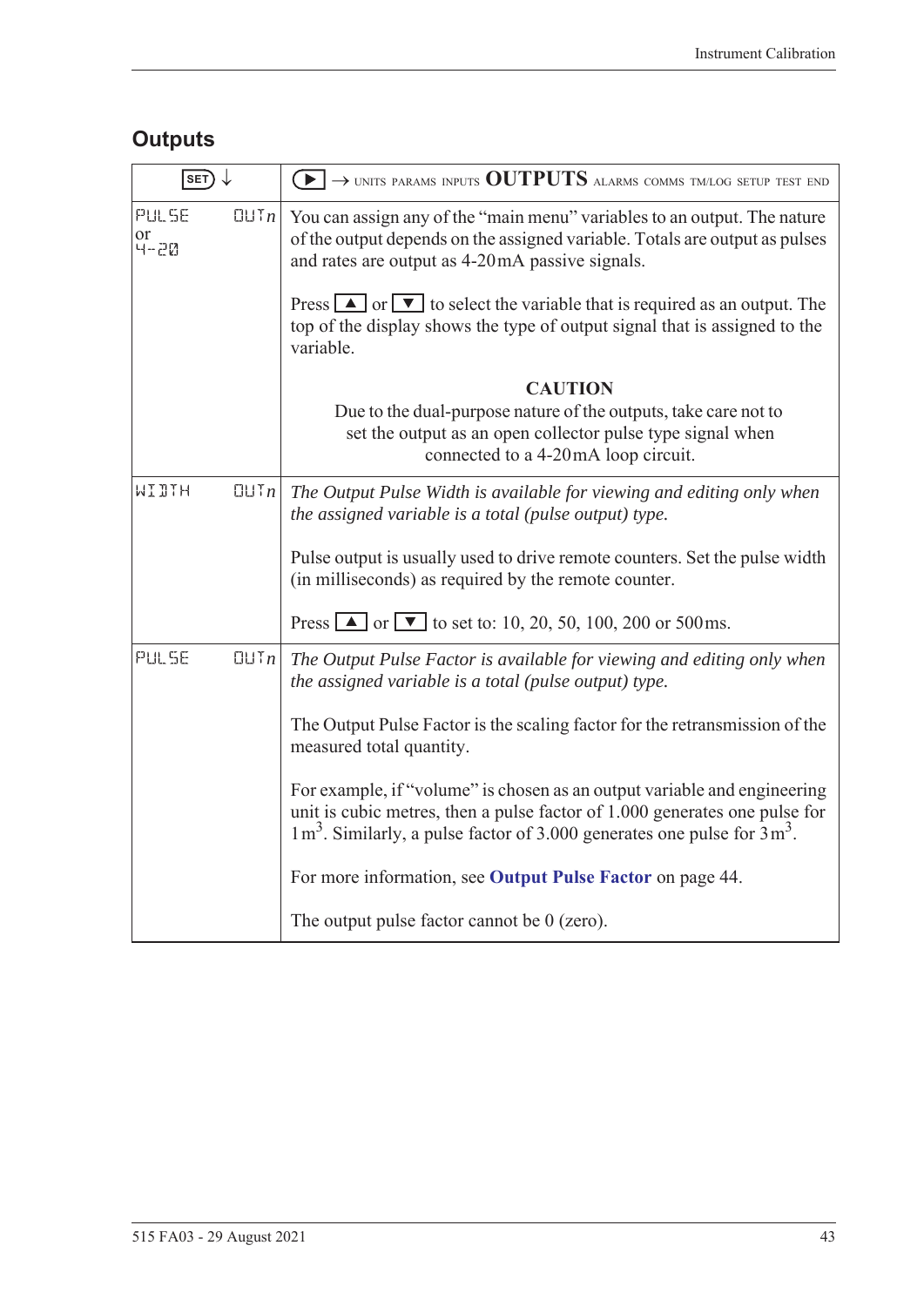## Outputs

| SET ↓ | ▶ → UNITS PARAMS INPUTS **OUTPUTS** ALARMS COMMS TM/LOG SETUP TEST END |
|---|---|
| PULSE OUT*n* or 4-20 | You can assign any of the "main menu" variables to an output. The nature of the output depends on the assigned variable. Totals are output as pulses and rates are output as 4-20 mA passive signals.<br><br>Press ▲ or ▼ to select the variable that is required as an output. The top of the display shows the type of output signal that is assigned to the variable.<br><br>**CAUTION**<br>Due to the dual-purpose nature of the outputs, take care not to set the output as an open collector pulse type signal when connected to a 4-20 mA loop circuit. |
| WIDTH OUT*n* | *The Output Pulse Width is available for viewing and editing only when the assigned variable is a total (pulse output) type.*<br><br>Pulse output is usually used to drive remote counters. Set the pulse width (in milliseconds) as required by the remote counter.<br><br>Press ▲ or ▼ to set to: 10, 20, 50, 100, 200 or 500 ms. |
| PULSE OUT*n* | *The Output Pulse Factor is available for viewing and editing only when the assigned variable is a total (pulse output) type.*<br><br>The Output Pulse Factor is the scaling factor for the retransmission of the measured total quantity.<br><br>For example, if "volume" is chosen as an output variable and engineering unit is cubic metres, then a pulse factor of 1.000 generates one pulse for 1 $m^3$. Similarly, a pulse factor of 3.000 generates one pulse for 3 $m^3$.<br><br>For more information, see **Output Pulse Factor** on page 44.<br><br>The output pulse factor cannot be 0 (zero). |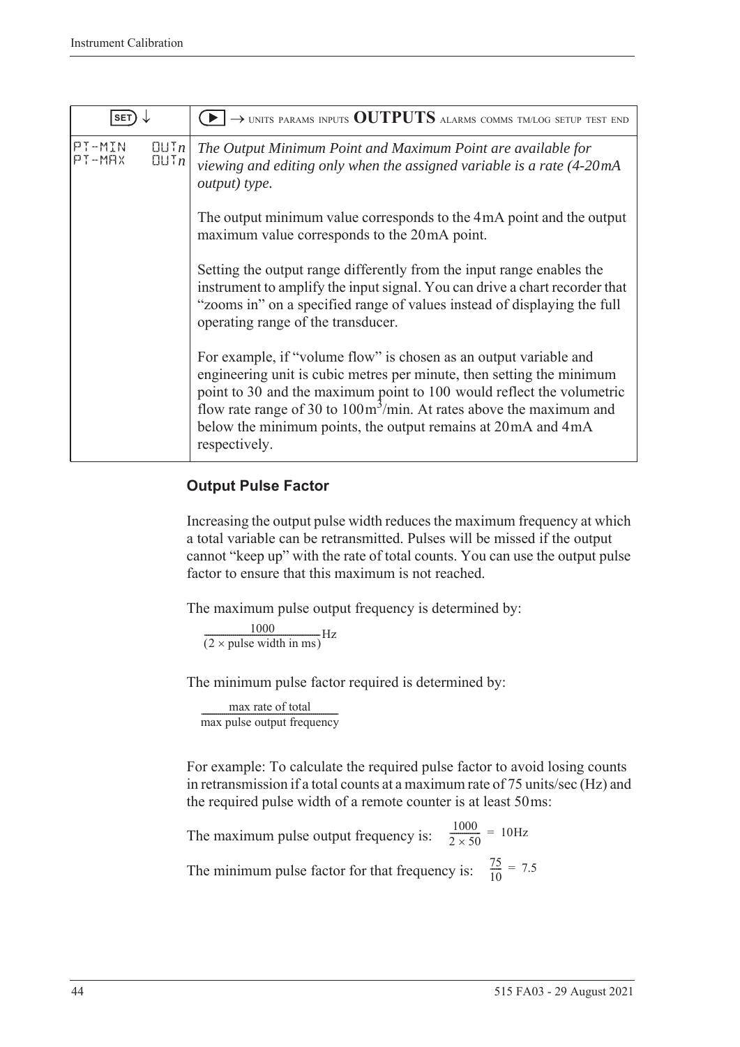| SET ↓ | ▶ → UNITS PARAMS INPUTS **OUTPUTS** ALARMS COMMS TM/LOG SETUP TEST END |
|---|---|
| PT-MIN OUT*n* PT-MAX OUT*n* | *The Output Minimum Point and Maximum Point are available for viewing and editing only when the assigned variable is a rate (4-20mA output) type.* The output minimum value corresponds to the 4mA point and the output maximum value corresponds to the 20mA point. Setting the output range differently from the input range enables the instrument to amplify the input signal. You can drive a chart recorder that "zooms in" on a specified range of values instead of displaying the full operating range of the transducer. For example, if "volume flow" is chosen as an output variable and engineering unit is cubic metres per minute, then setting the minimum point to 30 and the maximum point to 100 would reflect the volumetric flow rate range of 30 to 100m$^3$/min. At rates above the maximum and below the minimum points, the output remains at 20mA and 4mA respectively. |

### Output Pulse Factor

Increasing the output pulse width reduces the maximum frequency at which a total variable can be retransmitted. Pulses will be missed if the output cannot "keep up" with the rate of total counts. You can use the output pulse factor to ensure that this maximum is not reached.

The maximum pulse output frequency is determined by:

$$\frac{1000}{(2 \times \text{pulse width in ms})}\text{Hz}$$

The minimum pulse factor required is determined by:

$$\frac{\text{max rate of total}}{\text{max pulse output frequency}}$$

For example: To calculate the required pulse factor to avoid losing counts in retransmission if a total counts at a maximum rate of 75 units/sec (Hz) and the required pulse width of a remote counter is at least 50ms:

The maximum pulse output frequency is: $\frac{1000}{2 \times 50} = 10\text{Hz}$

The minimum pulse factor for that frequency is: $\frac{75}{10} = 7.5$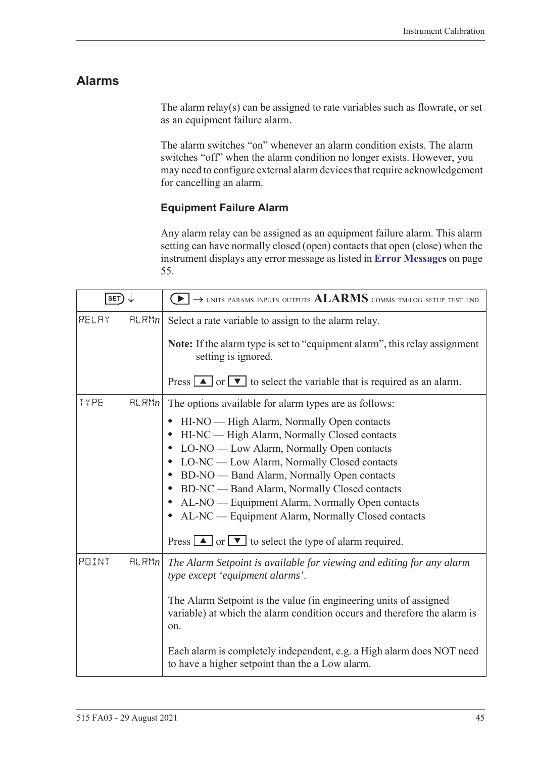## Alarms

The alarm relay(s) can be assigned to rate variables such as flowrate, or set as an equipment failure alarm.

The alarm switches "on" whenever an alarm condition exists. The alarm switches "off" when the alarm condition no longer exists. However, you may need to configure external alarm devices that require acknowledgement for cancelling an alarm.

### Equipment Failure Alarm

Any alarm relay can be assigned as an equipment failure alarm. This alarm setting can have normally closed (open) contacts that open (close) when the instrument displays any error message as listed in **Error Messages** on page 55.

| SET ↓ | ▶ → UNITS PARAMS INPUTS OUTPUTS **ALARMS** COMMS TM/LOG SETUP TEST END |
|---|---|
| RELAY ALRM*n* | Select a rate variable to assign to the alarm relay.<br><br>**Note:** If the alarm type is set to "equipment alarm", this relay assignment setting is ignored.<br><br>Press ▲ or ▼ to select the variable that is required as an alarm. |
| TYPE ALRM*n* | The options available for alarm types are as follows:<br>• HI-NO — High Alarm, Normally Open contacts<br>• HI-NC — High Alarm, Normally Closed contacts<br>• LO-NO — Low Alarm, Normally Open contacts<br>• LO-NC — Low Alarm, Normally Closed contacts<br>• BD-NO — Band Alarm, Normally Open contacts<br>• BD-NC — Band Alarm, Normally Closed contacts<br>• AL-NO — Equipment Alarm, Normally Open contacts<br>• AL-NC — Equipment Alarm, Normally Closed contacts<br><br>Press ▲ or ▼ to select the type of alarm required. |
| POINT ALRM*n* | *The Alarm Setpoint is available for viewing and editing for any alarm type except 'equipment alarms'.*<br><br>The Alarm Setpoint is the value (in engineering units of assigned variable) at which the alarm condition occurs and therefore the alarm is on.<br><br>Each alarm is completely independent, e.g. a High alarm does NOT need to have a higher setpoint than the a Low alarm. |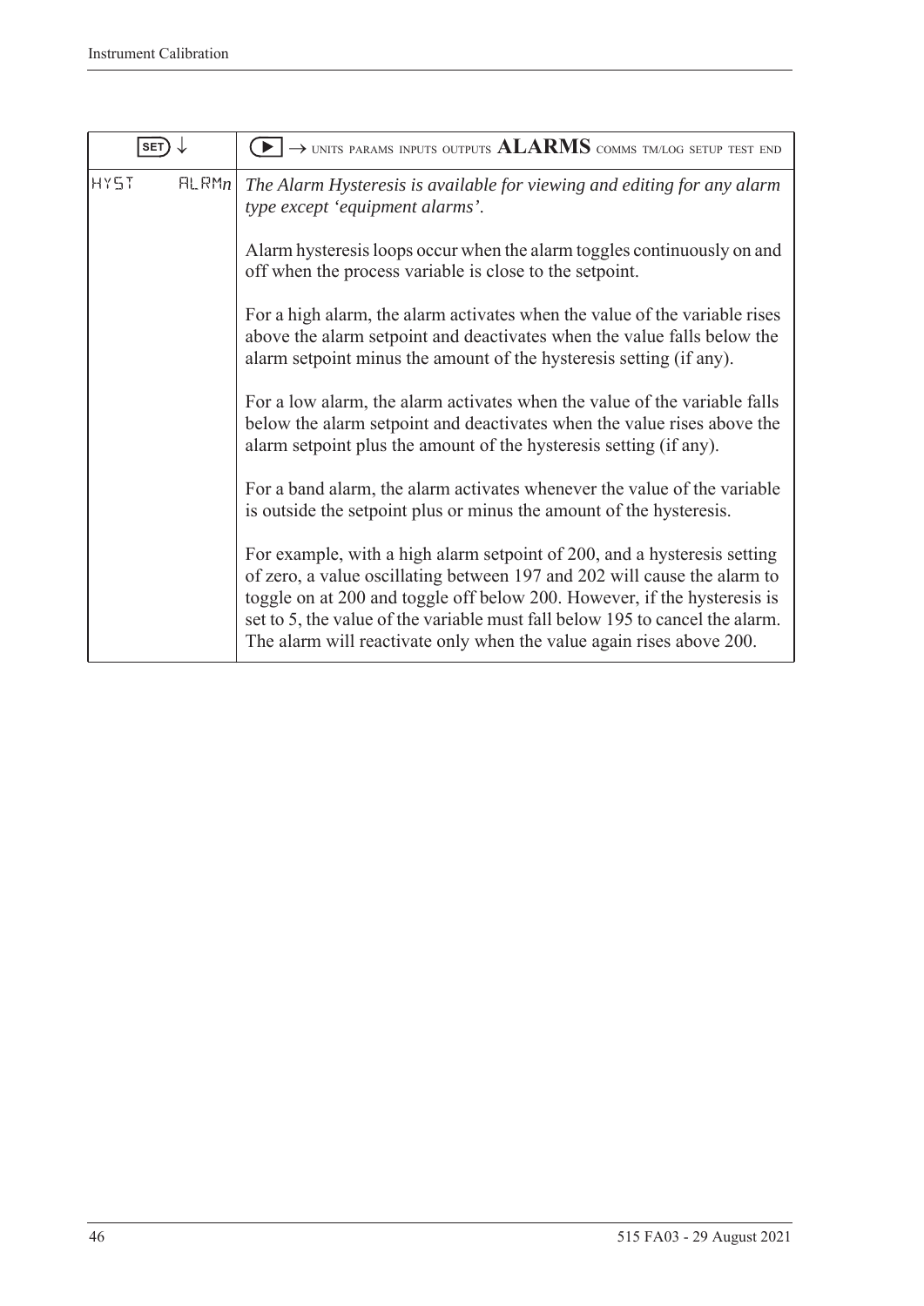| SET ↓ | ▶ → UNITS PARAMS INPUTS OUTPUTS **ALARMS** COMMS TM/LOG SETUP TEST END |
| --- | --- |
| HYST ALRM*n* | *The Alarm Hysteresis is available for viewing and editing for any alarm type except 'equipment alarms'.*<br><br>Alarm hysteresis loops occur when the alarm toggles continuously on and off when the process variable is close to the setpoint.<br><br>For a high alarm, the alarm activates when the value of the variable rises above the alarm setpoint and deactivates when the value falls below the alarm setpoint minus the amount of the hysteresis setting (if any).<br><br>For a low alarm, the alarm activates when the value of the variable falls below the alarm setpoint and deactivates when the value rises above the alarm setpoint plus the amount of the hysteresis setting (if any).<br><br>For a band alarm, the alarm activates whenever the value of the variable is outside the setpoint plus or minus the amount of the hysteresis.<br><br>For example, with a high alarm setpoint of 200, and a hysteresis setting of zero, a value oscillating between 197 and 202 will cause the alarm to toggle on at 200 and toggle off below 200. However, if the hysteresis is set to 5, the value of the variable must fall below 195 to cancel the alarm. The alarm will reactivate only when the value again rises above 200. |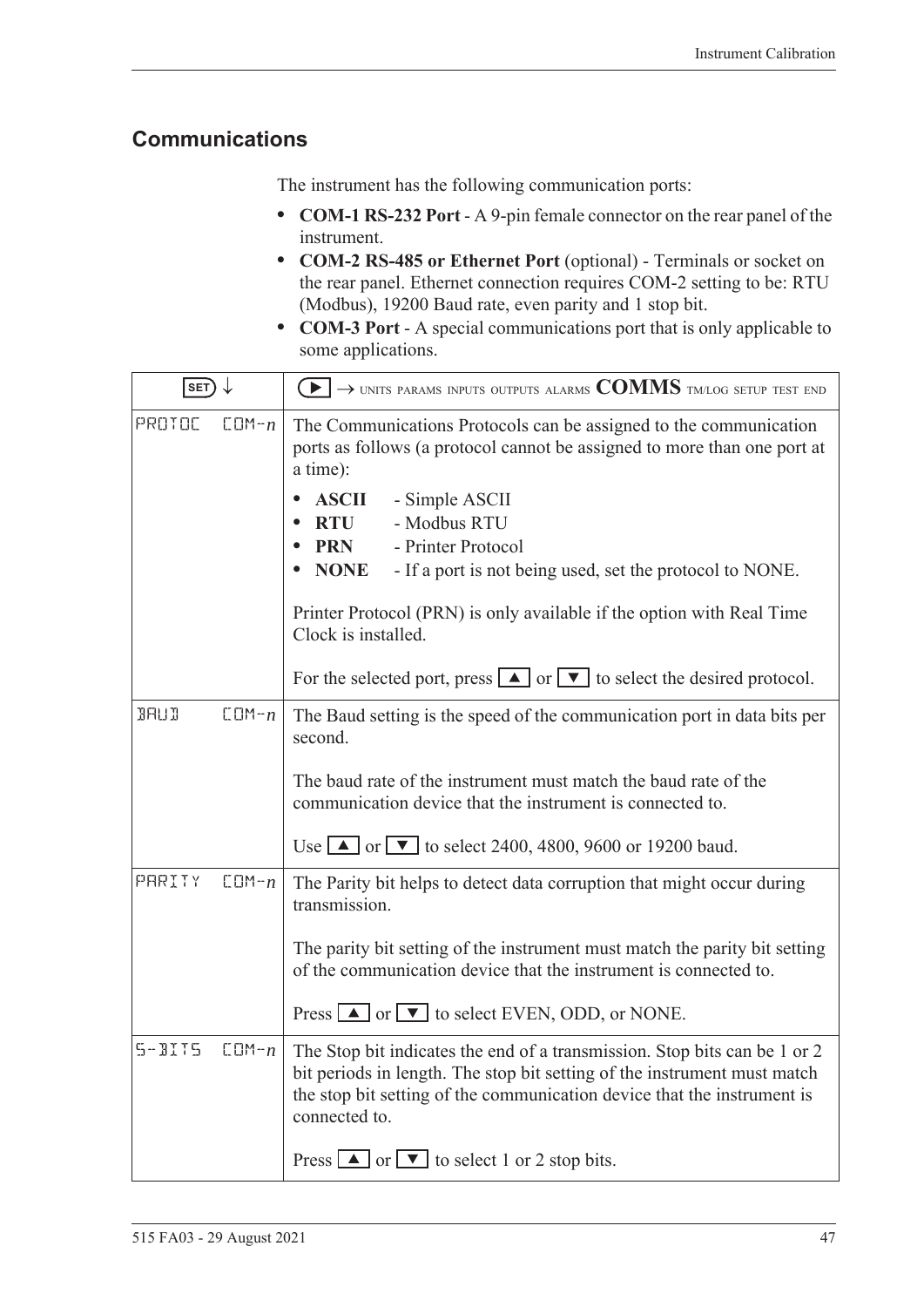## Communications

The instrument has the following communication ports:

- **COM-1 RS-232 Port** - A 9-pin female connector on the rear panel of the instrument.
- **COM-2 RS-485 or Ethernet Port** (optional) - Terminals or socket on the rear panel. Ethernet connection requires COM-2 setting to be: RTU (Modbus), 19200 Baud rate, even parity and 1 stop bit.
- **COM-3 Port** - A special communications port that is only applicable to some applications.

| SET ↓ | ▶ → UNITS PARAMS INPUTS OUTPUTS ALARMS **COMMS** TM/LOG SETUP TEST END |
|---|---|
| PROTOC COM-*n* | The Communications Protocols can be assigned to the communication ports as follows (a protocol cannot be assigned to more than one port at a time):<br>• **ASCII** - Simple ASCII<br>• **RTU** - Modbus RTU<br>• **PRN** - Printer Protocol<br>• **NONE** - If a port is not being used, set the protocol to NONE.<br><br>Printer Protocol (PRN) is only available if the option with Real Time Clock is installed.<br><br>For the selected port, press ▲ or ▼ to select the desired protocol. |
| BAUD COM-*n* | The Baud setting is the speed of the communication port in data bits per second.<br><br>The baud rate of the instrument must match the baud rate of the communication device that the instrument is connected to.<br><br>Use ▲ or ▼ to select 2400, 4800, 9600 or 19200 baud. |
| PARITY COM-*n* | The Parity bit helps to detect data corruption that might occur during transmission.<br><br>The parity bit setting of the instrument must match the parity bit setting of the communication device that the instrument is connected to.<br><br>Press ▲ or ▼ to select EVEN, ODD, or NONE. |
| S-BITS COM-*n* | The Stop bit indicates the end of a transmission. Stop bits can be 1 or 2 bit periods in length. The stop bit setting of the instrument must match the stop bit setting of the communication device that the instrument is connected to.<br><br>Press ▲ or ▼ to select 1 or 2 stop bits. |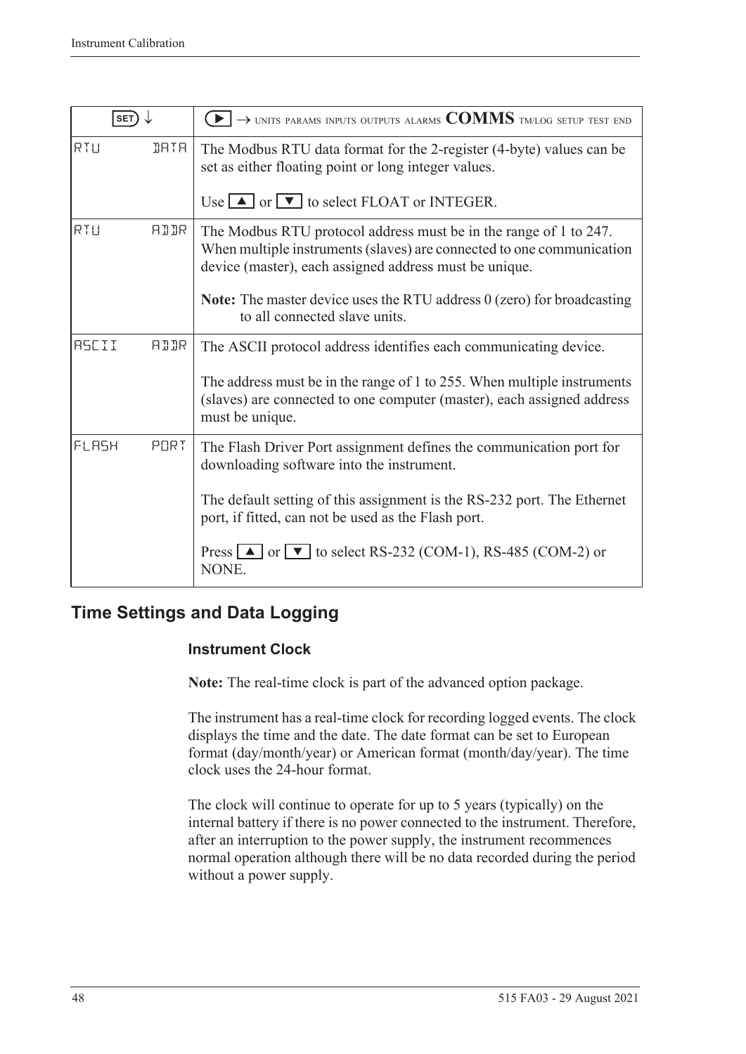| SET ↓ | ▶ → UNITS PARAMS INPUTS OUTPUTS ALARMS **COMMS** TM/LOG SETUP TEST END |
|---|---|
| RTU DATA | The Modbus RTU data format for the 2-register (4-byte) values can be set as either floating point or long integer values.<br><br>Use ▲ or ▼ to select FLOAT or INTEGER. |
| RTU ADDR | The Modbus RTU protocol address must be in the range of 1 to 247. When multiple instruments (slaves) are connected to one communication device (master), each assigned address must be unique.<br><br>**Note:** The master device uses the RTU address 0 (zero) for broadcasting to all connected slave units. |
| ASCII ADDR | The ASCII protocol address identifies each communicating device.<br><br>The address must be in the range of 1 to 255. When multiple instruments (slaves) are connected to one computer (master), each assigned address must be unique. |
| FLASH PORT | The Flash Driver Port assignment defines the communication port for downloading software into the instrument.<br><br>The default setting of this assignment is the RS-232 port. The Ethernet port, if fitted, can not be used as the Flash port.<br><br>Press ▲ or ▼ to select RS-232 (COM-1), RS-485 (COM-2) or NONE. |

## Time Settings and Data Logging

### Instrument Clock

**Note:** The real-time clock is part of the advanced option package.

The instrument has a real-time clock for recording logged events. The clock displays the time and the date. The date format can be set to European format (day/month/year) or American format (month/day/year). The time clock uses the 24-hour format.

The clock will continue to operate for up to 5 years (typically) on the internal battery if there is no power connected to the instrument. Therefore, after an interruption to the power supply, the instrument recommences normal operation although there will be no data recorded during the period without a power supply.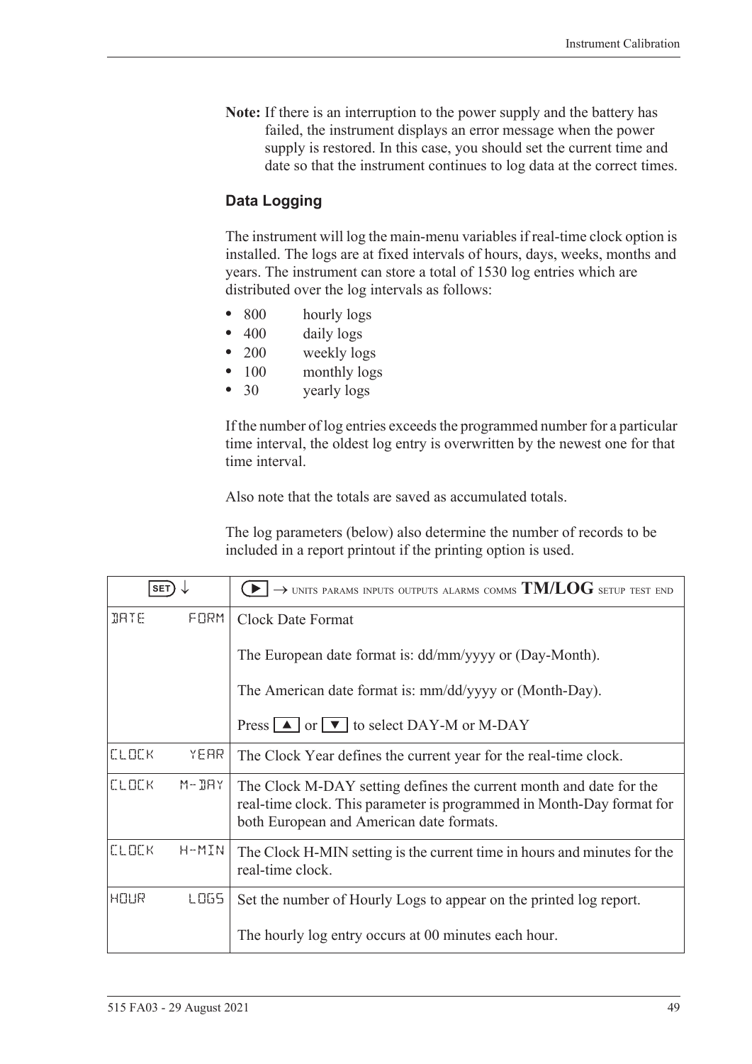**Note:** If there is an interruption to the power supply and the battery has failed, the instrument displays an error message when the power supply is restored. In this case, you should set the current time and date so that the instrument continues to log data at the correct times.

### Data Logging

The instrument will log the main-menu variables if real-time clock option is installed. The logs are at fixed intervals of hours, days, weeks, months and years. The instrument can store a total of 1530 log entries which are distributed over the log intervals as follows:

- 800 hourly logs
- 400 daily logs
- 200 weekly logs
- 100 monthly logs
- 30 yearly logs

If the number of log entries exceeds the programmed number for a particular time interval, the oldest log entry is overwritten by the newest one for that time interval.

Also note that the totals are saved as accumulated totals.

The log parameters (below) also determine the number of records to be included in a report printout if the printing option is used.

| SET ↓ | ▶ → UNITS PARAMS INPUTS OUTPUTS ALARMS COMMS **TM/LOG** SETUP TEST END |
|---|---|
| DATE FORM | Clock Date Format<br><br>The European date format is: dd/mm/yyyy or (Day-Month).<br><br>The American date format is: mm/dd/yyyy or (Month-Day).<br><br>Press ▲ or ▼ to select DAY-M or M-DAY |
| CLOCK YEAR | The Clock Year defines the current year for the real-time clock. |
| CLOCK M-DAY | The Clock M-DAY setting defines the current month and date for the real-time clock. This parameter is programmed in Month-Day format for both European and American date formats. |
| CLOCK H-MIN | The Clock H-MIN setting is the current time in hours and minutes for the real-time clock. |
| HOUR LOGS | Set the number of Hourly Logs to appear on the printed log report.<br><br>The hourly log entry occurs at 00 minutes each hour. |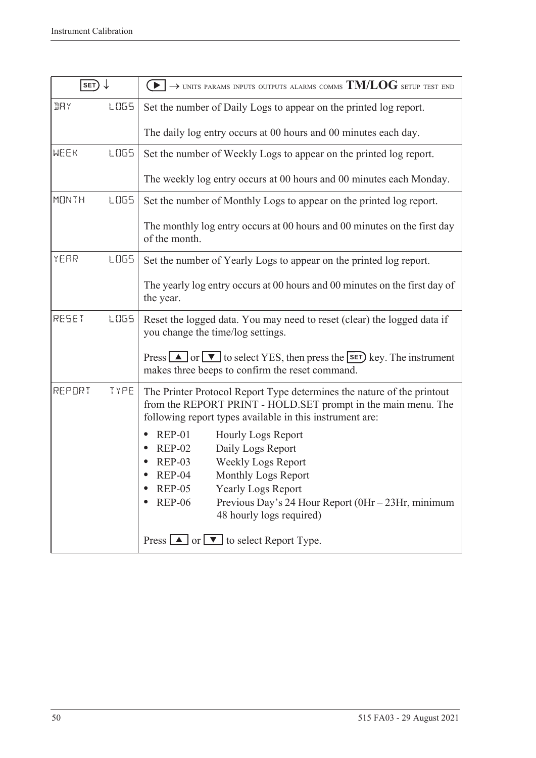| SET ↓ | ▶ → UNITS PARAMS INPUTS OUTPUTS ALARMS COMMS **TM/LOG** SETUP TEST END |
|---|---|
| DAY LOGS | Set the number of Daily Logs to appear on the printed log report.<br><br>The daily log entry occurs at 00 hours and 00 minutes each day. |
| WEEK LOGS | Set the number of Weekly Logs to appear on the printed log report.<br><br>The weekly log entry occurs at 00 hours and 00 minutes each Monday. |
| MONTH LOGS | Set the number of Monthly Logs to appear on the printed log report.<br><br>The monthly log entry occurs at 00 hours and 00 minutes on the first day of the month. |
| YEAR LOGS | Set the number of Yearly Logs to appear on the printed log report.<br><br>The yearly log entry occurs at 00 hours and 00 minutes on the first day of the year. |
| RESET LOGS | Reset the logged data. You may need to reset (clear) the logged data if you change the time/log settings.<br><br>Press ▲ or ▼ to select YES, then press the SET key. The instrument makes three beeps to confirm the reset command. |
| REPORT TYPE | The Printer Protocol Report Type determines the nature of the printout from the REPORT PRINT - HOLD.SET prompt in the main menu. The following report types available in this instrument are:<br><br>• REP-01 Hourly Logs Report<br>• REP-02 Daily Logs Report<br>• REP-03 Weekly Logs Report<br>• REP-04 Monthly Logs Report<br>• REP-05 Yearly Logs Report<br>• REP-06 Previous Day's 24 Hour Report (0Hr – 23Hr, minimum 48 hourly logs required)<br><br>Press ▲ or ▼ to select Report Type. |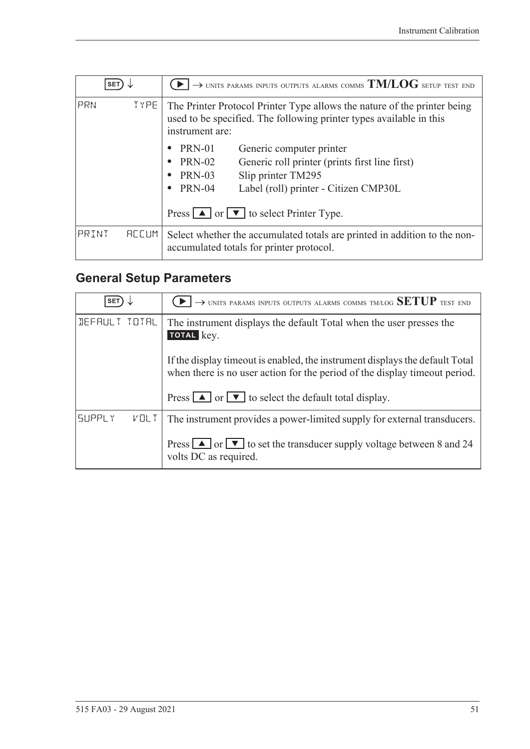| SET ↓ | ▶ → UNITS PARAMS INPUTS OUTPUTS ALARMS COMMS **TM/LOG** SETUP TEST END |
|---|---|
| PRN TYPE | The Printer Protocol Printer Type allows the nature of the printer being used to be specified. The following printer types available in this instrument are:<br>• PRN-01 Generic computer printer<br>• PRN-02 Generic roll printer (prints first line first)<br>• PRN-03 Slip printer TM295<br>• PRN-04 Label (roll) printer - Citizen CMP30L<br><br>Press ▲ or ▼ to select Printer Type. |
| PRINT ACCUM | Select whether the accumulated totals are printed in addition to the non-accumulated totals for printer protocol. |

## General Setup Parameters

| SET ↓ | ▶ → UNITS PARAMS INPUTS OUTPUTS ALARMS COMMS TM/LOG **SETUP** TEST END |
|---|---|
| DEFAULT TOTAL | The instrument displays the default Total when the user presses the **TOTAL** key.<br><br>If the display timeout is enabled, the instrument displays the default Total when there is no user action for the period of the display timeout period.<br><br>Press ▲ or ▼ to select the default total display. |
| SUPPLY VOLT | The instrument provides a power-limited supply for external transducers.<br><br>Press ▲ or ▼ to set the transducer supply voltage between 8 and 24 volts DC as required. |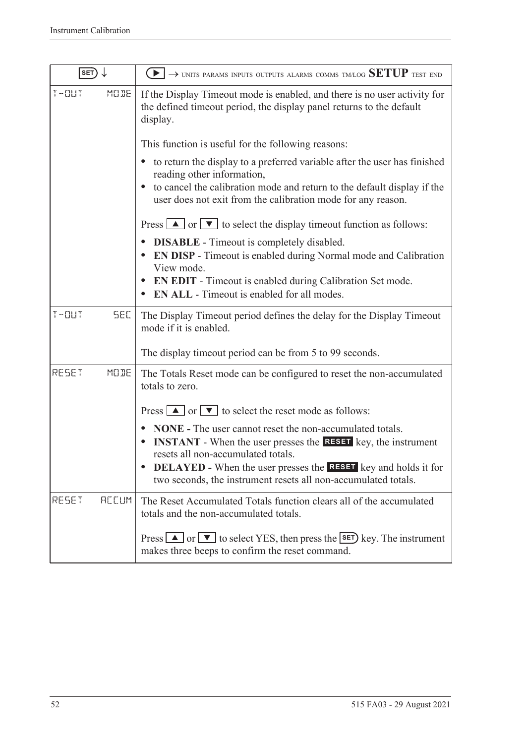| SET ↓ | ▶ → UNITS PARAMS INPUTS OUTPUTS ALARMS COMMS TM/LOG **SETUP** TEST END |
|---|---|
| T-OUT MODE | If the Display Timeout mode is enabled, and there is no user activity for the defined timeout period, the display panel returns to the default display.<br><br>This function is useful for the following reasons:<br>• to return the display to a preferred variable after the user has finished reading other information,<br>• to cancel the calibration mode and return to the default display if the user does not exit from the calibration mode for any reason.<br><br>Press ▲ or ▼ to select the display timeout function as follows:<br>• **DISABLE** - Timeout is completely disabled.<br>• **EN DISP** - Timeout is enabled during Normal mode and Calibration View mode.<br>• **EN EDIT** - Timeout is enabled during Calibration Set mode.<br>• **EN ALL** - Timeout is enabled for all modes. |
| T-OUT SEC | The Display Timeout period defines the delay for the Display Timeout mode if it is enabled.<br><br>The display timeout period can be from 5 to 99 seconds. |
| RESET MODE | The Totals Reset mode can be configured to reset the non-accumulated totals to zero.<br><br>Press ▲ or ▼ to select the reset mode as follows:<br>• **NONE -** The user cannot reset the non-accumulated totals.<br>• **INSTANT** - When the user presses the **RESET** key, the instrument resets all non-accumulated totals.<br>• **DELAYED -** When the user presses the **RESET** key and holds it for two seconds, the instrument resets all non-accumulated totals. |
| RESET ACCUM | The Reset Accumulated Totals function clears all of the accumulated totals and the non-accumulated totals.<br><br>Press ▲ or ▼ to select YES, then press the SET key. The instrument makes three beeps to confirm the reset command. |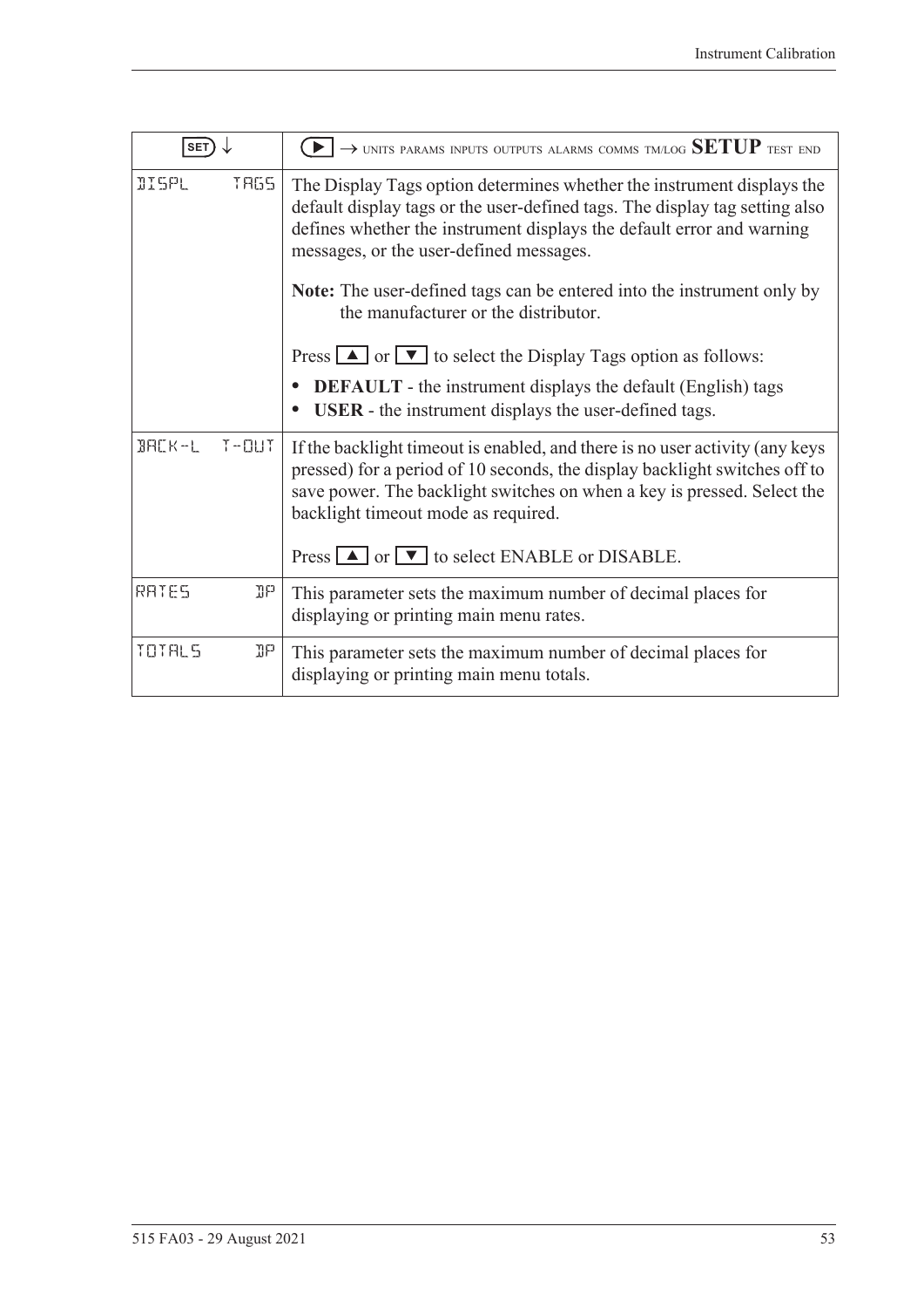| SET ↓ | ▶ → UNITS PARAMS INPUTS OUTPUTS ALARMS COMMS TM/LOG **SETUP** TEST END |
|---|---|
| DISPL TAGS | The Display Tags option determines whether the instrument displays the default display tags or the user-defined tags. The display tag setting also defines whether the instrument displays the default error and warning messages, or the user-defined messages.<br><br>**Note:** The user-defined tags can be entered into the instrument only by the manufacturer or the distributor.<br><br>Press ▲ or ▼ to select the Display Tags option as follows:<br>• **DEFAULT** - the instrument displays the default (English) tags<br>• **USER** - the instrument displays the user-defined tags. |
| BACK-L T-OUT | If the backlight timeout is enabled, and there is no user activity (any keys pressed) for a period of 10 seconds, the display backlight switches off to save power. The backlight switches on when a key is pressed. Select the backlight timeout mode as required.<br><br>Press ▲ or ▼ to select ENABLE or DISABLE. |
| RATES DP | This parameter sets the maximum number of decimal places for displaying or printing main menu rates. |
| TOTALS DP | This parameter sets the maximum number of decimal places for displaying or printing main menu totals. |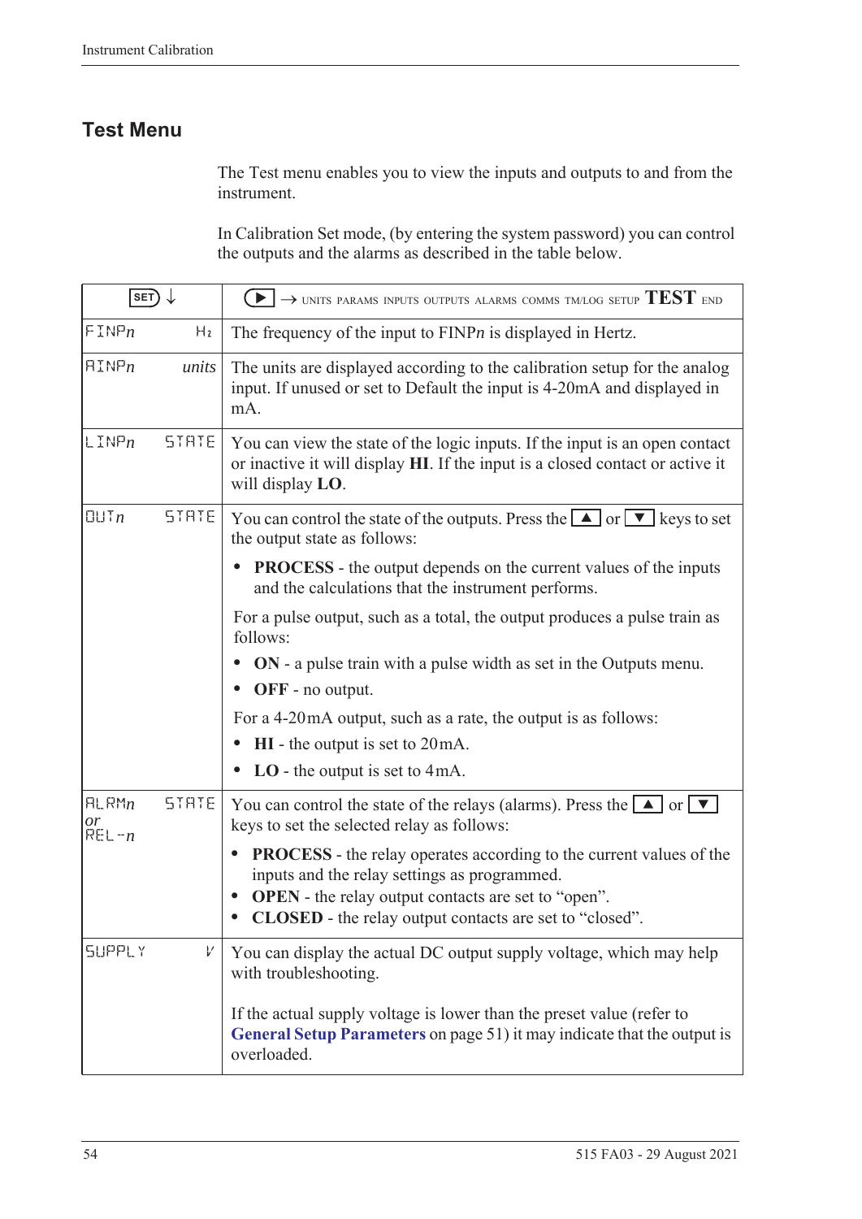## Test Menu

The Test menu enables you to view the inputs and outputs to and from the instrument.

In Calibration Set mode, (by entering the system password) you can control the outputs and the alarms as described in the table below.

| SET ↓ | | ▶ → UNITS PARAMS INPUTS OUTPUTS ALARMS COMMS TM/LOG SETUP **TEST** END |
|---|---|---|
| FINP*n* | Hz | The frequency of the input to FINP*n* is displayed in Hertz. |
| AINP*n* | *units* | The units are displayed according to the calibration setup for the analog input. If unused or set to Default the input is 4-20mA and displayed in mA. |
| LINP*n* | STATE | You can view the state of the logic inputs. If the input is an open contact or inactive it will display **HI**. If the input is a closed contact or active it will display **LO**. |
| OUT*n* | STATE | You can control the state of the outputs. Press the ▲ or ▼ keys to set the output state as follows:<br>• **PROCESS** - the output depends on the current values of the inputs and the calculations that the instrument performs.<br>For a pulse output, such as a total, the output produces a pulse train as follows:<br>• **ON** - a pulse train with a pulse width as set in the Outputs menu.<br>• **OFF** - no output.<br>For a 4-20 mA output, such as a rate, the output is as follows:<br>• **HI** - the output is set to 20 mA.<br>• **LO** - the output is set to 4 mA. |
| ALRM*n* *or* REL-*n* | STATE | You can control the state of the relays (alarms). Press the ▲ or ▼ keys to set the selected relay as follows:<br>• **PROCESS** - the relay operates according to the current values of the inputs and the relay settings as programmed.<br>• **OPEN** - the relay output contacts are set to "open".<br>• **CLOSED** - the relay output contacts are set to "closed". |
| SUPPLY | V | You can display the actual DC output supply voltage, which may help with troubleshooting.<br><br>If the actual supply voltage is lower than the preset value (refer to **General Setup Parameters** on page 51) it may indicate that the output is overloaded. |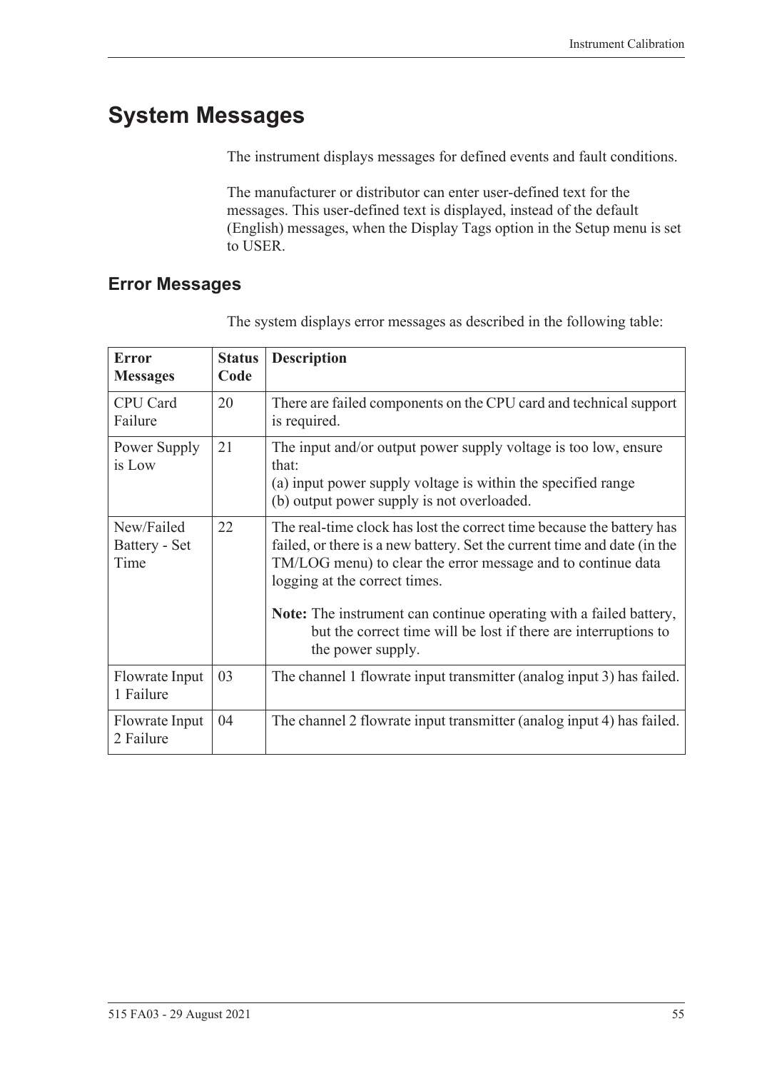# System Messages

The instrument displays messages for defined events and fault conditions.

The manufacturer or distributor can enter user-defined text for the messages. This user-defined text is displayed, instead of the default (English) messages, when the Display Tags option in the Setup menu is set to USER.

## Error Messages

The system displays error messages as described in the following table:

| Error Messages | Status Code | Description |
|---|---|---|
| CPU Card Failure | 20 | There are failed components on the CPU card and technical support is required. |
| Power Supply is Low | 21 | The input and/or output power supply voltage is too low, ensure that:<br>(a) input power supply voltage is within the specified range<br>(b) output power supply is not overloaded. |
| New/Failed Battery - Set Time | 22 | The real-time clock has lost the correct time because the battery has failed, or there is a new battery. Set the current time and date (in the TM/LOG menu) to clear the error message and to continue data logging at the correct times.<br><br>**Note:** The instrument can continue operating with a failed battery, but the correct time will be lost if there are interruptions to the power supply. |
| Flowrate Input 1 Failure | 03 | The channel 1 flowrate input transmitter (analog input 3) has failed. |
| Flowrate Input 2 Failure | 04 | The channel 2 flowrate input transmitter (analog input 4) has failed. |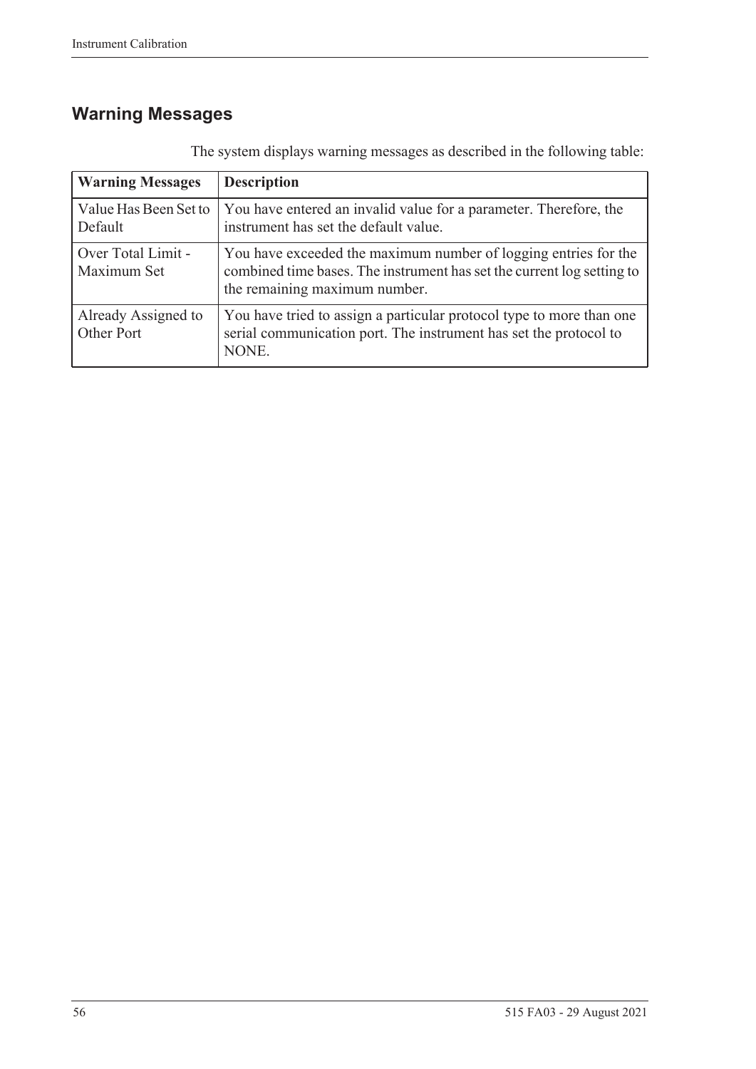## Warning Messages

The system displays warning messages as described in the following table:

| Warning Messages | Description |
| --- | --- |
| Value Has Been Set to Default | You have entered an invalid value for a parameter. Therefore, the instrument has set the default value. |
| Over Total Limit - Maximum Set | You have exceeded the maximum number of logging entries for the combined time bases. The instrument has set the current log setting to the remaining maximum number. |
| Already Assigned to Other Port | You have tried to assign a particular protocol type to more than one serial communication port. The instrument has set the protocol to NONE. |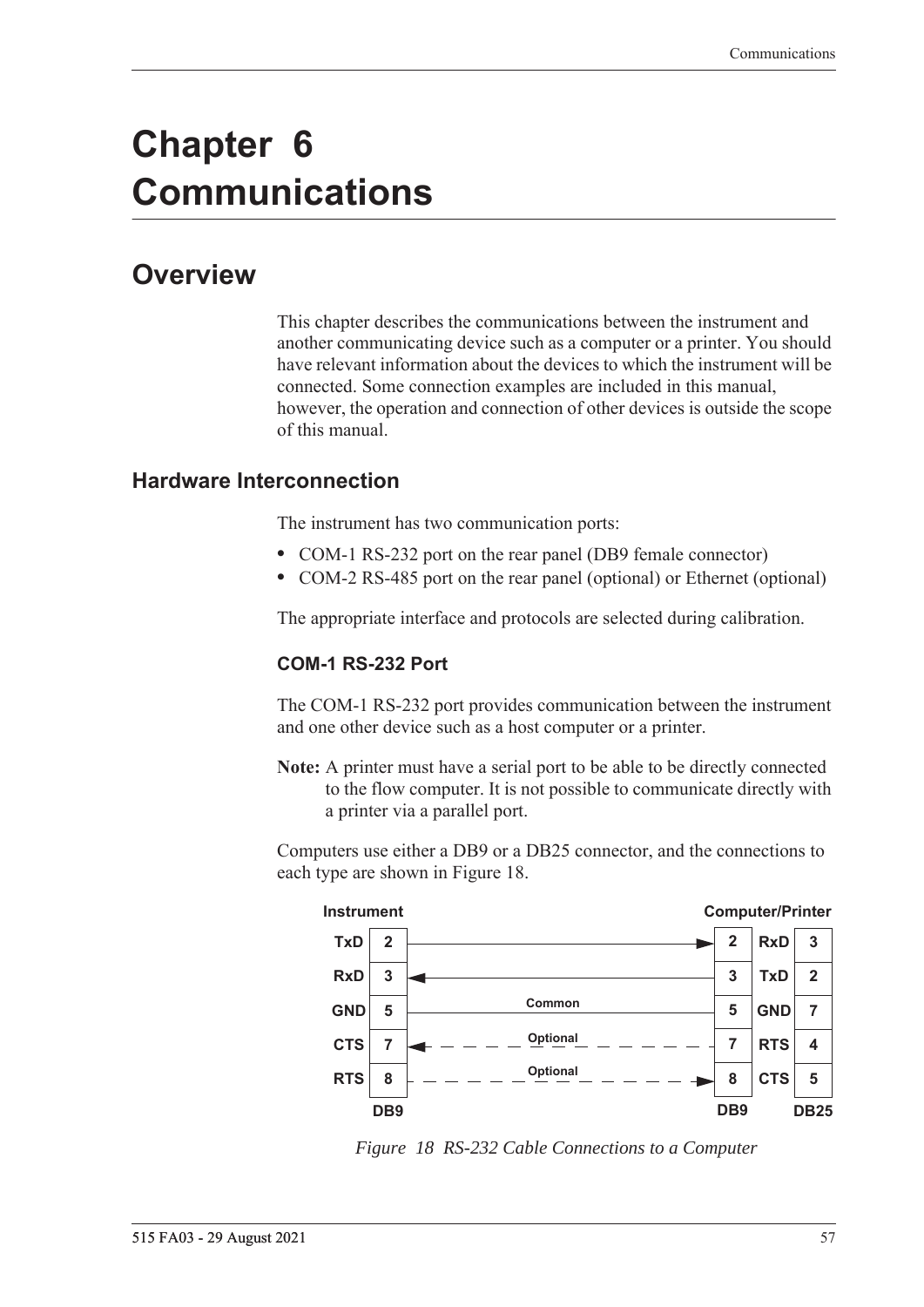# Chapter 6 Communications

## Overview

This chapter describes the communications between the instrument and another communicating device such as a computer or a printer. You should have relevant information about the devices to which the instrument will be connected. Some connection examples are included in this manual, however, the operation and connection of other devices is outside the scope of this manual.

### Hardware Interconnection

The instrument has two communication ports:

- COM-1 RS-232 port on the rear panel (DB9 female connector)
- COM-2 RS-485 port on the rear panel (optional) or Ethernet (optional)

The appropriate interface and protocols are selected during calibration.

#### COM-1 RS-232 Port

The COM-1 RS-232 port provides communication between the instrument and one other device such as a host computer or a printer.

**Note:** A printer must have a serial port to be able to be directly connected to the flow computer. It is not possible to communicate directly with a printer via a parallel port.

Computers use either a DB9 or a DB25 connector, and the connections to each type are shown in Figure 18.

| Instrument | DB9 | Connection | Computer/Printer DB9 | Signal | DB25 |
|---|---|---|---|---|---|
| TxD | 2 | → | 2 | RxD | 3 |
| RxD | 3 | ← | 3 | TxD | 2 |
| GND | 5 | Common | 5 | GND | 7 |
| CTS | 7 | ← Optional | 7 | RTS | 4 |
| RTS | 8 | Optional → | 8 | CTS | 5 |

*Figure 18 RS-232 Cable Connections to a Computer*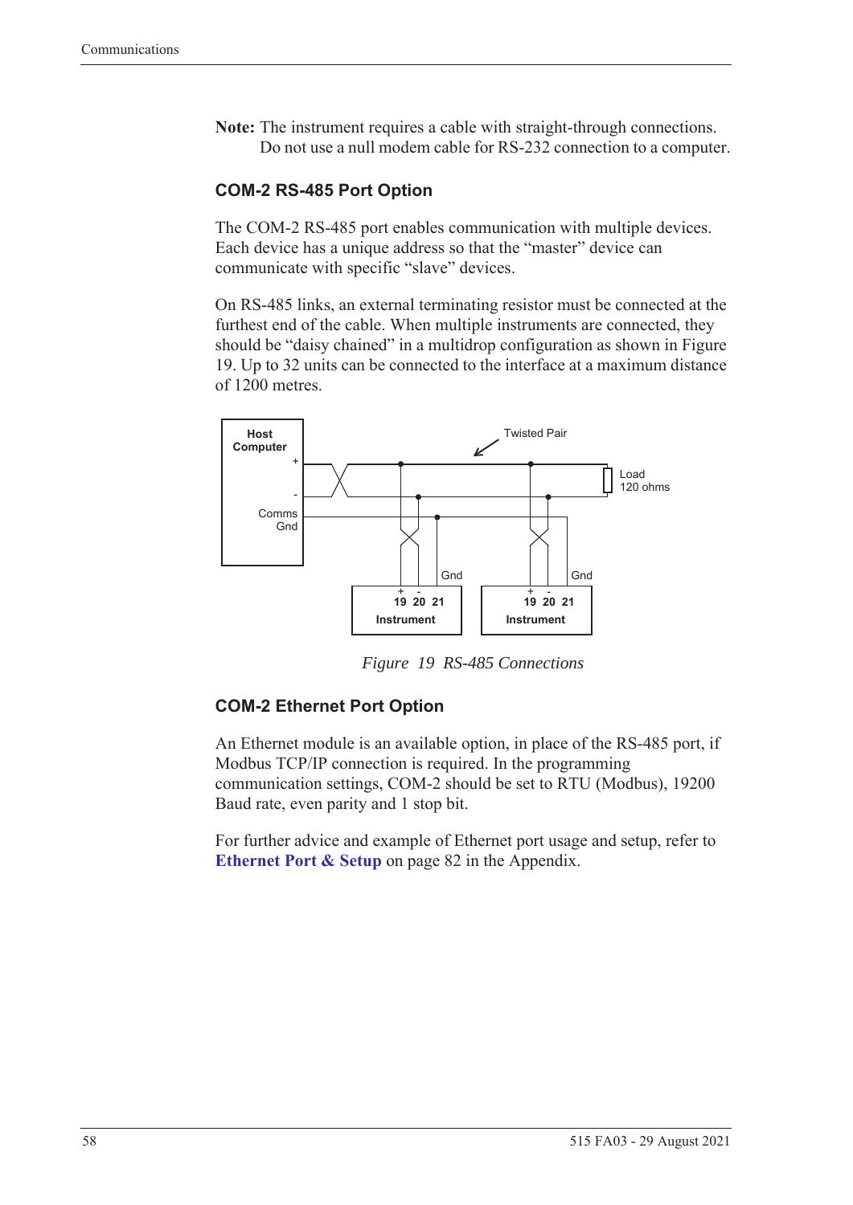**Note:** The instrument requires a cable with straight-through connections. Do not use a null modem cable for RS-232 connection to a computer.

### COM-2 RS-485 Port Option

The COM-2 RS-485 port enables communication with multiple devices. Each device has a unique address so that the "master" device can communicate with specific "slave" devices.

On RS-485 links, an external terminating resistor must be connected at the furthest end of the cable. When multiple instruments are connected, they should be "daisy chained" in a multidrop configuration as shown in Figure 19. Up to 32 units can be connected to the interface at a maximum distance of 1200 metres.

*Figure 19 RS-485 Connections*

### COM-2 Ethernet Port Option

An Ethernet module is an available option, in place of the RS-485 port, if Modbus TCP/IP connection is required. In the programming communication settings, COM-2 should be set to RTU (Modbus), 19200 Baud rate, even parity and 1 stop bit.

For further advice and example of Ethernet port usage and setup, refer to **Ethernet Port & Setup** on page 82 in the Appendix.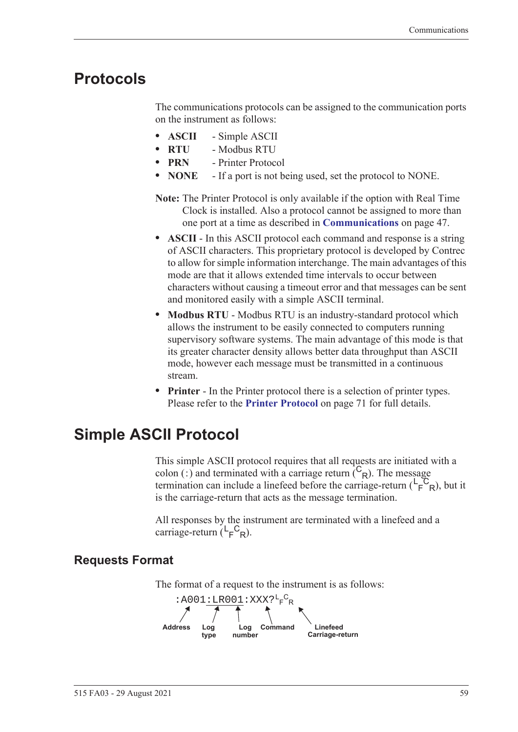# Protocols

The communications protocols can be assigned to the communication ports on the instrument as follows:

- **ASCII** - Simple ASCII
- **RTU** - Modbus RTU
- **PRN** - Printer Protocol
- **NONE** - If a port is not being used, set the protocol to NONE.

**Note:** The Printer Protocol is only available if the option with Real Time Clock is installed. Also a protocol cannot be assigned to more than one port at a time as described in **Communications** on page 47.

- **ASCII** - In this ASCII protocol each command and response is a string of ASCII characters. This proprietary protocol is developed by Contrec to allow for simple information interchange. The main advantages of this mode are that it allows extended time intervals to occur between characters without causing a timeout error and that messages can be sent and monitored easily with a simple ASCII terminal.
- **Modbus RTU** - Modbus RTU is an industry-standard protocol which allows the instrument to be easily connected to computers running supervisory software systems. The main advantage of this mode is that its greater character density allows better data throughput than ASCII mode, however each message must be transmitted in a continuous stream.
- **Printer** - In the Printer protocol there is a selection of printer types. Please refer to the **Printer Protocol** on page 71 for full details.

# Simple ASCII Protocol

This simple ASCII protocol requires that all requests are initiated with a colon (:) and terminated with a carriage return ($^{C}{}_{R}$). The message termination can include a linefeed before the carriage-return ($^{L}{}_{F}{}^{C}{}_{R}$), but it is the carriage-return that acts as the message termination.

All responses by the instrument are terminated with a linefeed and a carriage-return ($^{L}{}_{F}{}^{C}{}_{R}$).

## Requests Format

The format of a request to the instrument is as follows:

```
:A001:LR001:XXX?LFCR
```

Address → A001; Log type → LR; Log number → 001; Command → XXX?; Linefeed Carriage-return → $^{L}{}_{F}{}^{C}{}_{R}$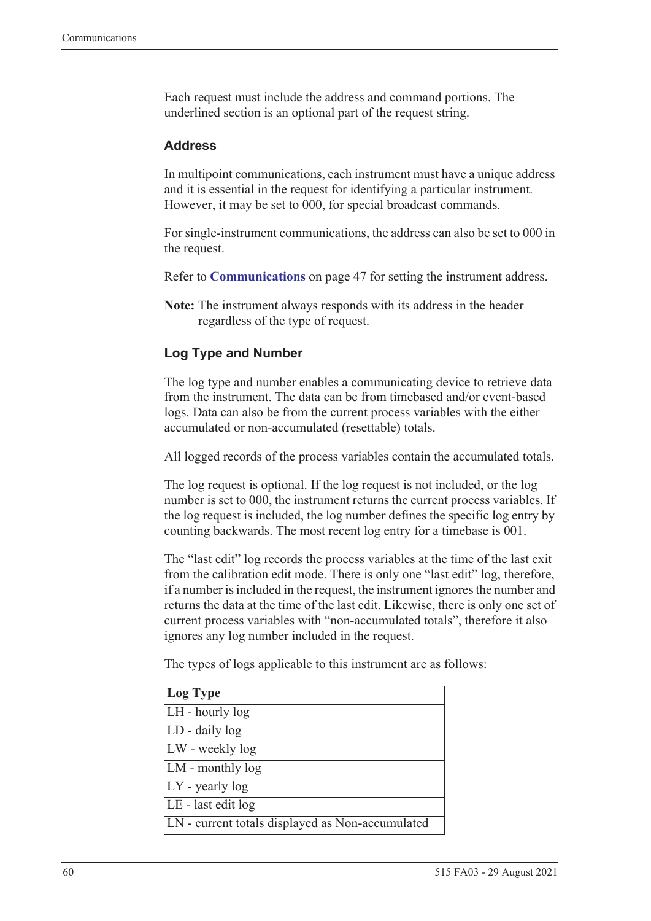Each request must include the address and command portions. The underlined section is an optional part of the request string.

### Address

In multipoint communications, each instrument must have a unique address and it is essential in the request for identifying a particular instrument. However, it may be set to 000, for special broadcast commands.

For single-instrument communications, the address can also be set to 000 in the request.

Refer to **Communications** on page 47 for setting the instrument address.

**Note:** The instrument always responds with its address in the header regardless of the type of request.

### Log Type and Number

The log type and number enables a communicating device to retrieve data from the instrument. The data can be from timebased and/or event-based logs. Data can also be from the current process variables with the either accumulated or non-accumulated (resettable) totals.

All logged records of the process variables contain the accumulated totals.

The log request is optional. If the log request is not included, or the log number is set to 000, the instrument returns the current process variables. If the log request is included, the log number defines the specific log entry by counting backwards. The most recent log entry for a timebase is 001.

The "last edit" log records the process variables at the time of the last exit from the calibration edit mode. There is only one "last edit" log, therefore, if a number is included in the request, the instrument ignores the number and returns the data at the time of the last edit. Likewise, there is only one set of current process variables with "non-accumulated totals", therefore it also ignores any log number included in the request.

The types of logs applicable to this instrument are as follows:

| Log Type |
|---|
| LH - hourly log |
| LD - daily log |
| LW - weekly log |
| LM - monthly log |
| LY - yearly log |
| LE - last edit log |
| LN - current totals displayed as Non-accumulated |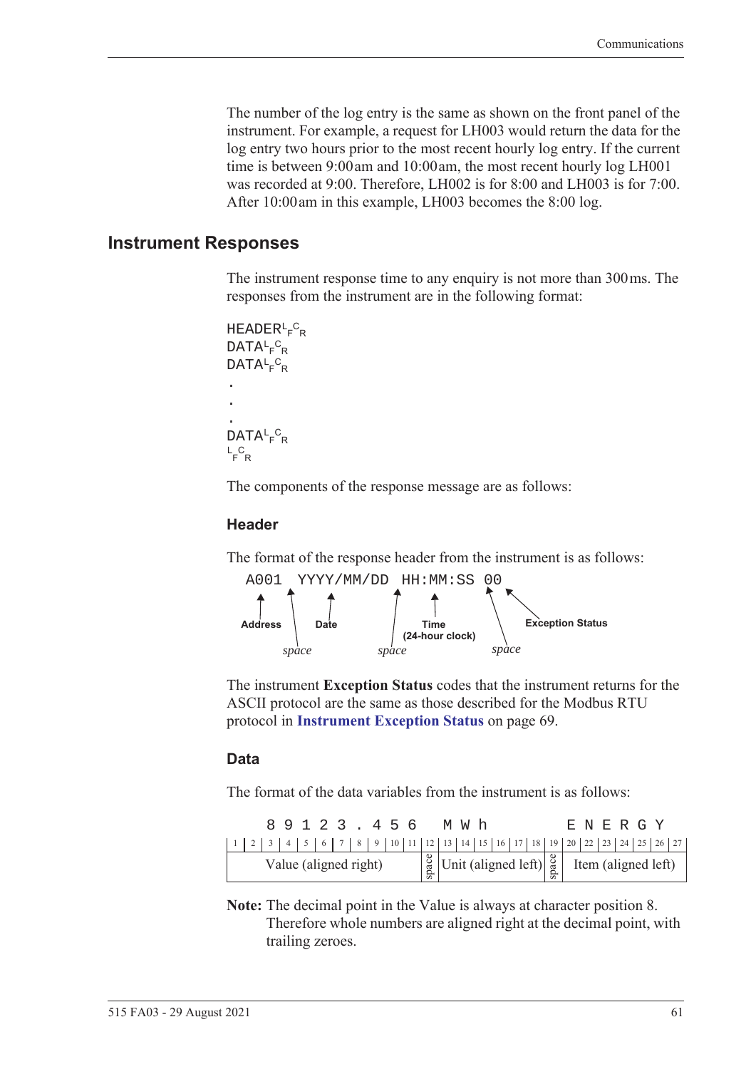The number of the log entry is the same as shown on the front panel of the instrument. For example, a request for LH003 would return the data for the log entry two hours prior to the most recent hourly log entry. If the current time is between 9:00 am and 10:00 am, the most recent hourly log LH001 was recorded at 9:00. Therefore, LH002 is for 8:00 and LH003 is for 7:00. After 10:00 am in this example, LH003 becomes the 8:00 log.

## Instrument Responses

The instrument response time to any enquiry is not more than 300 ms. The responses from the instrument are in the following format:

```
HEADER LF CR
DATA LF CR
DATA LF CR
.
.
.
DATA LF CR
LF CR
```

The components of the response message are as follows:

### Header

The format of the response header from the instrument is as follows:

```
A001 YYYY/MM/DD HH:MM:SS 00
```

- **Address** (A001), followed by a *space*
- **Date** (YYYY/MM/DD), followed by a *space*
- **Time (24-hour clock)** (HH:MM:SS), followed by a *space*
- **Exception Status** (00)

The instrument **Exception Status** codes that the instrument returns for the ASCII protocol are the same as those described for the Modbus RTU protocol in **Instrument Exception Status** on page 69.

### Data

The format of the data variables from the instrument is as follows:

```
  8 9 1 2 3 . 4 5 6   M W h       E N E R G Y
```

| Character positions 1–11 | 12 | 13–18 | 19 | 20–27 |
|---|---|---|---|---|
| Value (aligned right) | space | Unit (aligned left) | space | Item (aligned left) |

**Note:** The decimal point in the Value is always at character position 8. Therefore whole numbers are aligned right at the decimal point, with trailing zeroes.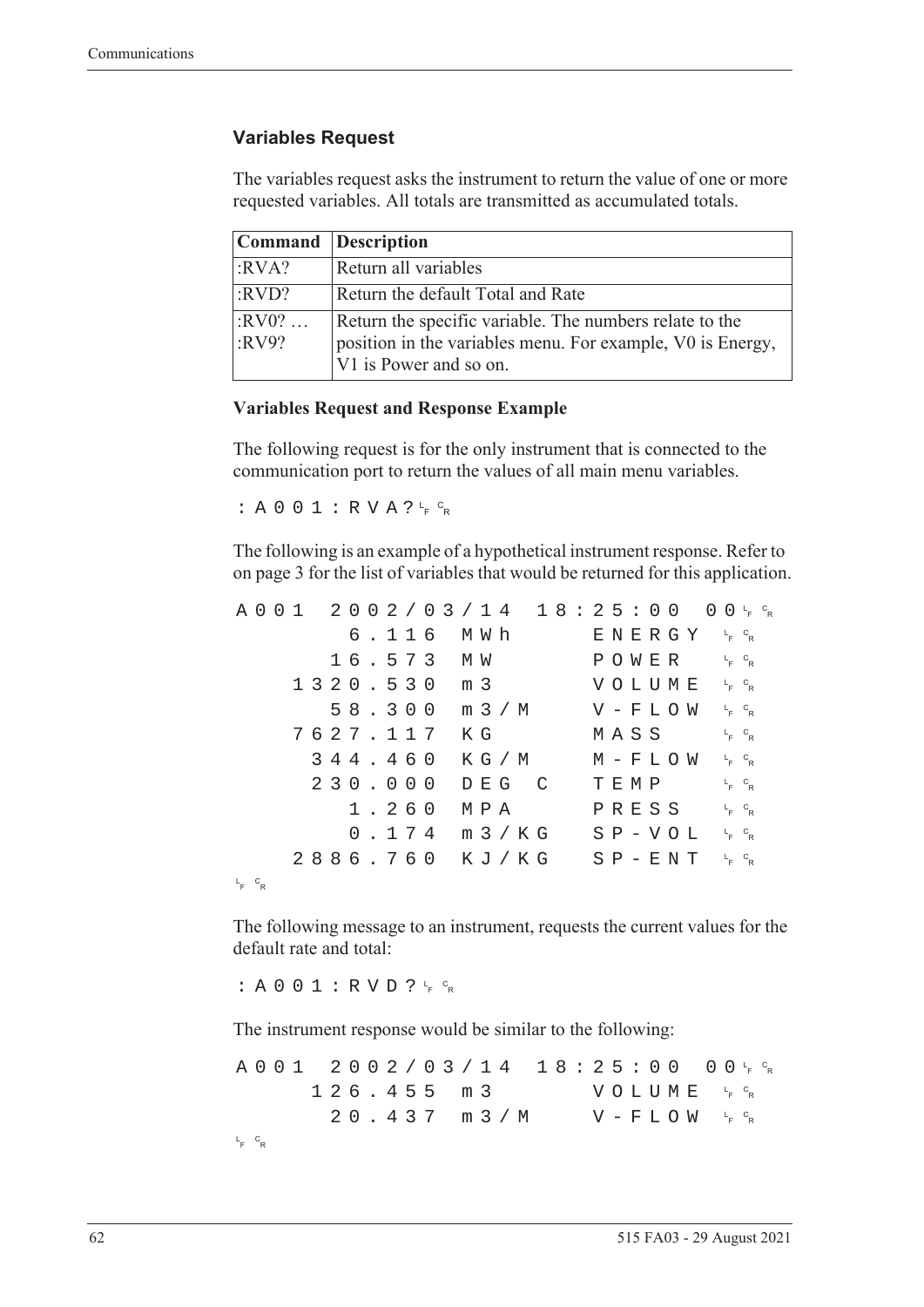### Variables Request

The variables request asks the instrument to return the value of one or more requested variables. All totals are transmitted as accumulated totals.

| Command | Description |
|---|---|
| :RVA? | Return all variables |
| :RVD? | Return the default Total and Rate |
| :RV0? … :RV9? | Return the specific variable. The numbers relate to the position in the variables menu. For example, V0 is Energy, V1 is Power and so on. |

**Variables Request and Response Example**

The following request is for the only instrument that is connected to the communication port to return the values of all main menu variables.

```
:A001:RVA?LFCR
```

The following is an example of a hypothetical instrument response. Refer to on page 3 for the list of variables that would be returned for this application.

```
A001  2002/03/14  18:25:00  00LFCR
        6.116  MWh      ENERGY  LFCR
       16.573  MW       POWER   LFCR
     1320.530  m3       VOLUME  LFCR
       58.300  m3/M     V-FLOW  LFCR
     7627.117  KG       MASS    LFCR
      344.460  KG/M     M-FLOW  LFCR
      230.000  DEG C    TEMP    LFCR
        1.260  MPA      PRESS   LFCR
        0.174  m3/KG    SP-VOL  LFCR
     2886.760  KJ/KG    SP-ENT  LFCR
LFCR
```

The following message to an instrument, requests the current values for the default rate and total:

```
:A001:RVD?LFCR
```

The instrument response would be similar to the following:

```
A001  2002/03/14  18:25:00  00LFCR
      126.455  m3       VOLUME  LFCR
       20.437  m3/M     V-FLOW  LFCR
LFCR
```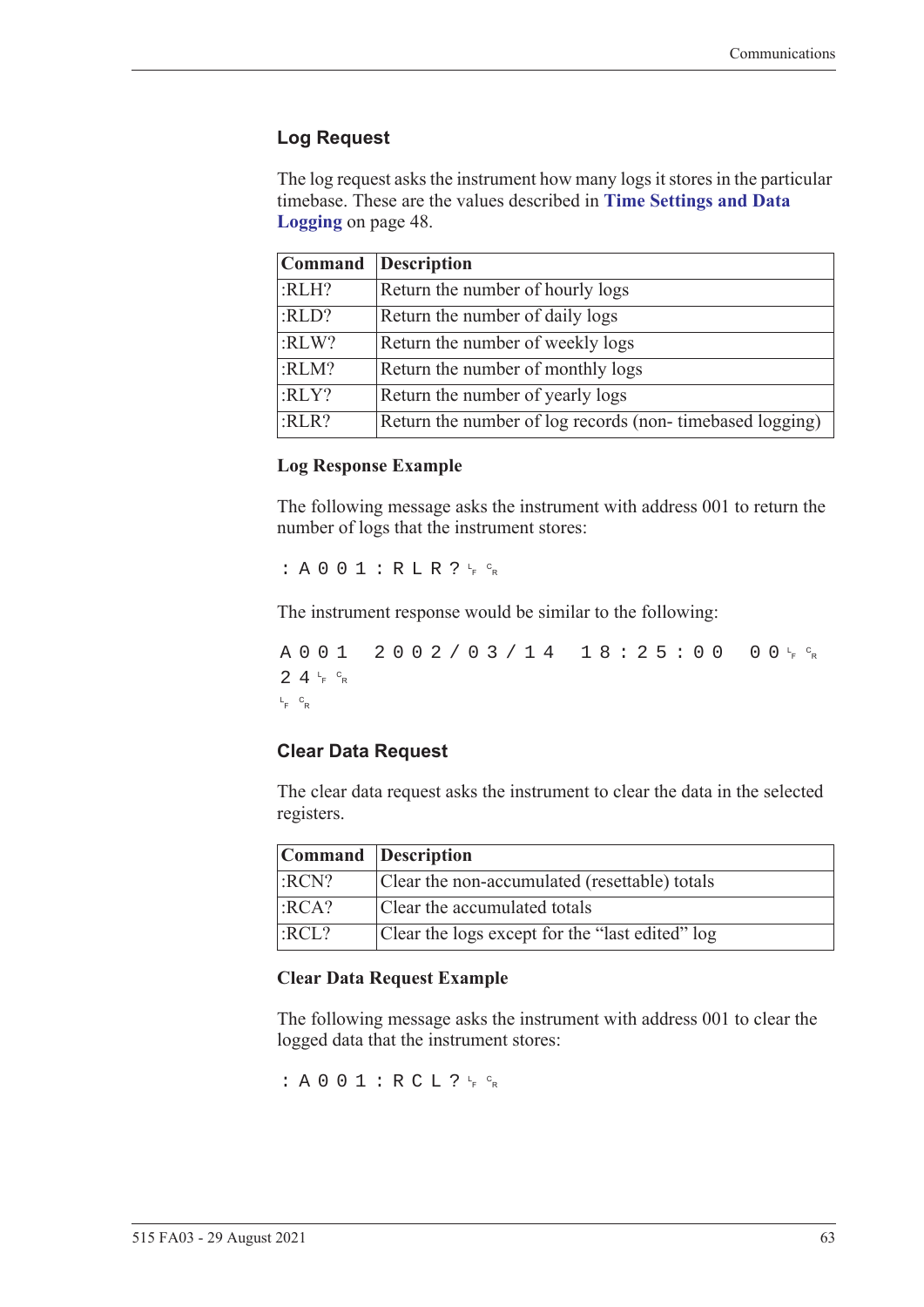### Log Request

The log request asks the instrument how many logs it stores in the particular timebase. These are the values described in **Time Settings and Data Logging** on page 48.

| Command | Description |
| --- | --- |
| :RLH? | Return the number of hourly logs |
| :RLD? | Return the number of daily logs |
| :RLW? | Return the number of weekly logs |
| :RLM? | Return the number of monthly logs |
| :RLY? | Return the number of yearly logs |
| :RLR? | Return the number of log records (non- timebased logging) |

#### Log Response Example

The following message asks the instrument with address 001 to return the number of logs that the instrument stores:

```
:A001:RLR?LFCR
```

The instrument response would be similar to the following:

```
A001 2002/03/14 18:25:00 00LFCR
24LFCR
LFCR
```

### Clear Data Request

The clear data request asks the instrument to clear the data in the selected registers.

| Command | Description |
| --- | --- |
| :RCN? | Clear the non-accumulated (resettable) totals |
| :RCA? | Clear the accumulated totals |
| :RCL? | Clear the logs except for the “last edited” log |

#### Clear Data Request Example

The following message asks the instrument with address 001 to clear the logged data that the instrument stores:

```
:A001:RCL?LFCR
```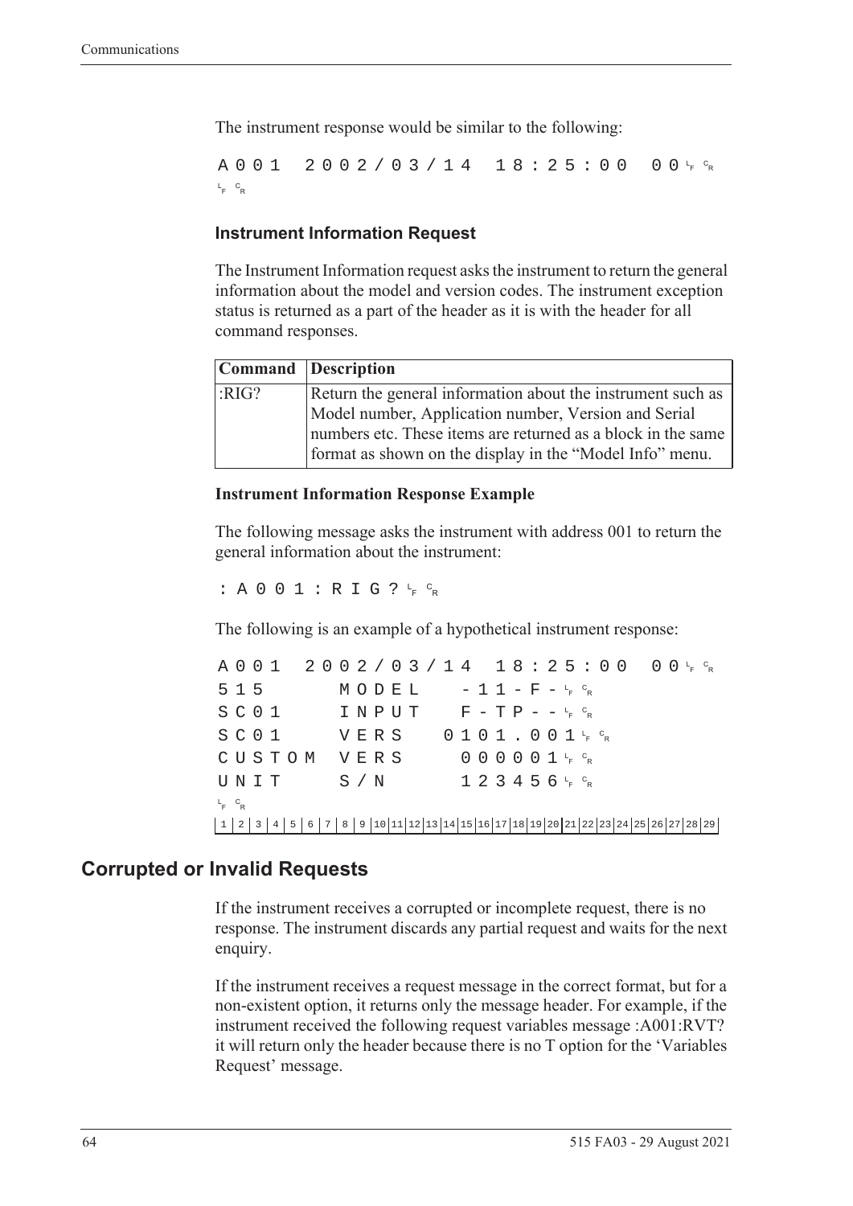The instrument response would be similar to the following:

```
A001  2002/03/14  18:25:00  00␊␍
␊␍
```

### Instrument Information Request

The Instrument Information request asks the instrument to return the general information about the model and version codes. The instrument exception status is returned as a part of the header as it is with the header for all command responses.

| Command | Description |
|---|---|
| :RIG? | Return the general information about the instrument such as Model number, Application number, Version and Serial numbers etc. These items are returned as a block in the same format as shown on the display in the "Model Info" menu. |

#### Instrument Information Response Example

The following message asks the instrument with address 001 to return the general information about the instrument:

```
:A001:RIG?␊␍
```

The following is an example of a hypothetical instrument response:

```
A001  2002/03/14  18:25:00  00␊␍
515     MODEL    -11-F-␊␍
SC01    INPUT    F-TP--␊␍
SC01    VERS   0101.001␊␍
CUSTOM  VERS     000001␊␍
UNIT    S/N      123456␊␍
␊␍
1 2 3 4 5 6 7 8 9 10 11 12 13 14 15 16 17 18 19 20 21 22 23 24 25 26 27 28 29
```

## Corrupted or Invalid Requests

If the instrument receives a corrupted or incomplete request, there is no response. The instrument discards any partial request and waits for the next enquiry.

If the instrument receives a request message in the correct format, but for a non-existent option, it returns only the message header. For example, if the instrument received the following request variables message :A001:RVT? it will return only the header because there is no T option for the 'Variables Request' message.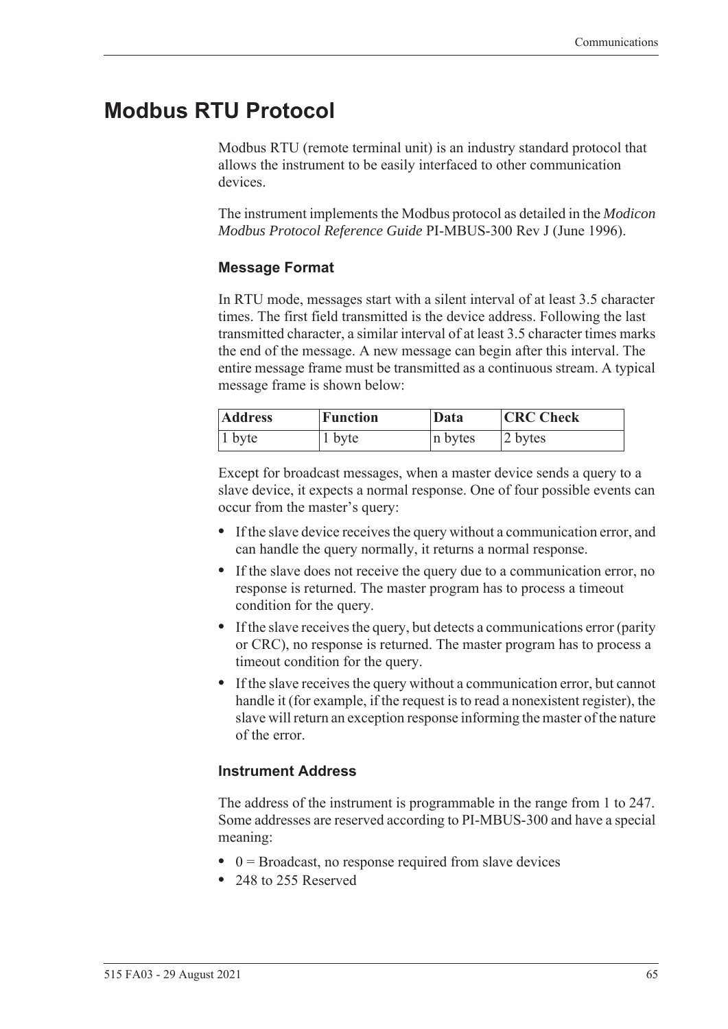# Modbus RTU Protocol

Modbus RTU (remote terminal unit) is an industry standard protocol that allows the instrument to be easily interfaced to other communication devices.

The instrument implements the Modbus protocol as detailed in the *Modicon Modbus Protocol Reference Guide* PI-MBUS-300 Rev J (June 1996).

### Message Format

In RTU mode, messages start with a silent interval of at least 3.5 character times. The first field transmitted is the device address. Following the last transmitted character, a similar interval of at least 3.5 character times marks the end of the message. A new message can begin after this interval. The entire message frame must be transmitted as a continuous stream. A typical message frame is shown below:

| Address | Function | Data | CRC Check |
|---|---|---|---|
| 1 byte | 1 byte | n bytes | 2 bytes |

Except for broadcast messages, when a master device sends a query to a slave device, it expects a normal response. One of four possible events can occur from the master's query:

- If the slave device receives the query without a communication error, and can handle the query normally, it returns a normal response.
- If the slave does not receive the query due to a communication error, no response is returned. The master program has to process a timeout condition for the query.
- If the slave receives the query, but detects a communications error (parity or CRC), no response is returned. The master program has to process a timeout condition for the query.
- If the slave receives the query without a communication error, but cannot handle it (for example, if the request is to read a nonexistent register), the slave will return an exception response informing the master of the nature of the error.

### Instrument Address

The address of the instrument is programmable in the range from 1 to 247. Some addresses are reserved according to PI-MBUS-300 and have a special meaning:

- 0 = Broadcast, no response required from slave devices
- 248 to 255 Reserved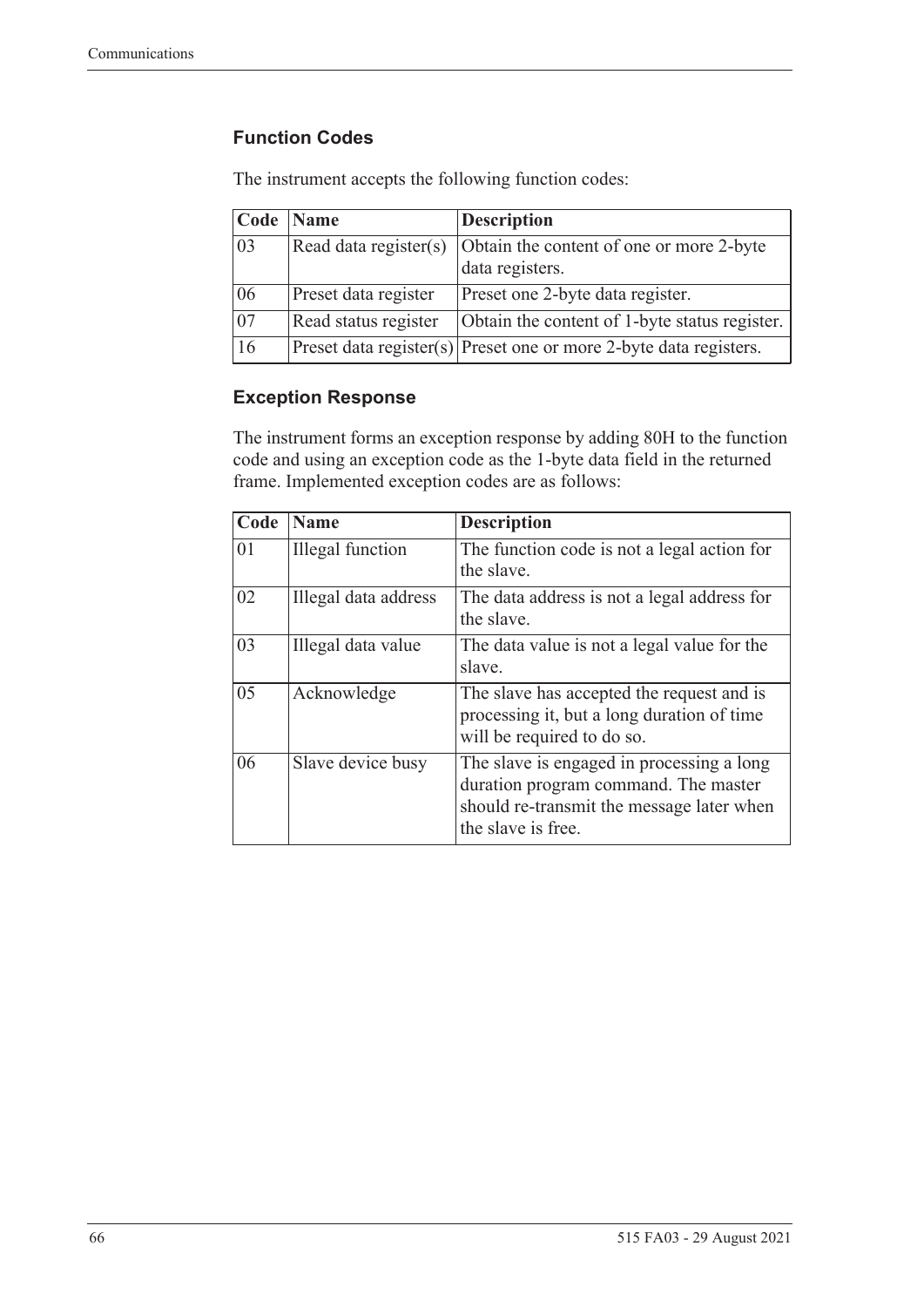### Function Codes

The instrument accepts the following function codes:

| Code | Name | Description |
|---|---|---|
| 03 | Read data register(s) | Obtain the content of one or more 2-byte data registers. |
| 06 | Preset data register | Preset one 2-byte data register. |
| 07 | Read status register | Obtain the content of 1-byte status register. |
| 16 | Preset data register(s) | Preset one or more 2-byte data registers. |

### Exception Response

The instrument forms an exception response by adding 80H to the function code and using an exception code as the 1-byte data field in the returned frame. Implemented exception codes are as follows:

| Code | Name | Description |
|---|---|---|
| 01 | Illegal function | The function code is not a legal action for the slave. |
| 02 | Illegal data address | The data address is not a legal address for the slave. |
| 03 | Illegal data value | The data value is not a legal value for the slave. |
| 05 | Acknowledge | The slave has accepted the request and is processing it, but a long duration of time will be required to do so. |
| 06 | Slave device busy | The slave is engaged in processing a long duration program command. The master should re-transmit the message later when the slave is free. |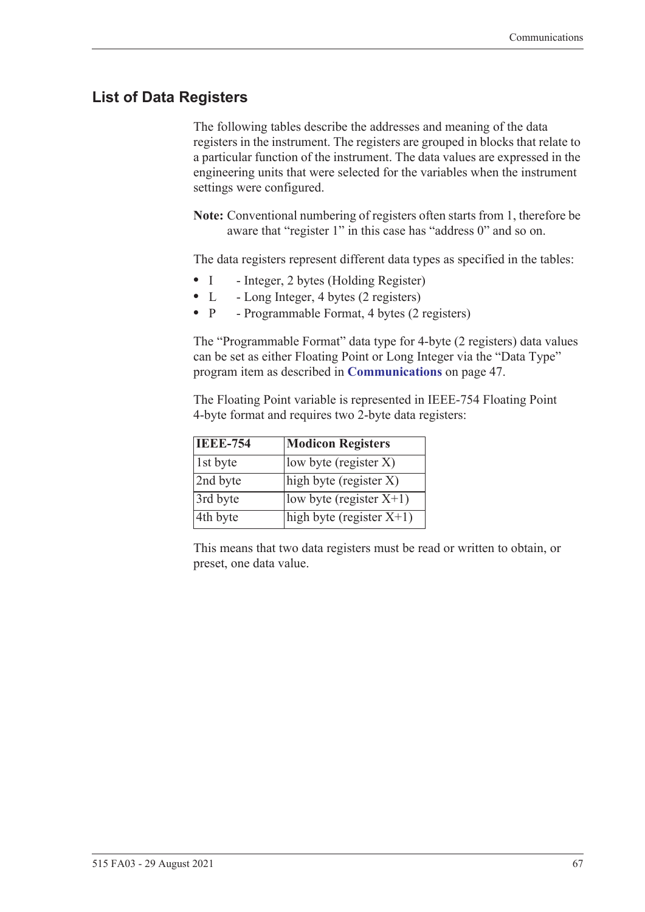## List of Data Registers

The following tables describe the addresses and meaning of the data registers in the instrument. The registers are grouped in blocks that relate to a particular function of the instrument. The data values are expressed in the engineering units that were selected for the variables when the instrument settings were configured.

**Note:** Conventional numbering of registers often starts from 1, therefore be aware that "register 1" in this case has "address 0" and so on.

The data registers represent different data types as specified in the tables:

- I - Integer, 2 bytes (Holding Register)
- L - Long Integer, 4 bytes (2 registers)
- P - Programmable Format, 4 bytes (2 registers)

The "Programmable Format" data type for 4-byte (2 registers) data values can be set as either Floating Point or Long Integer via the "Data Type" program item as described in **Communications** on page 47.

The Floating Point variable is represented in IEEE-754 Floating Point 4-byte format and requires two 2-byte data registers:

| IEEE-754 | Modicon Registers |
|---|---|
| 1st byte | low byte (register X) |
| 2nd byte | high byte (register X) |
| 3rd byte | low byte (register X+1) |
| 4th byte | high byte (register X+1) |

This means that two data registers must be read or written to obtain, or preset, one data value.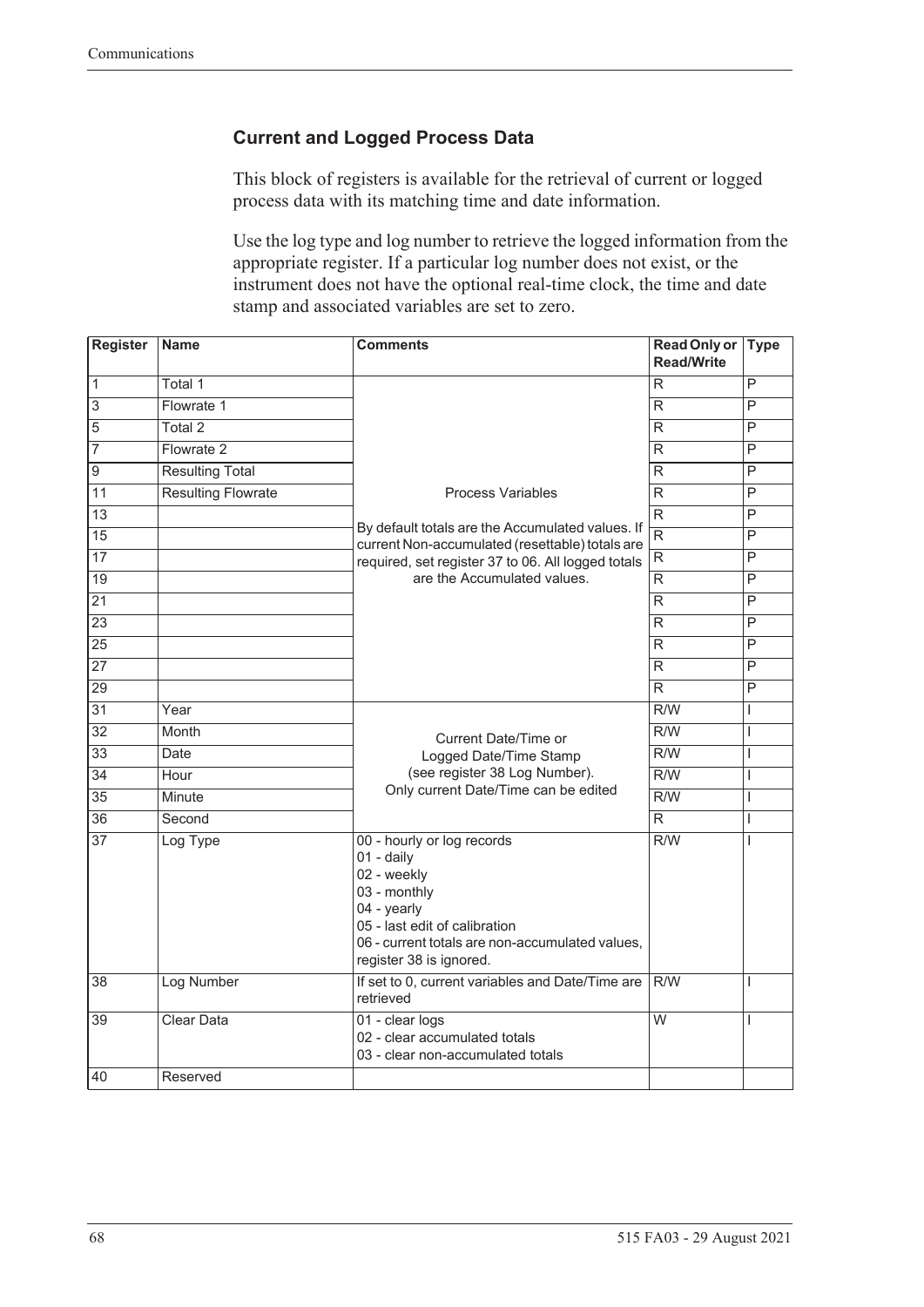## Current and Logged Process Data

This block of registers is available for the retrieval of current or logged process data with its matching time and date information.

Use the log type and log number to retrieve the logged information from the appropriate register. If a particular log number does not exist, or the instrument does not have the optional real-time clock, the time and date stamp and associated variables are set to zero.

| Register | Name | Comments | Read Only or Read/Write | Type |
|---|---|---|---|---|
| 1 | Total 1 | Process Variables<br><br>By default totals are the Accumulated values. If current Non-accumulated (resettable) totals are required, set register 37 to 06. All logged totals are the Accumulated values. | R | P |
| 3 | Flowrate 1 | | R | P |
| 5 | Total 2 | | R | P |
| 7 | Flowrate 2 | | R | P |
| 9 | Resulting Total | | R | P |
| 11 | Resulting Flowrate | | R | P |
| 13 | | | R | P |
| 15 | | | R | P |
| 17 | | | R | P |
| 19 | | | R | P |
| 21 | | | R | P |
| 23 | | | R | P |
| 25 | | | R | P |
| 27 | | | R | P |
| 29 | | | R | P |
| 31 | Year | Current Date/Time or Logged Date/Time Stamp (see register 38 Log Number). Only current Date/Time can be edited | R/W | I |
| 32 | Month | | R/W | I |
| 33 | Date | | R/W | I |
| 34 | Hour | | R/W | I |
| 35 | Minute | | R/W | I |
| 36 | Second | | R | I |
| 37 | Log Type | 00 - hourly or log records<br>01 - daily<br>02 - weekly<br>03 - monthly<br>04 - yearly<br>05 - last edit of calibration<br>06 - current totals are non-accumulated values, register 38 is ignored. | R/W | I |
| 38 | Log Number | If set to 0, current variables and Date/Time are retrieved | R/W | I |
| 39 | Clear Data | 01 - clear logs<br>02 - clear accumulated totals<br>03 - clear non-accumulated totals | W | I |
| 40 | Reserved | | | |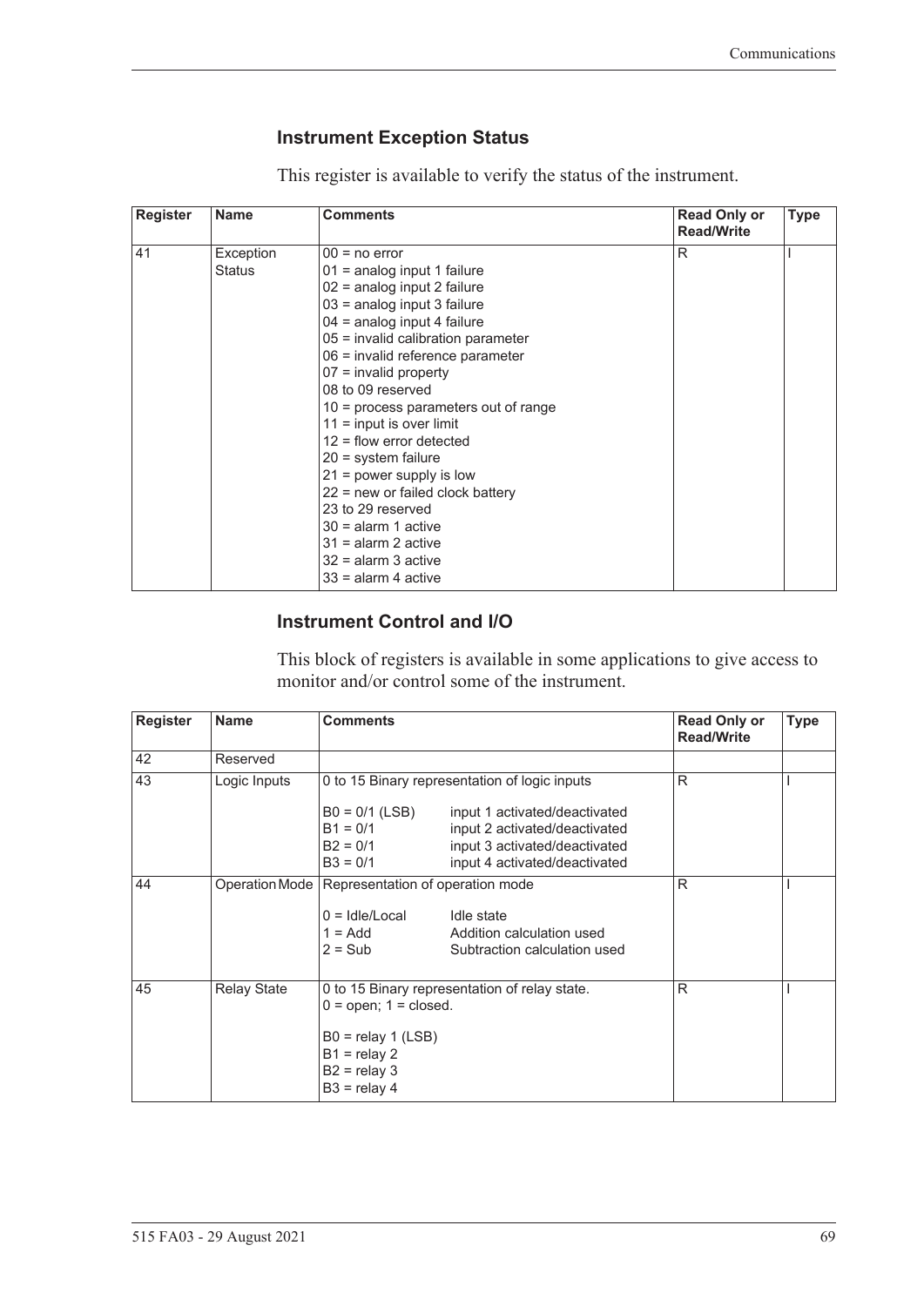### Instrument Exception Status

This register is available to verify the status of the instrument.

| Register | Name | Comments | Read Only or Read/Write | Type |
|---|---|---|---|---|
| 41 | Exception Status | 00 = no error<br>01 = analog input 1 failure<br>02 = analog input 2 failure<br>03 = analog input 3 failure<br>04 = analog input 4 failure<br>05 = invalid calibration parameter<br>06 = invalid reference parameter<br>07 = invalid property<br>08 to 09 reserved<br>10 = process parameters out of range<br>11 = input is over limit<br>12 = flow error detected<br>20 = system failure<br>21 = power supply is low<br>22 = new or failed clock battery<br>23 to 29 reserved<br>30 = alarm 1 active<br>31 = alarm 2 active<br>32 = alarm 3 active<br>33 = alarm 4 active | R | I |

### Instrument Control and I/O

This block of registers is available in some applications to give access to monitor and/or control some of the instrument.

| Register | Name | Comments | Read Only or Read/Write | Type |
|---|---|---|---|---|
| 42 | Reserved | | | |
| 43 | Logic Inputs | 0 to 15 Binary representation of logic inputs<br><br>B0 = 0/1 (LSB) input 1 activated/deactivated<br>B1 = 0/1 input 2 activated/deactivated<br>B2 = 0/1 input 3 activated/deactivated<br>B3 = 0/1 input 4 activated/deactivated | R | I |
| 44 | Operation Mode | Representation of operation mode<br><br>0 = Idle/Local Idle state<br>1 = Add Addition calculation used<br>2 = Sub Subtraction calculation used | R | I |
| 45 | Relay State | 0 to 15 Binary representation of relay state.<br>0 = open; 1 = closed.<br><br>B0 = relay 1 (LSB)<br>B1 = relay 2<br>B2 = relay 3<br>B3 = relay 4 | R | I |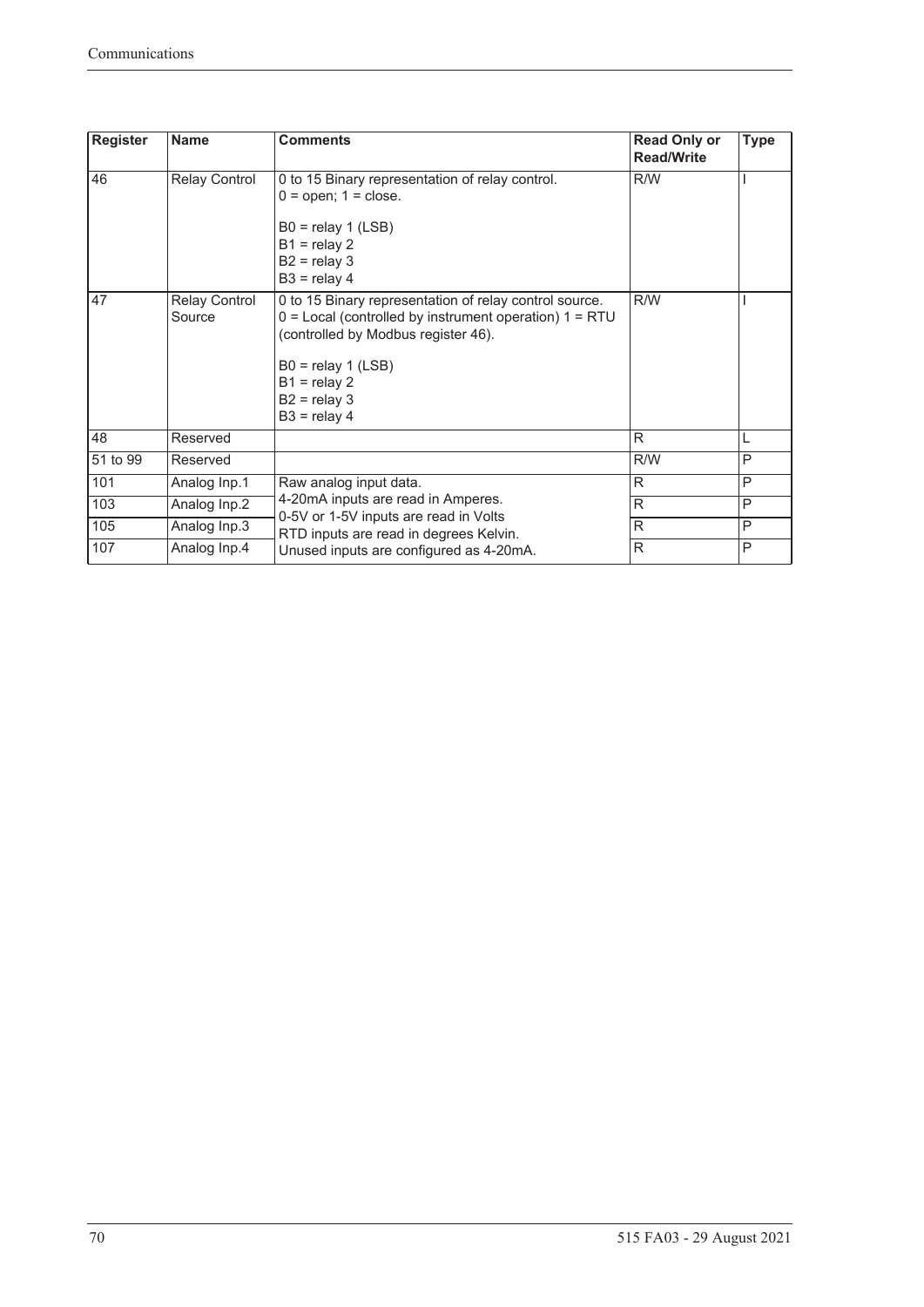| Register | Name | Comments | Read Only or Read/Write | Type |
|---|---|---|---|---|
| 46 | Relay Control | 0 to 15 Binary representation of relay control.<br>0 = open; 1 = close.<br><br>B0 = relay 1 (LSB)<br>B1 = relay 2<br>B2 = relay 3<br>B3 = relay 4 | R/W | I |
| 47 | Relay Control Source | 0 to 15 Binary representation of relay control source.<br>0 = Local (controlled by instrument operation) 1 = RTU (controlled by Modbus register 46).<br><br>B0 = relay 1 (LSB)<br>B1 = relay 2<br>B2 = relay 3<br>B3 = relay 4 | R/W | I |
| 48 | Reserved | | R | L |
| 51 to 99 | Reserved | | R/W | P |
| 101 | Analog Inp.1 | Raw analog input data.<br>4-20mA inputs are read in Amperes.<br>0-5V or 1-5V inputs are read in Volts<br>RTD inputs are read in degrees Kelvin.<br>Unused inputs are configured as 4-20mA. | R | P |
| 103 | Analog Inp.2 | | R | P |
| 105 | Analog Inp.3 | | R | P |
| 107 | Analog Inp.4 | | R | P |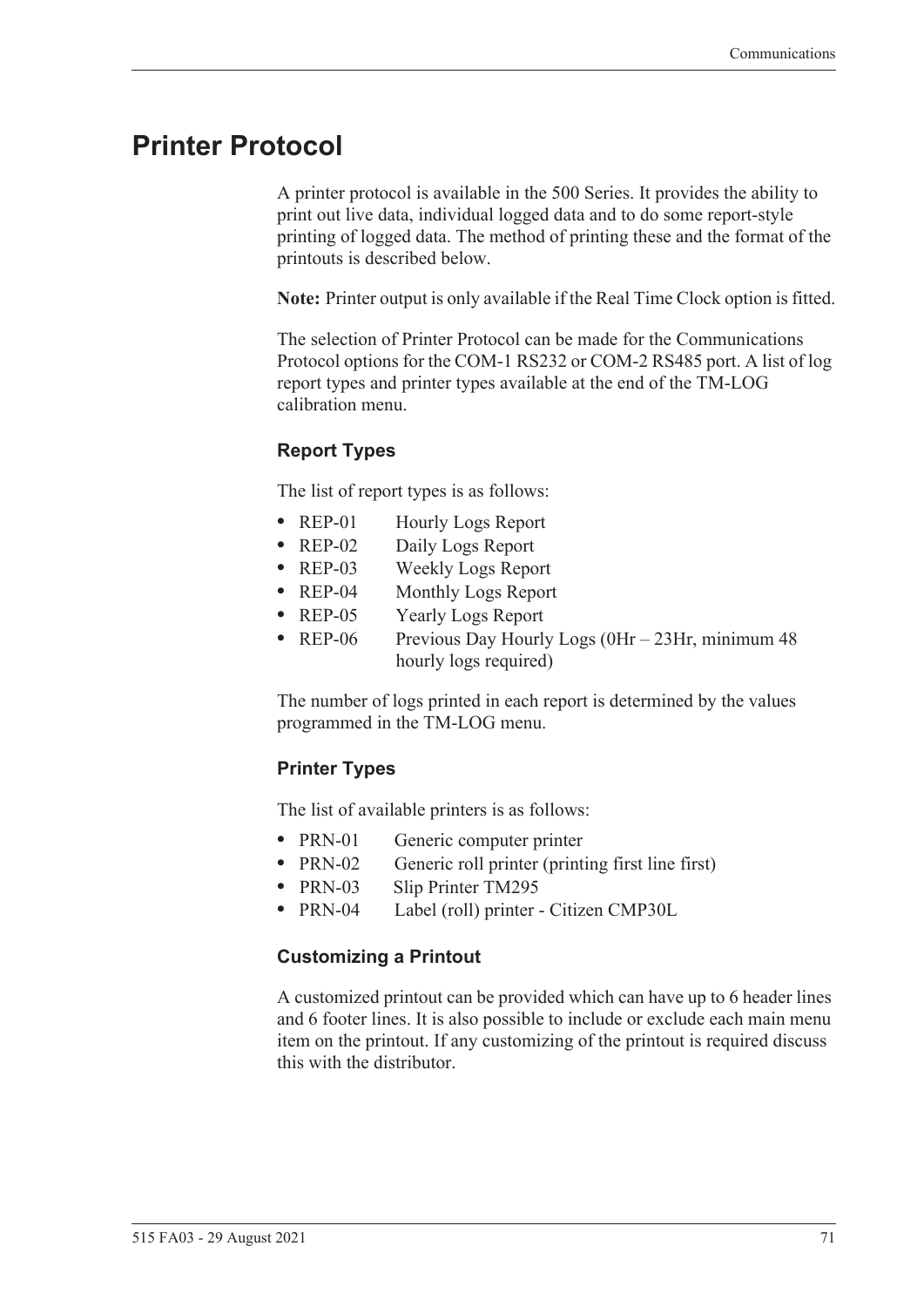# Printer Protocol

A printer protocol is available in the 500 Series. It provides the ability to print out live data, individual logged data and to do some report-style printing of logged data. The method of printing these and the format of the printouts is described below.

**Note:** Printer output is only available if the Real Time Clock option is fitted.

The selection of Printer Protocol can be made for the Communications Protocol options for the COM-1 RS232 or COM-2 RS485 port. A list of log report types and printer types available at the end of the TM-LOG calibration menu.

### Report Types

The list of report types is as follows:

- REP-01 Hourly Logs Report
- REP-02 Daily Logs Report
- REP-03 Weekly Logs Report
- REP-04 Monthly Logs Report
- REP-05 Yearly Logs Report
- REP-06 Previous Day Hourly Logs (0Hr – 23Hr, minimum 48 hourly logs required)

The number of logs printed in each report is determined by the values programmed in the TM-LOG menu.

### Printer Types

The list of available printers is as follows:

- PRN-01 Generic computer printer
- PRN-02 Generic roll printer (printing first line first)
- PRN-03 Slip Printer TM295
- PRN-04 Label (roll) printer - Citizen CMP30L

### Customizing a Printout

A customized printout can be provided which can have up to 6 header lines and 6 footer lines. It is also possible to include or exclude each main menu item on the printout. If any customizing of the printout is required discuss this with the distributor.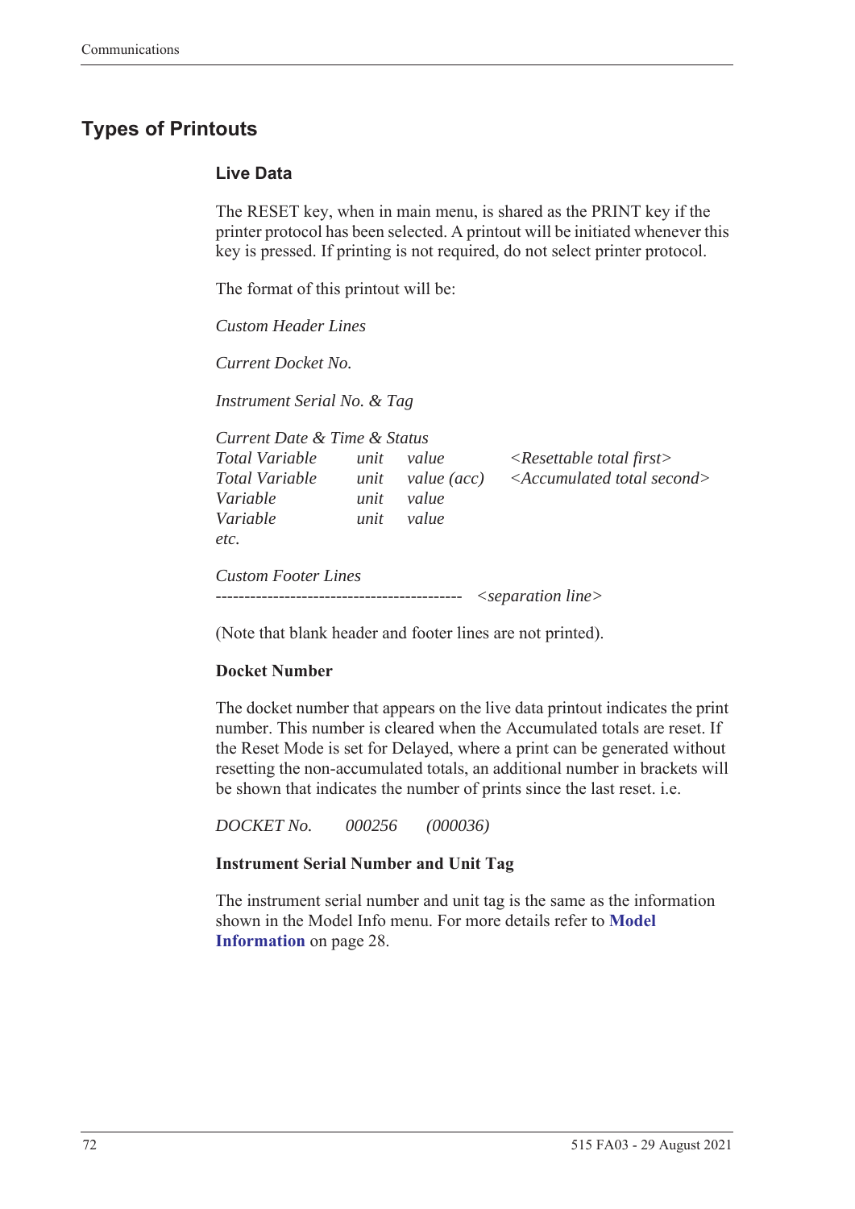## Types of Printouts

### Live Data

The RESET key, when in main menu, is shared as the PRINT key if the printer protocol has been selected. A printout will be initiated whenever this key is pressed. If printing is not required, do not select printer protocol.

The format of this printout will be:

*Custom Header Lines*

*Current Docket No.*

*Instrument Serial No. & Tag*

*Current Date & Time & Status*

| | | | |
|---|---|---|---|
| *Total Variable* | *unit* | *value* | *<Resettable total first>* |
| *Total Variable* | *unit* | *value (acc)* | *<Accumulated total second>* |
| *Variable* | *unit* | *value* | |
| *Variable* | *unit* | *value* | |
| *etc.* | | | |

*Custom Footer Lines*

------------------------------------------- *<separation line>*

(Note that blank header and footer lines are not printed).

**Docket Number**

The docket number that appears on the live data printout indicates the print number. This number is cleared when the Accumulated totals are reset. If the Reset Mode is set for Delayed, where a print can be generated without resetting the non-accumulated totals, an additional number in brackets will be shown that indicates the number of prints since the last reset. i.e.

*DOCKET No.    000256    (000036)*

**Instrument Serial Number and Unit Tag**

The instrument serial number and unit tag is the same as the information shown in the Model Info menu. For more details refer to **Model Information** on page 28.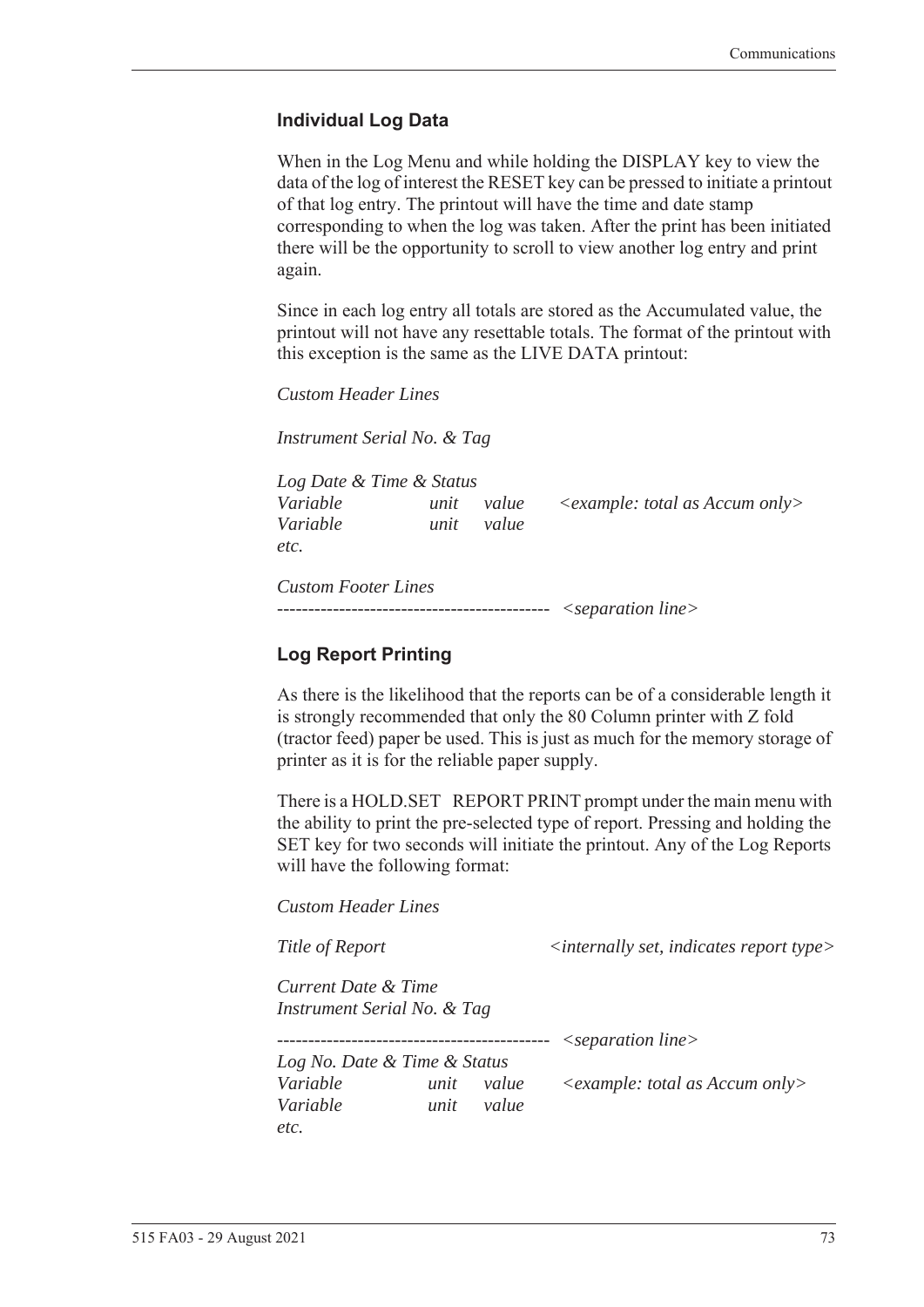### Individual Log Data

When in the Log Menu and while holding the DISPLAY key to view the data of the log of interest the RESET key can be pressed to initiate a printout of that log entry. The printout will have the time and date stamp corresponding to when the log was taken. After the print has been initiated there will be the opportunity to scroll to view another log entry and print again.

Since in each log entry all totals are stored as the Accumulated value, the printout will not have any resettable totals. The format of the printout with this exception is the same as the LIVE DATA printout:

*Custom Header Lines*

*Instrument Serial No. & Tag*

*Log Date & Time & Status*
*Variable unit value <example: total as Accum only>*
*Variable unit value*
*etc.*

*Custom Footer Lines*
-------------------------------------------- *<separation line>*

### Log Report Printing

As there is the likelihood that the reports can be of a considerable length it is strongly recommended that only the 80 Column printer with Z fold (tractor feed) paper be used. This is just as much for the memory storage of printer as it is for the reliable paper supply.

There is a HOLD.SET REPORT PRINT prompt under the main menu with the ability to print the pre-selected type of report. Pressing and holding the SET key for two seconds will initiate the printout. Any of the Log Reports will have the following format:

*Custom Header Lines*

*Title of Report <internally set, indicates report type>*

*Current Date & Time*
*Instrument Serial No. & Tag*

-------------------------------------------- *<separation line>*
*Log No. Date & Time & Status*
*Variable unit value <example: total as Accum only>*
*Variable unit value*
*etc.*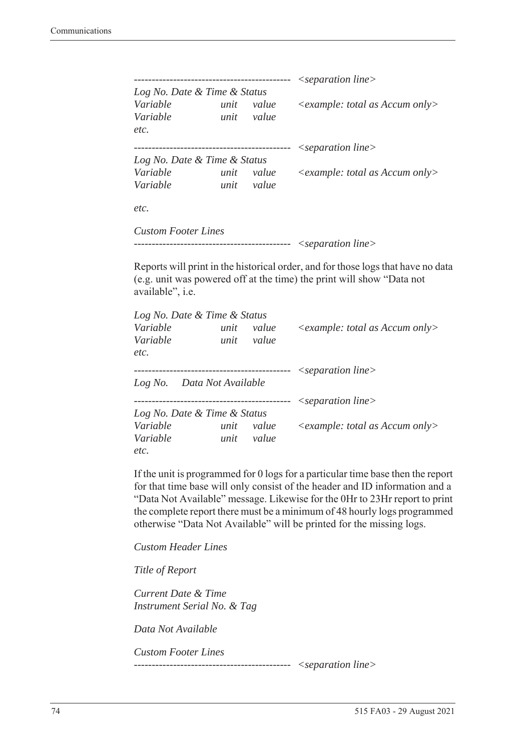```
-------------------------------------------- <separation line>
Log No. Date & Time & Status
Variable            unit    value     <example: total as Accum only>
Variable            unit    value
etc.
-------------------------------------------- <separation line>
Log No. Date & Time & Status
Variable            unit    value     <example: total as Accum only>
Variable            unit    value

etc.

Custom Footer Lines
-------------------------------------------- <separation line>
```

Reports will print in the historical order, and for those logs that have no data (e.g. unit was powered off at the time) the print will show "Data not available", i.e.

```
Log No. Date & Time & Status
Variable            unit    value     <example: total as Accum only>
Variable            unit    value
etc.
-------------------------------------------- <separation line>
Log No.    Data Not Available
-------------------------------------------- <separation line>
Log No. Date & Time & Status
Variable            unit    value     <example: total as Accum only>
Variable            unit    value
etc.
```

If the unit is programmed for 0 logs for a particular time base then the report for that time base will only consist of the header and ID information and a "Data Not Available" message. Likewise for the 0Hr to 23Hr report to print the complete report there must be a minimum of 48 hourly logs programmed otherwise "Data Not Available" will be printed for the missing logs.

```
Custom Header Lines

Title of Report

Current Date & Time
Instrument Serial No. & Tag

Data Not Available

Custom Footer Lines
-------------------------------------------- <separation line>
```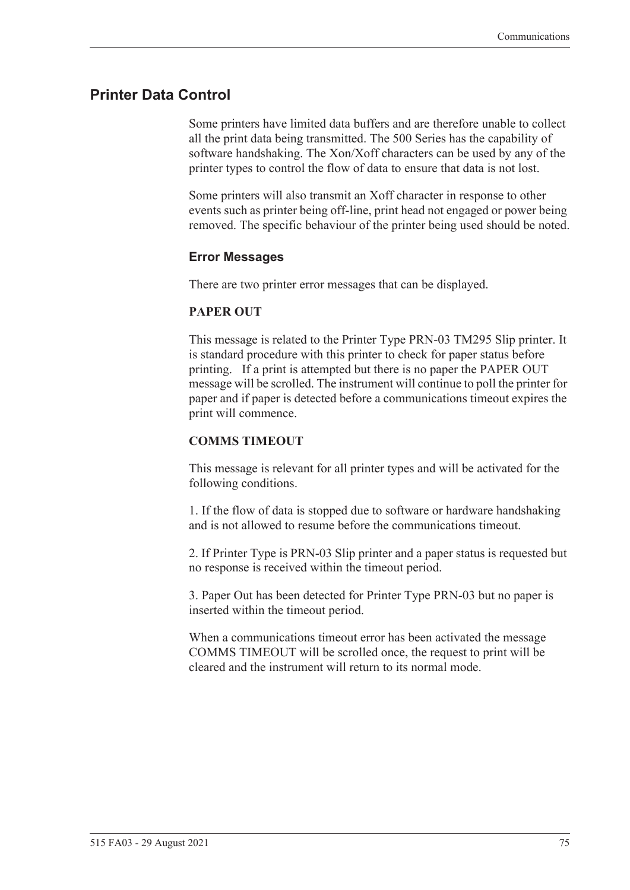## Printer Data Control

Some printers have limited data buffers and are therefore unable to collect all the print data being transmitted. The 500 Series has the capability of software handshaking. The Xon/Xoff characters can be used by any of the printer types to control the flow of data to ensure that data is not lost.

Some printers will also transmit an Xoff character in response to other events such as printer being off-line, print head not engaged or power being removed. The specific behaviour of the printer being used should be noted.

### Error Messages

There are two printer error messages that can be displayed.

**PAPER OUT**

This message is related to the Printer Type PRN-03 TM295 Slip printer. It is standard procedure with this printer to check for paper status before printing. If a print is attempted but there is no paper the PAPER OUT message will be scrolled. The instrument will continue to poll the printer for paper and if paper is detected before a communications timeout expires the print will commence.

**COMMS TIMEOUT**

This message is relevant for all printer types and will be activated for the following conditions.

1. If the flow of data is stopped due to software or hardware handshaking and is not allowed to resume before the communications timeout.

2. If Printer Type is PRN-03 Slip printer and a paper status is requested but no response is received within the timeout period.

3. Paper Out has been detected for Printer Type PRN-03 but no paper is inserted within the timeout period.

When a communications timeout error has been activated the message COMMS TIMEOUT will be scrolled once, the request to print will be cleared and the instrument will return to its normal mode.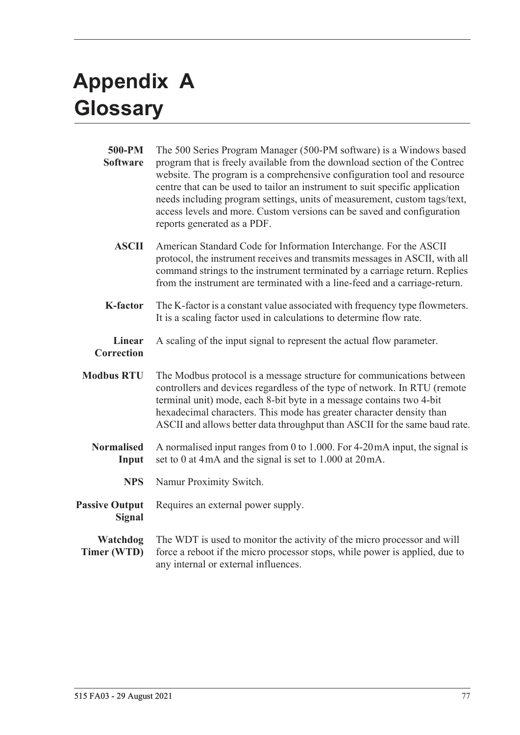# Appendix A Glossary

**500-PM Software** The 500 Series Program Manager (500-PM software) is a Windows based program that is freely available from the download section of the Contrec website. The program is a comprehensive configuration tool and resource centre that can be used to tailor an instrument to suit specific application needs including program settings, units of measurement, custom tags/text, access levels and more. Custom versions can be saved and configuration reports generated as a PDF.

**ASCII** American Standard Code for Information Interchange. For the ASCII protocol, the instrument receives and transmits messages in ASCII, with all command strings to the instrument terminated by a carriage return. Replies from the instrument are terminated with a line-feed and a carriage-return.

**K-factor** The K-factor is a constant value associated with frequency type flowmeters. It is a scaling factor used in calculations to determine flow rate.

**Linear Correction** A scaling of the input signal to represent the actual flow parameter.

**Modbus RTU** The Modbus protocol is a message structure for communications between controllers and devices regardless of the type of network. In RTU (remote terminal unit) mode, each 8-bit byte in a message contains two 4-bit hexadecimal characters. This mode has greater character density than ASCII and allows better data throughput than ASCII for the same baud rate.

**Normalised Input** A normalised input ranges from 0 to 1.000. For 4-20 mA input, the signal is set to 0 at 4 mA and the signal is set to 1.000 at 20 mA.

**NPS** Namur Proximity Switch.

**Passive Output Signal** Requires an external power supply.

**Watchdog Timer (WTD)** The WDT is used to monitor the activity of the micro processor and will force a reboot if the micro processor stops, while power is applied, due to any internal or external influences.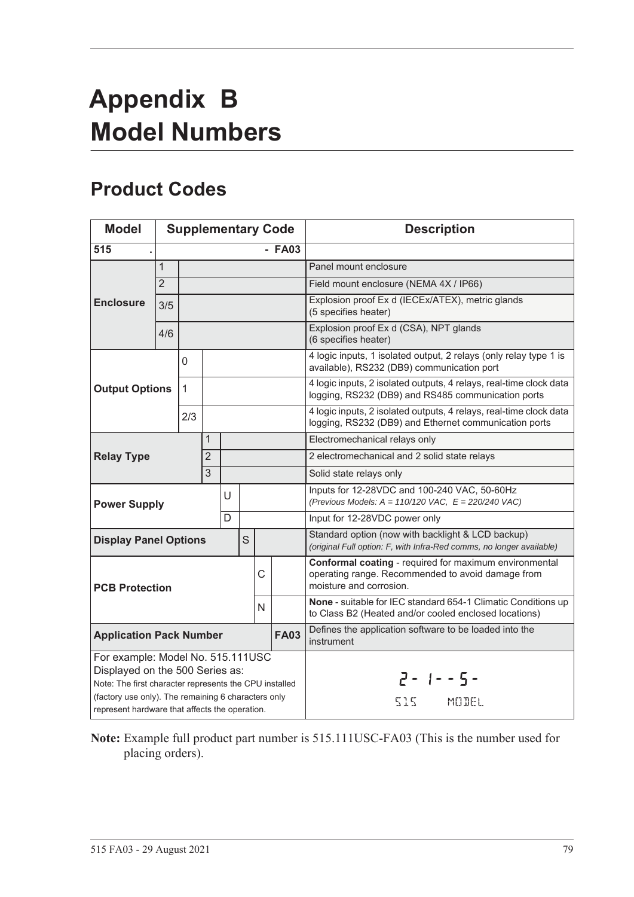# Appendix B Model Numbers

## Product Codes

| Model | Supplementary Code | | | | | | | Description |
|---|---|---|---|---|---|---|---|---|
| **515** | **.** | | | | | | **- FA03** | |
| **Enclosure** | 1 | | | | | | | Panel mount enclosure |
| | 2 | | | | | | | Field mount enclosure (NEMA 4X / IP66) |
| | 3/5 | | | | | | | Explosion proof Ex d (IECEx/ATEX), metric glands (5 specifies heater) |
| | 4/6 | | | | | | | Explosion proof Ex d (CSA), NPT glands (6 specifies heater) |
| **Output Options** | | 0 | | | | | | 4 logic inputs, 1 isolated output, 2 relays (only relay type 1 is available), RS232 (DB9) communication port |
| | | 1 | | | | | | 4 logic inputs, 2 isolated outputs, 4 relays, real-time clock data logging, RS232 (DB9) and RS485 communication ports |
| | | 2/3 | | | | | | 4 logic inputs, 2 isolated outputs, 4 relays, real-time clock data logging, RS232 (DB9) and Ethernet communication ports |
| **Relay Type** | | | 1 | | | | | Electromechanical relays only |
| | | | 2 | | | | | 2 electromechanical and 2 solid state relays |
| | | | 3 | | | | | Solid state relays only |
| **Power Supply** | | | | U | | | | Inputs for 12-28VDC and 100-240 VAC, 50-60Hz *(Previous Models: A = 110/120 VAC, E = 220/240 VAC)* |
| | | | | D | | | | Input for 12-28VDC power only |
| **Display Panel Options** | | | | | S | | | Standard option (now with backlight & LCD backup) *(original Full option: F, with Infra-Red comms, no longer available)* |
| **PCB Protection** | | | | | | C | | **Conformal coating** - required for maximum environmental operating range. Recommended to avoid damage from moisture and corrosion. |
| | | | | | | N | | **None** - suitable for IEC standard 654-1 Climatic Conditions up to Class B2 (Heated and/or cooled enclosed locations) |
| **Application Pack Number** | | | | | | | **FA03** | Defines the application software to be loaded into the instrument |
| For example: Model No. 515.111USC Displayed on the 500 Series as: Note: The first character represents the CPU installed (factory use only). The remaining 6 characters only represent hardware that affects the operation. | | | | | | | | 2- 1--5- 515 MODEL |

**Note:** Example full product part number is 515.111USC-FA03 (This is the number used for placing orders).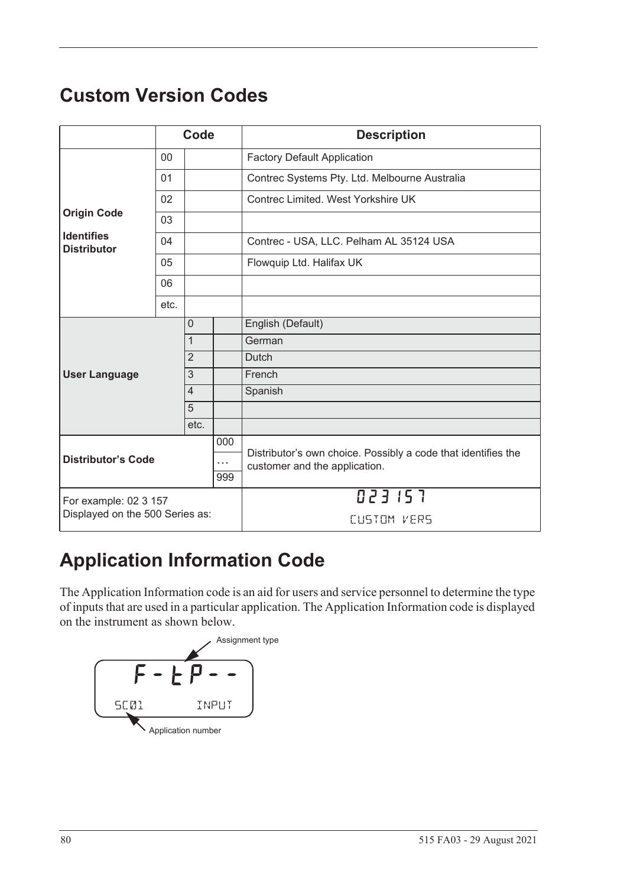# Custom Version Codes

| | Code | | | Description |
|---|---|---|---|---|
| **Origin Code**<br>**Identifies Distributor** | 00 | | | Factory Default Application |
| | 01 | | | Contrec Systems Pty. Ltd. Melbourne Australia |
| | 02 | | | Contrec Limited. West Yorkshire UK |
| | 03 | | | |
| | 04 | | | Contrec - USA, LLC. Pelham AL 35124 USA |
| | 05 | | | Flowquip Ltd. Halifax UK |
| | 06 | | | |
| | etc. | | | |
| **User Language** | | 0 | | English (Default) |
| | | 1 | | German |
| | | 2 | | Dutch |
| | | 3 | | French |
| | | 4 | | Spanish |
| | | 5 | | |
| | | etc. | | |
| **Distributor's Code** | | | 000 | Distributor's own choice. Possibly a code that identifies the customer and the application. |
| | | | … | |
| | | | 999 | |
| For example: 02 3 157<br>Displayed on the 500 Series as: | | | | 023 157<br>CUSTOM VERS |

# Application Information Code

The Application Information code is an aid for users and service personnel to determine the type of inputs that are used in a particular application. The Application Information code is displayed on the instrument as shown below.

```
        Assignment type
   F - t P - -
 SC01        INPUT
 Application number
```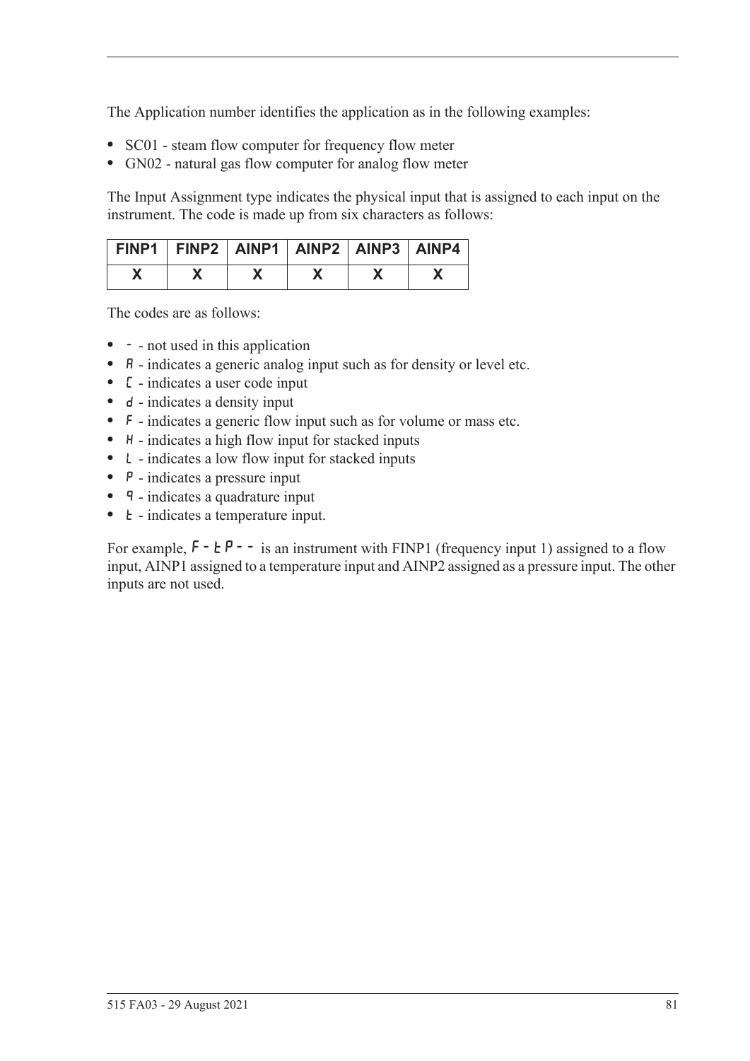The Application number identifies the application as in the following examples:

- SC01 - steam flow computer for frequency flow meter
- GN02 - natural gas flow computer for analog flow meter

The Input Assignment type indicates the physical input that is assigned to each input on the instrument. The code is made up from six characters as follows:

| FINP1 | FINP2 | AINP1 | AINP2 | AINP3 | AINP4 |
|---|---|---|---|---|---|
| X | X | X | X | X | X |

The codes are as follows:

- - - not used in this application
- A - indicates a generic analog input such as for density or level etc.
- C - indicates a user code input
- d - indicates a density input
- F - indicates a generic flow input such as for volume or mass etc.
- H - indicates a high flow input for stacked inputs
- L - indicates a low flow input for stacked inputs
- P - indicates a pressure input
- q - indicates a quadrature input
- t - indicates a temperature input.

For example, F-tP-- is an instrument with FINP1 (frequency input 1) assigned to a flow input, AINP1 assigned to a temperature input and AINP2 assigned as a pressure input. The other inputs are not used.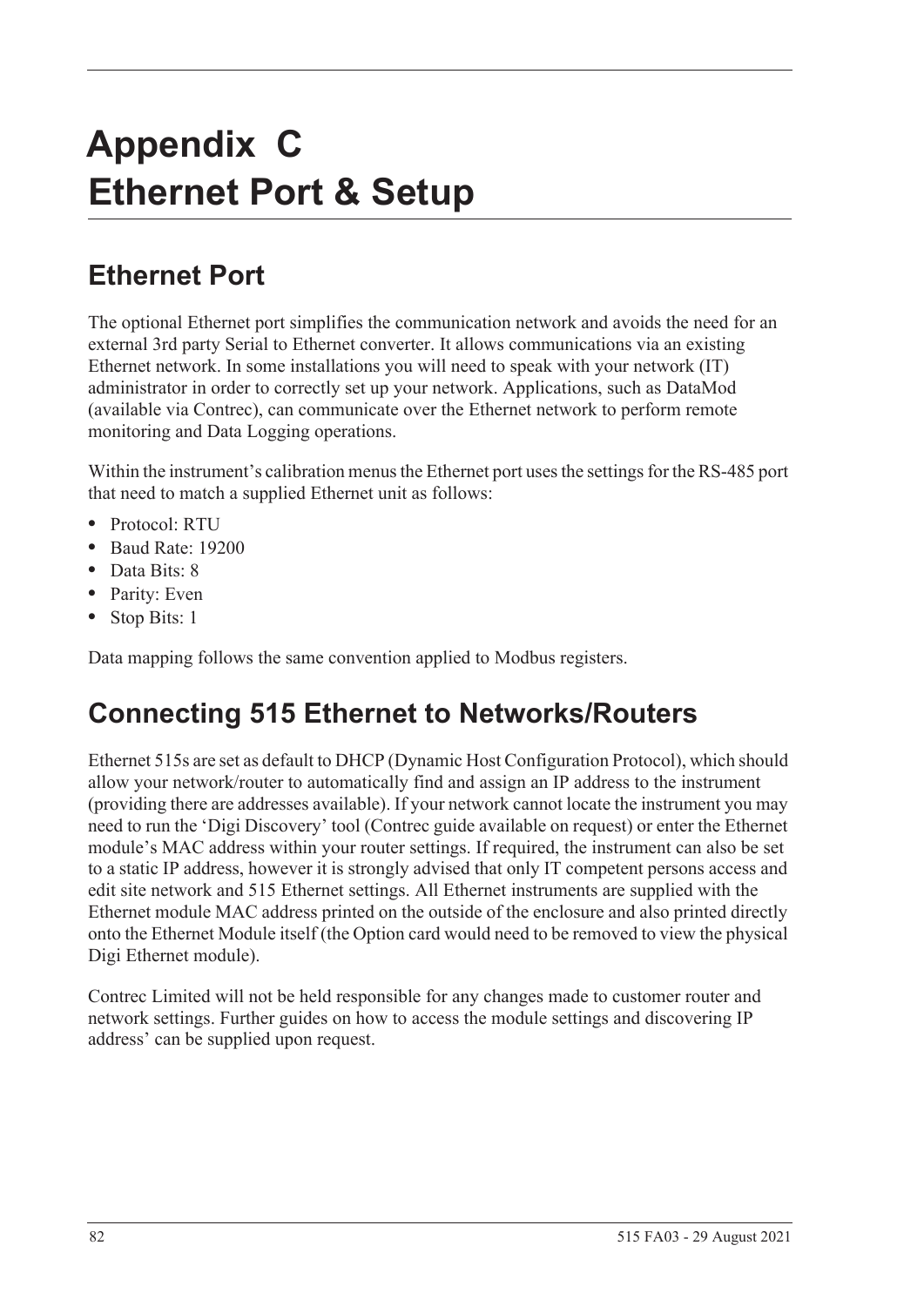# Appendix C
# Ethernet Port & Setup

## Ethernet Port

The optional Ethernet port simplifies the communication network and avoids the need for an external 3rd party Serial to Ethernet converter. It allows communications via an existing Ethernet network. In some installations you will need to speak with your network (IT) administrator in order to correctly set up your network. Applications, such as DataMod (available via Contrec), can communicate over the Ethernet network to perform remote monitoring and Data Logging operations.

Within the instrument's calibration menus the Ethernet port uses the settings for the RS-485 port that need to match a supplied Ethernet unit as follows:

- Protocol: RTU
- Baud Rate: 19200
- Data Bits: 8
- Parity: Even
- Stop Bits: 1

Data mapping follows the same convention applied to Modbus registers.

## Connecting 515 Ethernet to Networks/Routers

Ethernet 515s are set as default to DHCP (Dynamic Host Configuration Protocol), which should allow your network/router to automatically find and assign an IP address to the instrument (providing there are addresses available). If your network cannot locate the instrument you may need to run the 'Digi Discovery' tool (Contrec guide available on request) or enter the Ethernet module's MAC address within your router settings. If required, the instrument can also be set to a static IP address, however it is strongly advised that only IT competent persons access and edit site network and 515 Ethernet settings. All Ethernet instruments are supplied with the Ethernet module MAC address printed on the outside of the enclosure and also printed directly onto the Ethernet Module itself (the Option card would need to be removed to view the physical Digi Ethernet module).

Contrec Limited will not be held responsible for any changes made to customer router and network settings. Further guides on how to access the module settings and discovering IP address' can be supplied upon request.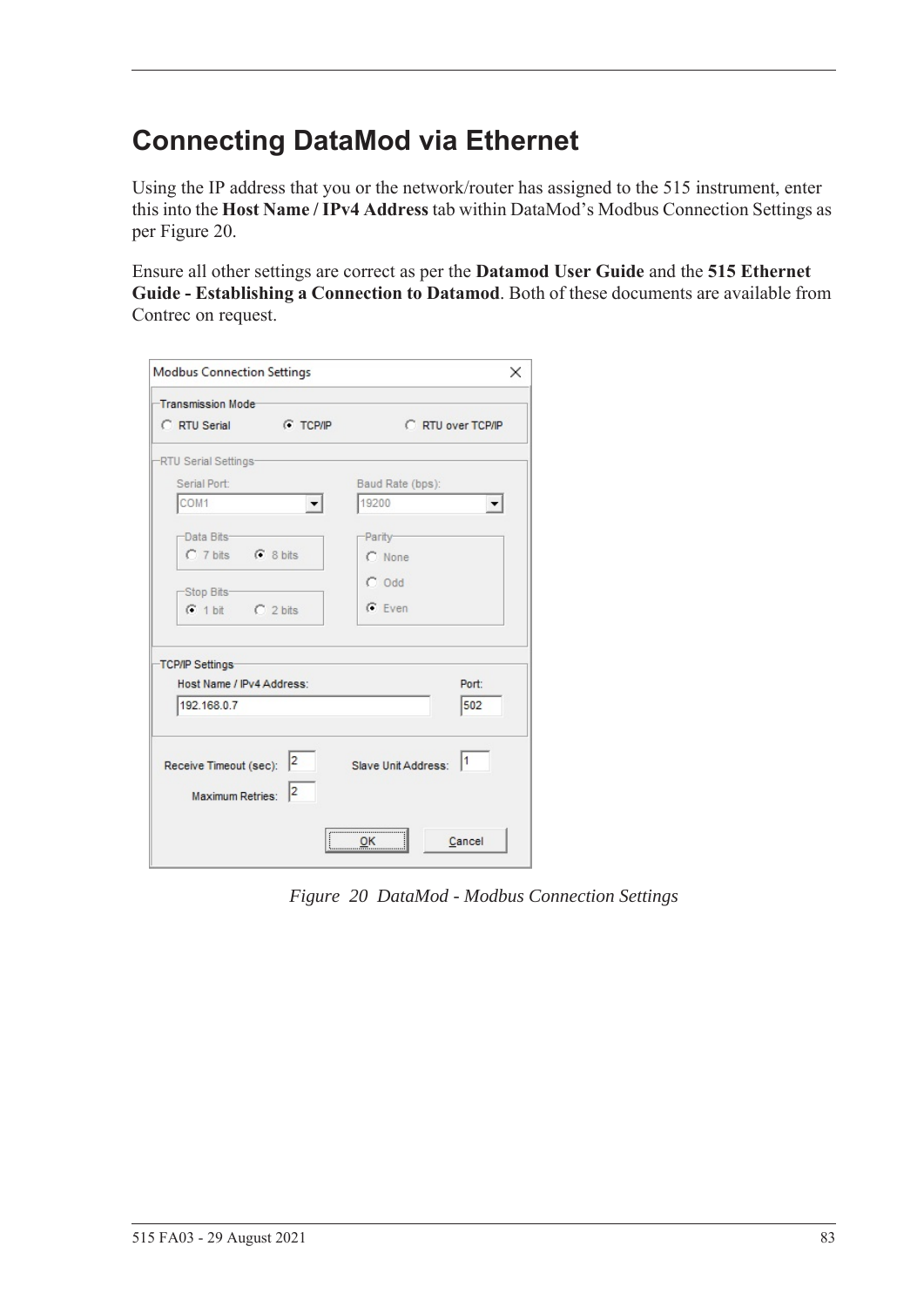# Connecting DataMod via Ethernet

Using the IP address that you or the network/router has assigned to the 515 instrument, enter this into the **Host Name / IPv4 Address** tab within DataMod's Modbus Connection Settings as per Figure 20.

Ensure all other settings are correct as per the **Datamod User Guide** and the **515 Ethernet Guide - Establishing a Connection to Datamod**. Both of these documents are available from Contrec on request.

*Figure 20 DataMod - Modbus Connection Settings*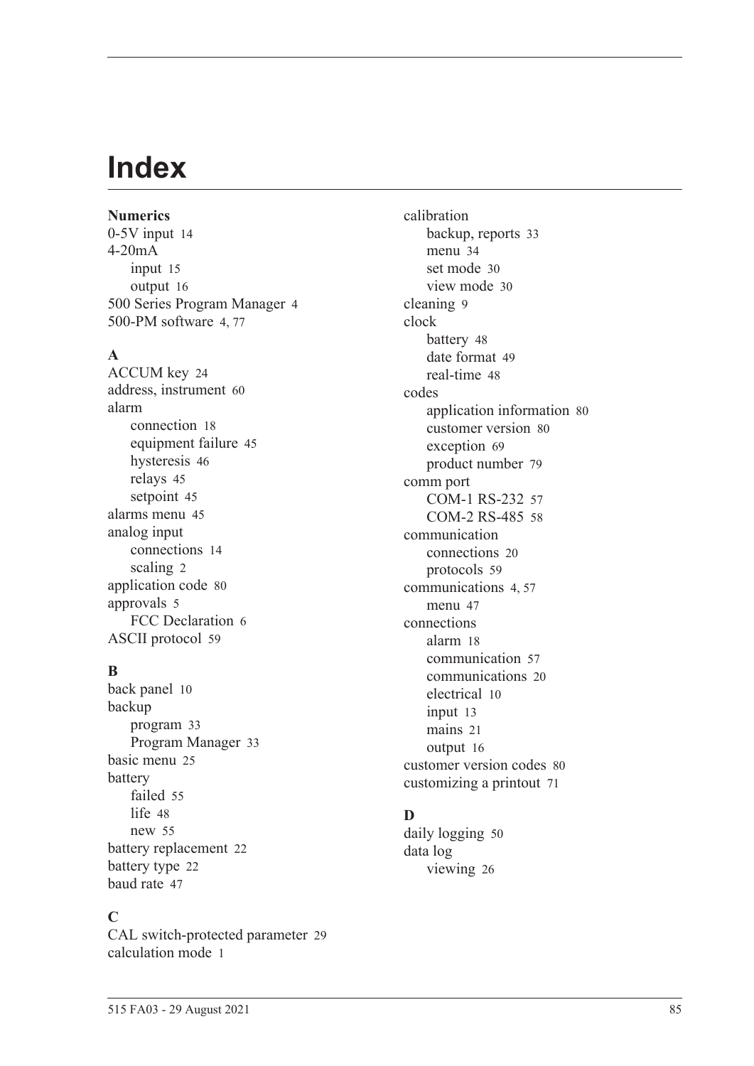# Index

**Numerics**

0-5V input 14
4-20mA
- input 15
- output 16

500 Series Program Manager 4
500-PM software 4, 77

**A**

ACCUM key 24
address, instrument 60
alarm
- connection 18
- equipment failure 45
- hysteresis 46
- relays 45
- setpoint 45

alarms menu 45
analog input
- connections 14
- scaling 2

application code 80
approvals 5
- FCC Declaration 6

ASCII protocol 59

**B**

back panel 10
backup
- program 33
- Program Manager 33

basic menu 25
battery
- failed 55
- life 48
- new 55

battery replacement 22
battery type 22
baud rate 47

**C**

CAL switch-protected parameter 29
calculation mode 1
calibration
- backup, reports 33
- menu 34
- set mode 30
- view mode 30

cleaning 9
clock
- battery 48
- date format 49
- real-time 48

codes
- application information 80
- customer version 80
- exception 69
- product number 79

comm port
- COM-1 RS-232 57
- COM-2 RS-485 58

communication
- connections 20
- protocols 59

communications 4, 57
- menu 47

connections
- alarm 18
- communication 57
- communications 20
- electrical 10
- input 13
- mains 21
- output 16

customer version codes 80
customizing a printout 71

**D**

daily logging 50
data log
- viewing 26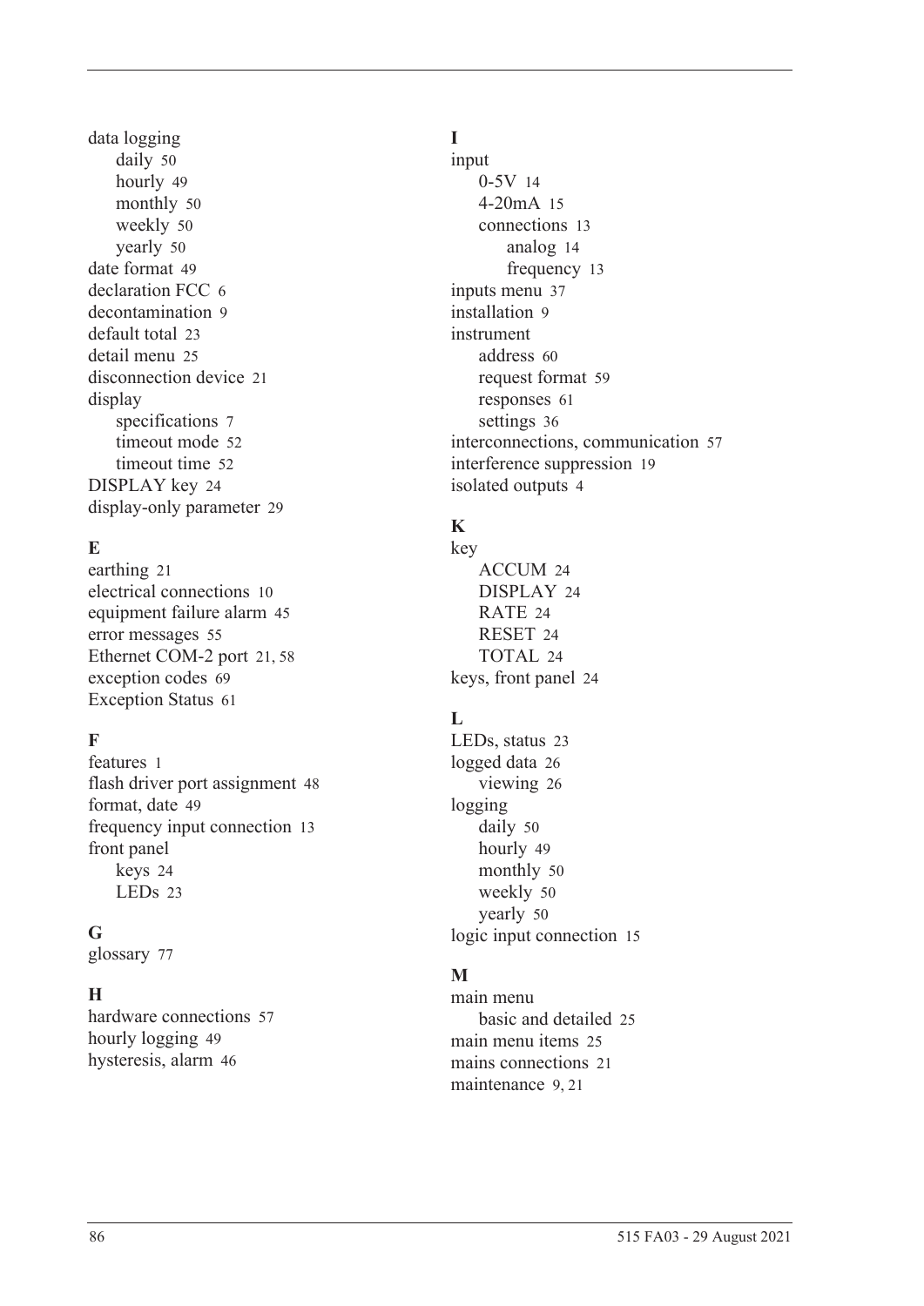data logging
- daily 50
- hourly 49
- monthly 50
- weekly 50
- yearly 50

date format 49
declaration FCC 6
decontamination 9
default total 23
detail menu 25
disconnection device 21
display
- specifications 7
- timeout mode 52
- timeout time 52

DISPLAY key 24
display-only parameter 29

**E**

earthing 21
electrical connections 10
equipment failure alarm 45
error messages 55
Ethernet COM-2 port 21, 58
exception codes 69
Exception Status 61

**F**

features 1
flash driver port assignment 48
format, date 49
frequency input connection 13
front panel
- keys 24
- LEDs 23

**G**

glossary 77

**H**

hardware connections 57
hourly logging 49
hysteresis, alarm 46

**I**

input
- 0-5V 14
- 4-20mA 15
- connections 13
  - analog 14
  - frequency 13

inputs menu 37
installation 9
instrument
- address 60
- request format 59
- responses 61
- settings 36

interconnections, communication 57
interference suppression 19
isolated outputs 4

**K**

key
- ACCUM 24
- DISPLAY 24
- RATE 24
- RESET 24
- TOTAL 24

keys, front panel 24

**L**

LEDs, status 23
logged data 26
- viewing 26

logging
- daily 50
- hourly 49
- monthly 50
- weekly 50
- yearly 50

logic input connection 15

**M**

main menu
- basic and detailed 25

main menu items 25
mains connections 21
maintenance 9, 21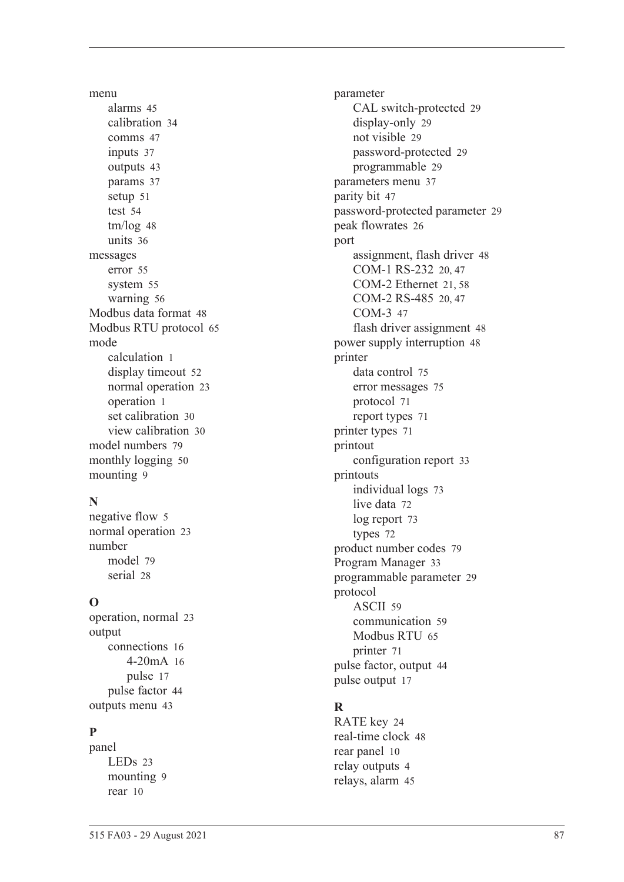menu
- alarms 45
- calibration 34
- comms 47
- inputs 37
- outputs 43
- params 37
- setup 51
- test 54
- tm/log 48
- units 36

messages
- error 55
- system 55
- warning 56

Modbus data format 48
Modbus RTU protocol 65
mode
- calculation 1
- display timeout 52
- normal operation 23
- operation 1
- set calibration 30
- view calibration 30

model numbers 79
monthly logging 50
mounting 9

**N**

negative flow 5
normal operation 23
number
- model 79
- serial 28

**O**

operation, normal 23
output
- connections 16
  - 4-20mA 16
  - pulse 17
- pulse factor 44

outputs menu 43

**P**

panel
- LEDs 23
- mounting 9
- rear 10

parameter
- CAL switch-protected 29
- display-only 29
- not visible 29
- password-protected 29
- programmable 29

parameters menu 37
parity bit 47
password-protected parameter 29
peak flowrates 26
port
- assignment, flash driver 48
- COM-1 RS-232 20, 47
- COM-2 Ethernet 21, 58
- COM-2 RS-485 20, 47
- COM-3 47
- flash driver assignment 48

power supply interruption 48
printer
- data control 75
- error messages 75
- protocol 71
- report types 71

printer types 71
printout
- configuration report 33

printouts
- individual logs 73
- live data 72
- log report 73
- types 72

product number codes 79
Program Manager 33
programmable parameter 29
protocol
- ASCII 59
- communication 59
- Modbus RTU 65
- printer 71

pulse factor, output 44
pulse output 17

**R**

RATE key 24
real-time clock 48
rear panel 10
relay outputs 4
relays, alarm 45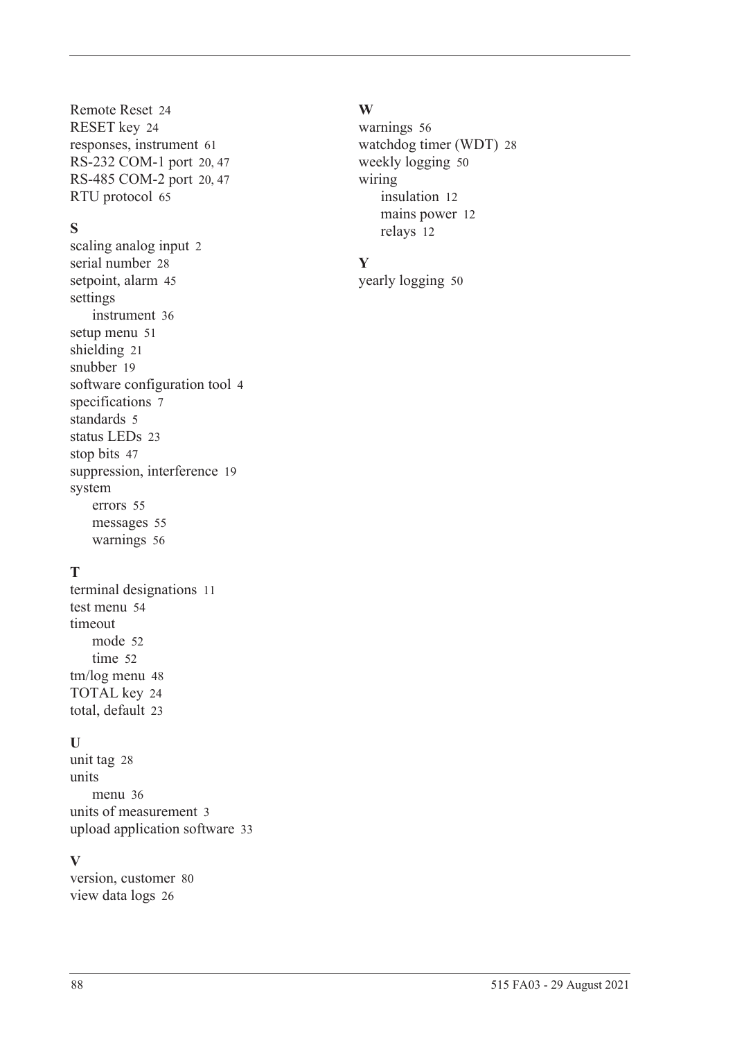Remote Reset 24
RESET key 24
responses, instrument 61
RS-232 COM-1 port 20, 47
RS-485 COM-2 port 20, 47
RTU protocol 65

**S**

scaling analog input 2
serial number 28
setpoint, alarm 45
settings
    instrument 36
setup menu 51
shielding 21
snubber 19
software configuration tool 4
specifications 7
standards 5
status LEDs 23
stop bits 47
suppression, interference 19
system
    errors 55
    messages 55
    warnings 56

**T**

terminal designations 11
test menu 54
timeout
    mode 52
    time 52
tm/log menu 48
TOTAL key 24
total, default 23

**U**

unit tag 28
units
    menu 36
units of measurement 3
upload application software 33

**V**

version, customer 80
view data logs 26

**W**

warnings 56
watchdog timer (WDT) 28
weekly logging 50
wiring
    insulation 12
    mains power 12
    relays 12

**Y**

yearly logging 50